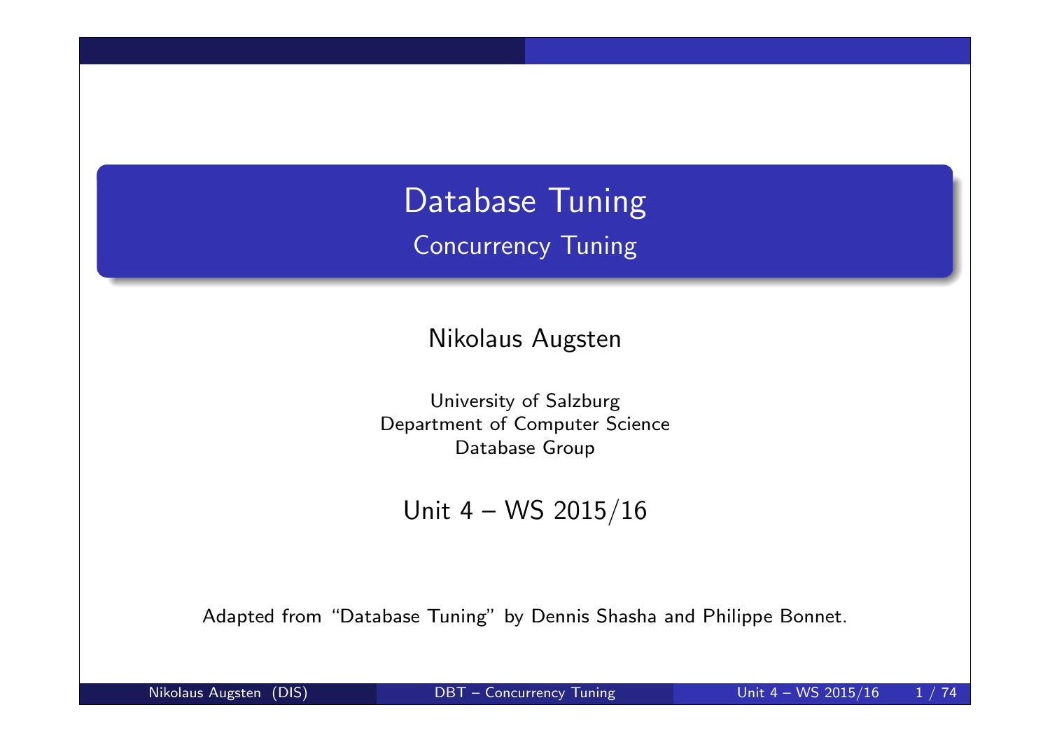# Database Tuning

## Concurrency Tuning

Nikolaus Augsten

University of Salzburg
Department of Computer Science
Database Group

Unit 4 – WS 2015/16

Adapted from "Database Tuning" by Dennis Shasha and Philippe Bonnet.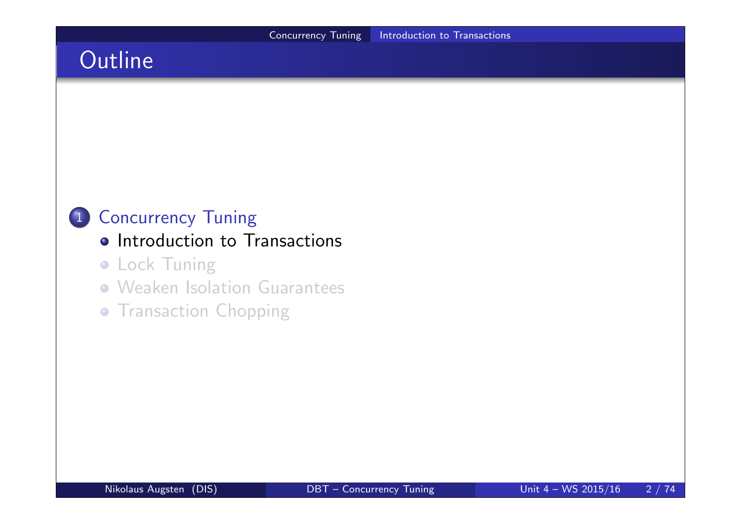# Outline

1. Concurrency Tuning
   - Introduction to Transactions
   - Lock Tuning
   - Weaken Isolation Guarantees
   - Transaction Chopping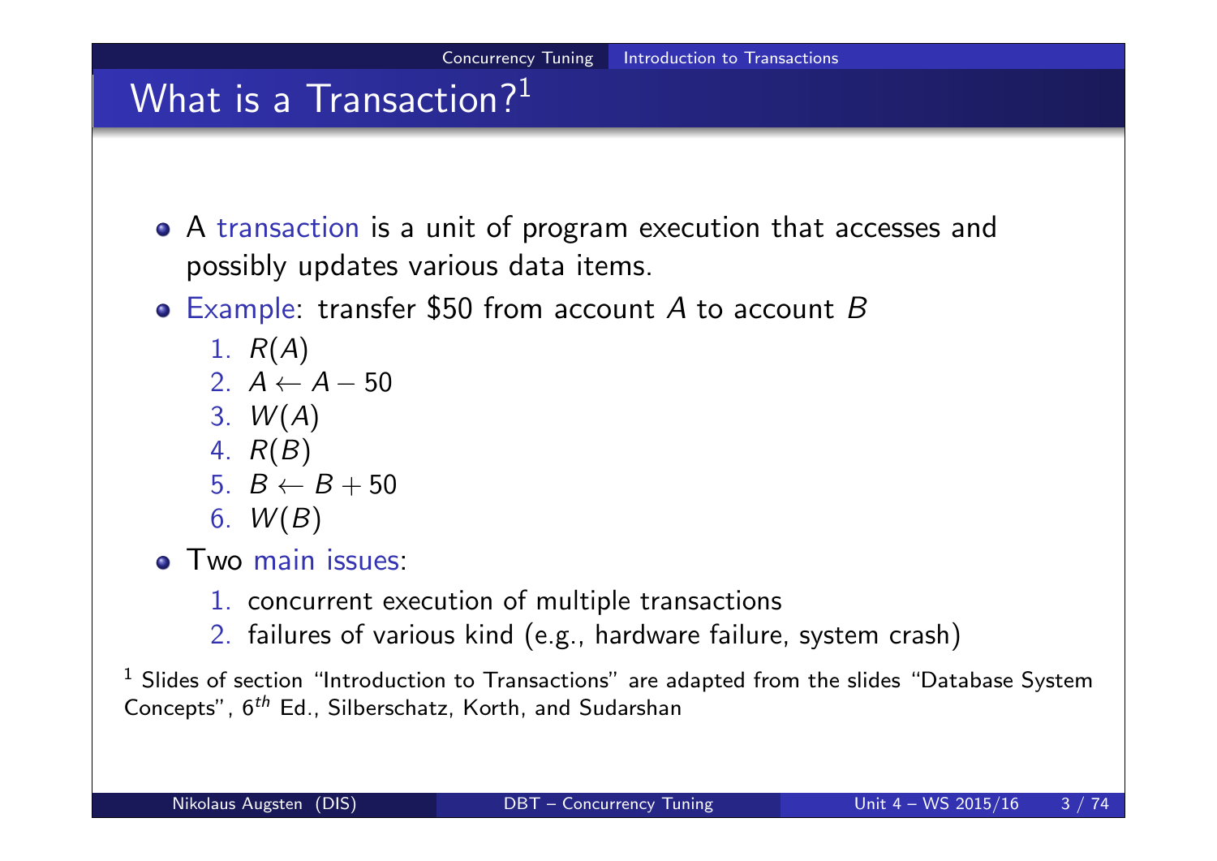# What is a Transaction?[1]

- A transaction is a unit of program execution that accesses and possibly updates various data items.
- Example: transfer \$50 from account $A$ to account $B$
  1. $R(A)$
  2. $A \leftarrow A - 50$
  3. $W(A)$
  4. $R(B)$
  5. $B \leftarrow B + 50$
  6. $W(B)$
- Two main issues:
  1. concurrent execution of multiple transactions
  2. failures of various kind (e.g., hardware failure, system crash)

[1] Slides of section "Introduction to Transactions" are adapted from the slides "Database System Concepts", $6^{th}$ Ed., Silberschatz, Korth, and Sudarshan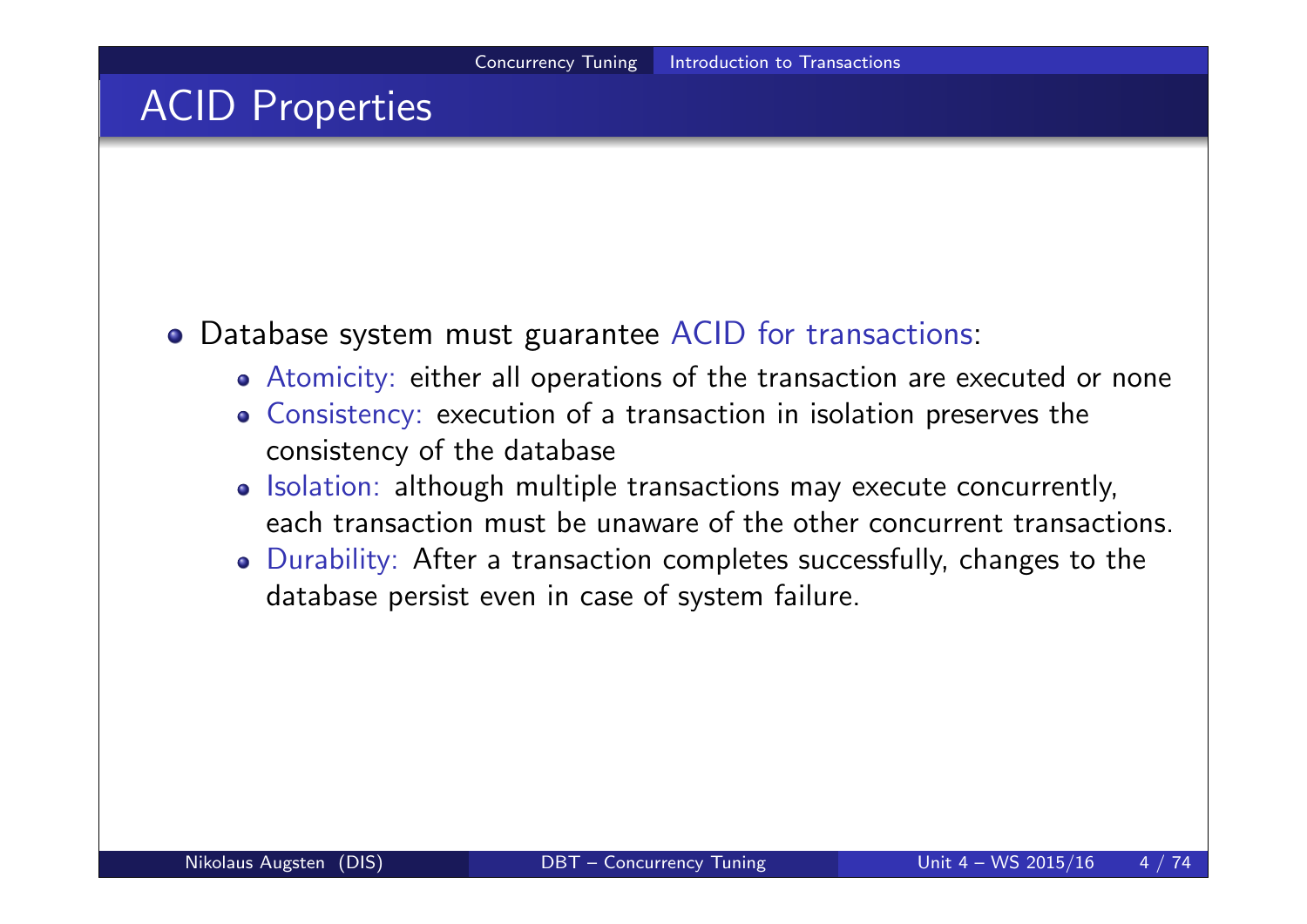# ACID Properties

- Database system must guarantee ACID for transactions:
  - Atomicity: either all operations of the transaction are executed or none
  - Consistency: execution of a transaction in isolation preserves the consistency of the database
  - Isolation: although multiple transactions may execute concurrently, each transaction must be unaware of the other concurrent transactions.
  - Durability: After a transaction completes successfully, changes to the database persist even in case of system failure.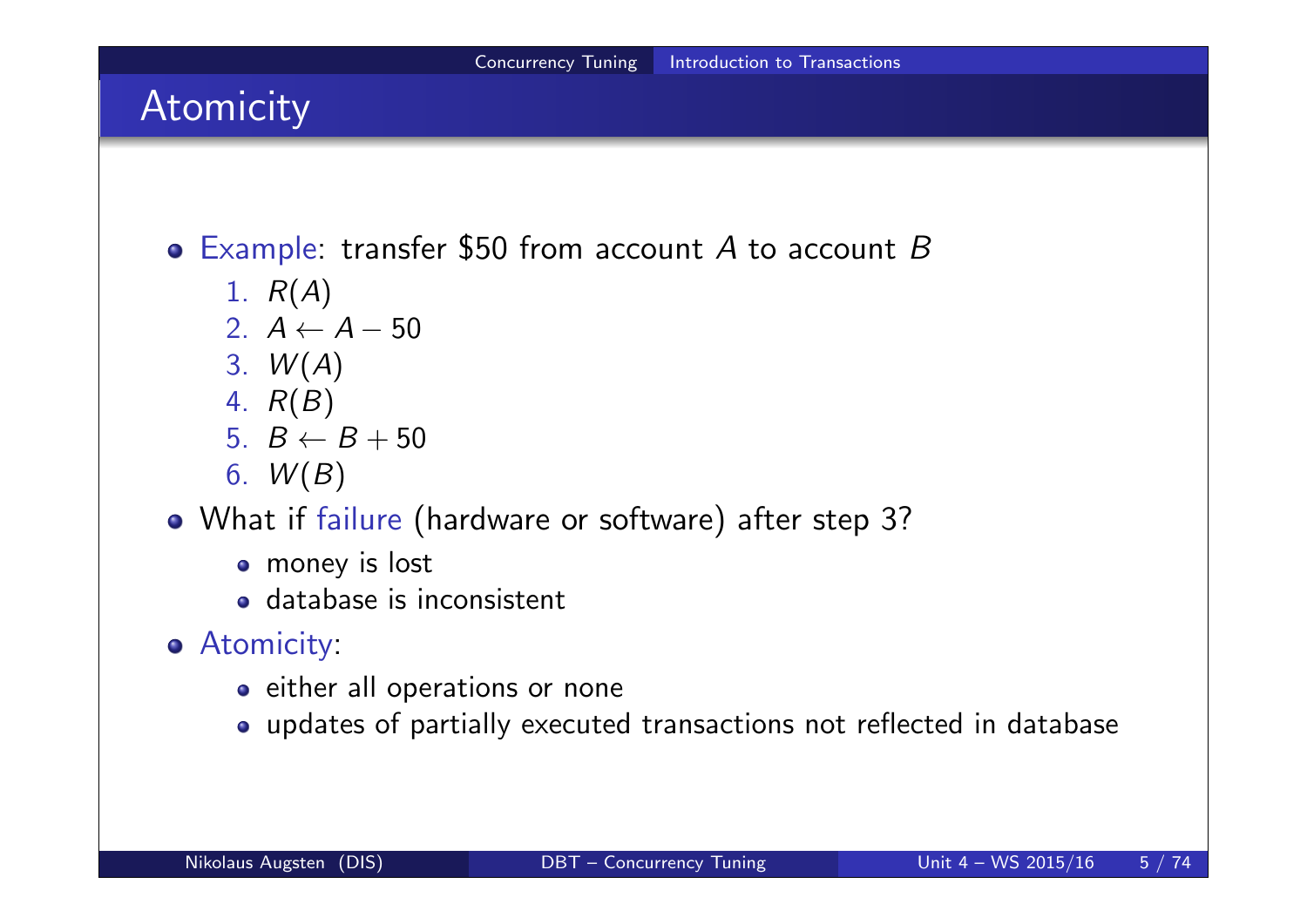# Atomicity

- Example: transfer \$50 from account $A$ to account $B$
  1. $R(A)$
  2. $A \leftarrow A - 50$
  3. $W(A)$
  4. $R(B)$
  5. $B \leftarrow B + 50$
  6. $W(B)$
- What if failure (hardware or software) after step 3?
  - money is lost
  - database is inconsistent
- Atomicity:
  - either all operations or none
  - updates of partially executed transactions not reflected in database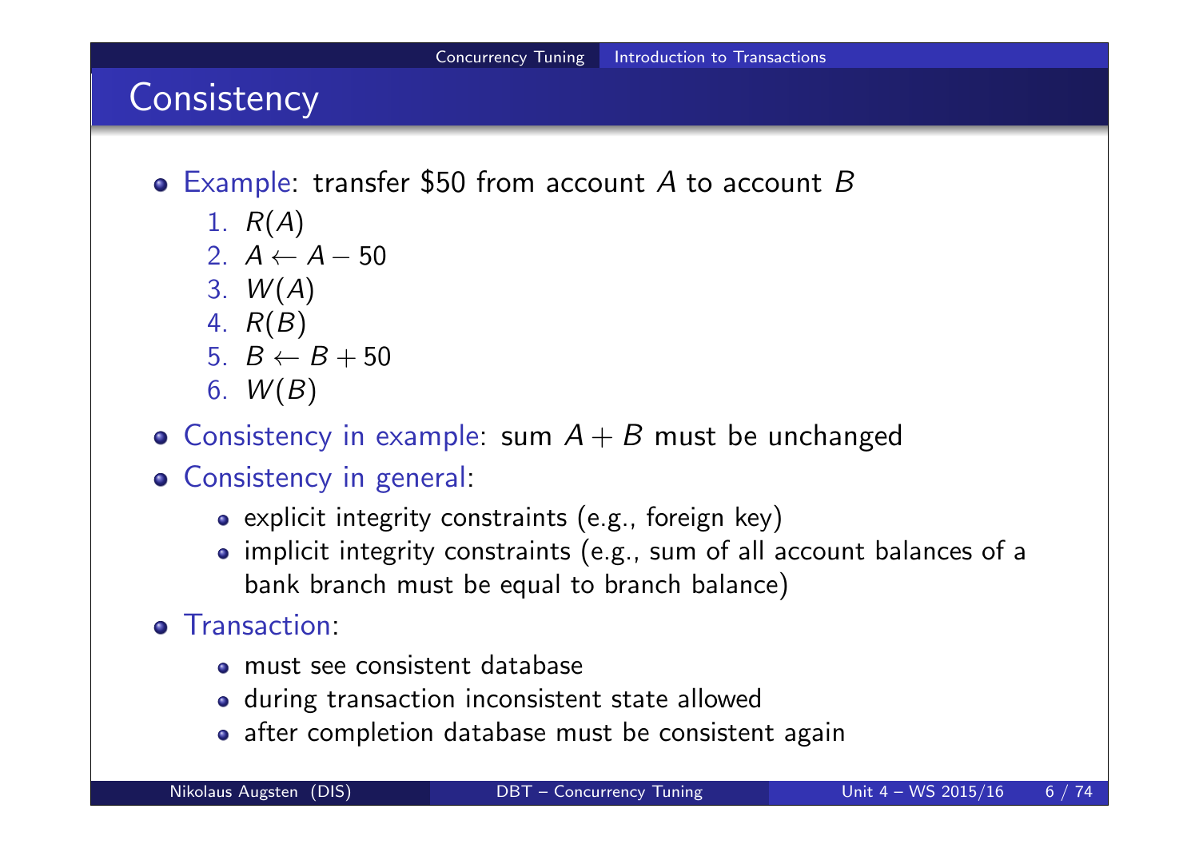## Consistency

- Example: transfer \$50 from account $A$ to account $B$
  1. $R(A)$
  2. $A \leftarrow A - 50$
  3. $W(A)$
  4. $R(B)$
  5. $B \leftarrow B + 50$
  6. $W(B)$
- Consistency in example: sum $A + B$ must be unchanged
- Consistency in general:
  - explicit integrity constraints (e.g., foreign key)
  - implicit integrity constraints (e.g., sum of all account balances of a bank branch must be equal to branch balance)
- Transaction:
  - must see consistent database
  - during transaction inconsistent state allowed
  - after completion database must be consistent again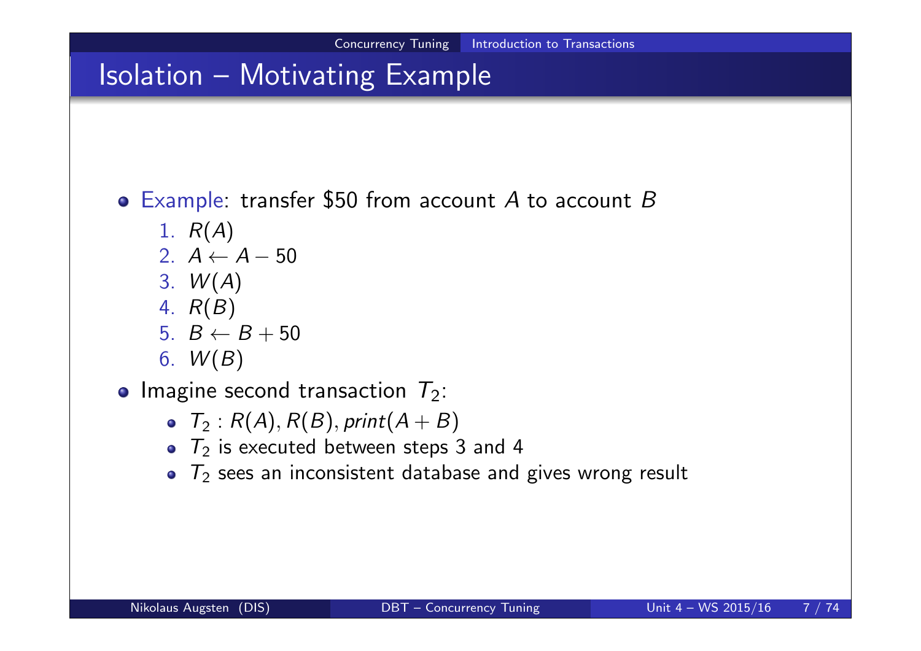# Isolation – Motivating Example

- Example: transfer \$50 from account $A$ to account $B$
  1. $R(A)$
  2. $A \leftarrow A - 50$
  3. $W(A)$
  4. $R(B)$
  5. $B \leftarrow B + 50$
  6. $W(B)$
- Imagine second transaction $T_2$:
  - $T_2 : R(A), R(B), print(A + B)$
  - $T_2$ is executed between steps 3 and 4
  - $T_2$ sees an inconsistent database and gives wrong result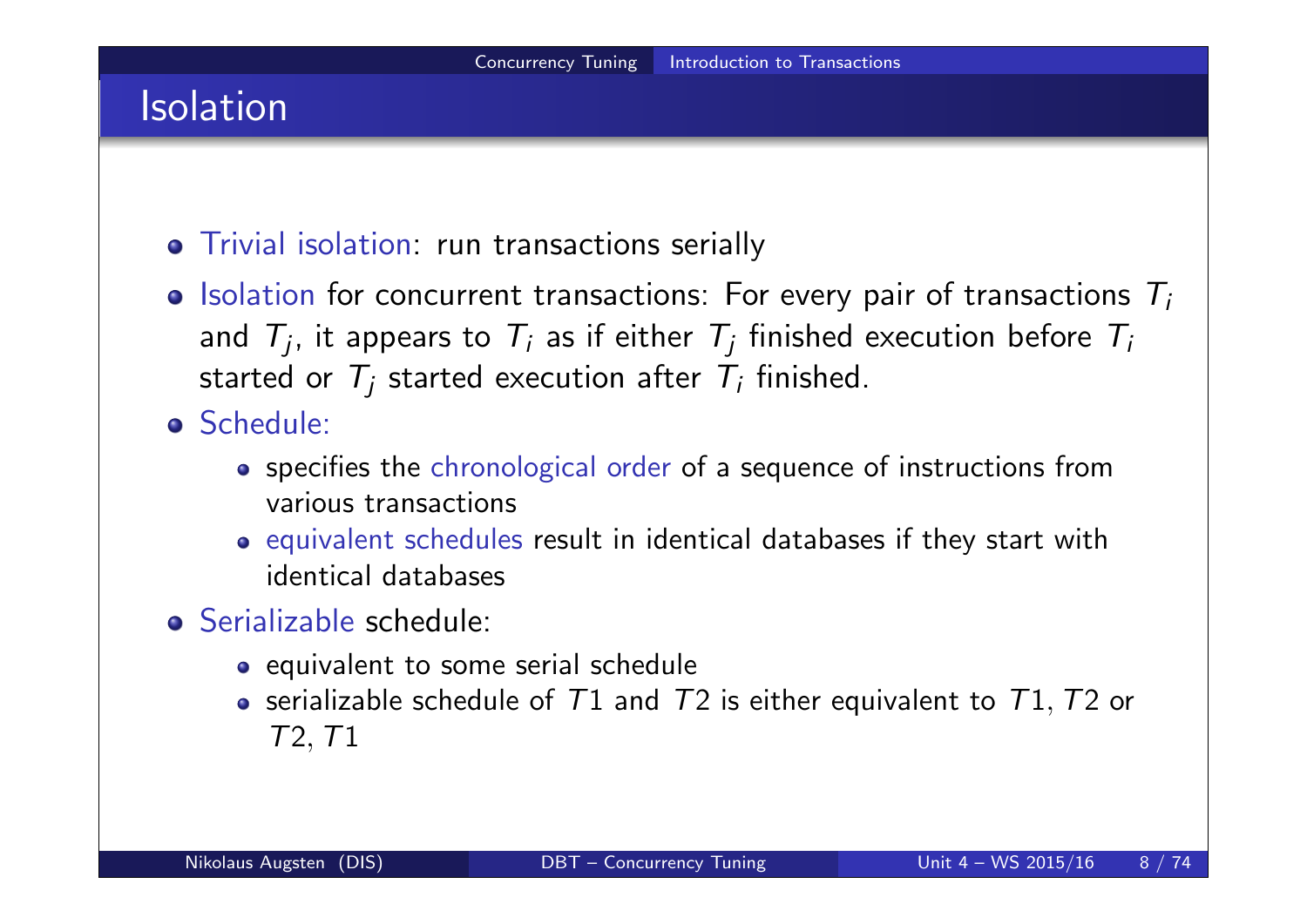# Isolation

- Trivial isolation: run transactions serially
- Isolation for concurrent transactions: For every pair of transactions $T_i$ and $T_j$, it appears to $T_i$ as if either $T_j$ finished execution before $T_i$ started or $T_j$ started execution after $T_i$ finished.
- Schedule:
  - specifies the chronological order of a sequence of instructions from various transactions
  - equivalent schedules result in identical databases if they start with identical databases
- Serializable schedule:
  - equivalent to some serial schedule
  - serializable schedule of $T1$ and $T2$ is either equivalent to $T1, T2$ or $T2, T1$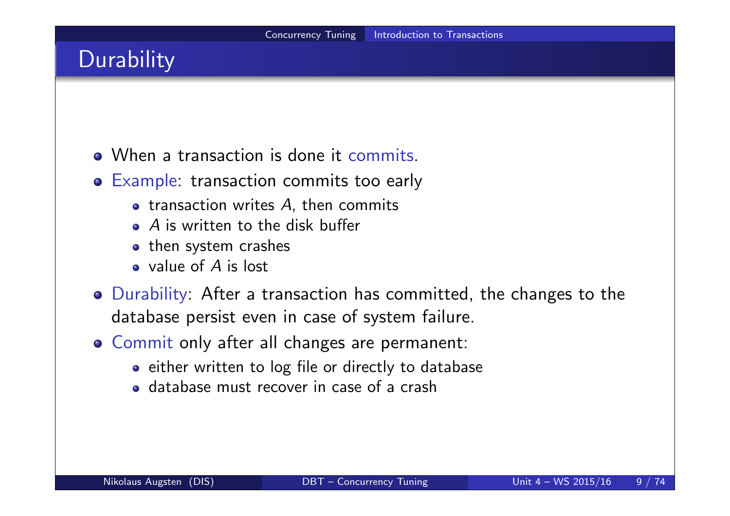# Durability

- When a transaction is done it commits.
- Example: transaction commits too early
  - transaction writes $A$, then commits
  - $A$ is written to the disk buffer
  - then system crashes
  - value of $A$ is lost
- Durability: After a transaction has committed, the changes to the database persist even in case of system failure.
- Commit only after all changes are permanent:
  - either written to log file or directly to database
  - database must recover in case of a crash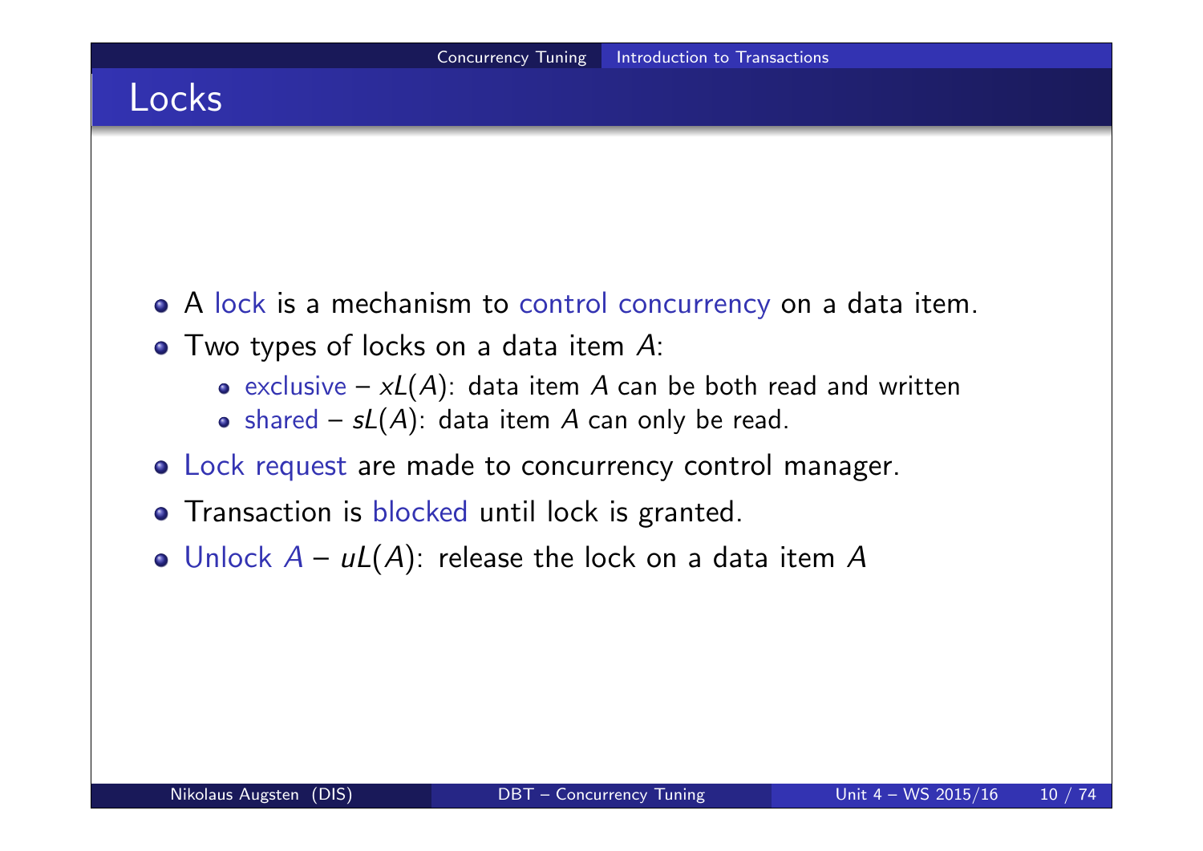# Locks

- A lock is a mechanism to control concurrency on a data item.
- Two types of locks on a data item $A$:
  - exclusive – $xL(A)$: data item $A$ can be both read and written
  - shared – $sL(A)$: data item $A$ can only be read.
- Lock request are made to concurrency control manager.
- Transaction is blocked until lock is granted.
- Unlock $A$ – $uL(A)$: release the lock on a data item $A$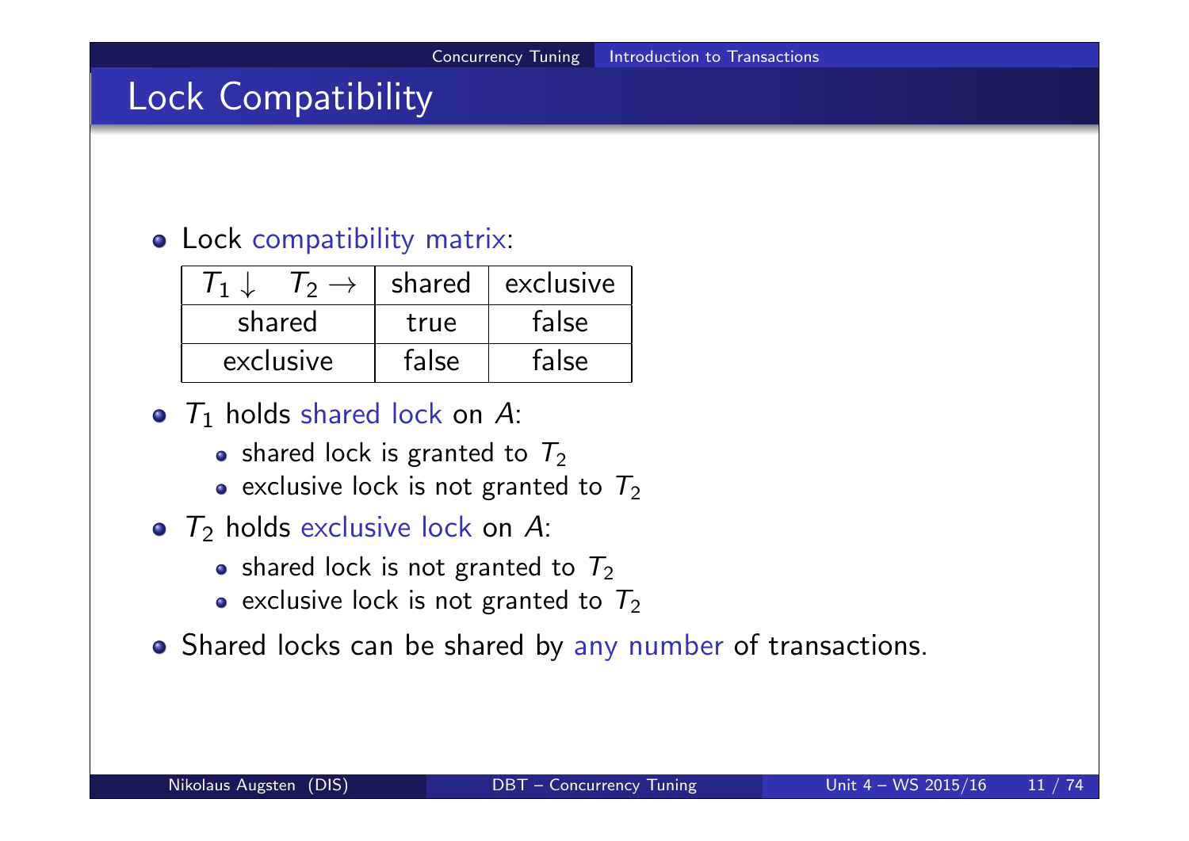# Lock Compatibility

- Lock compatibility matrix:

| $T_1 \downarrow \quad T_2 \rightarrow$ | shared | exclusive |
|---|---|---|
| shared | true | false |
| exclusive | false | false |

- $T_1$ holds shared lock on $A$:
  - shared lock is granted to $T_2$
  - exclusive lock is not granted to $T_2$
- $T_2$ holds exclusive lock on $A$:
  - shared lock is not granted to $T_2$
  - exclusive lock is not granted to $T_2$
- Shared locks can be shared by any number of transactions.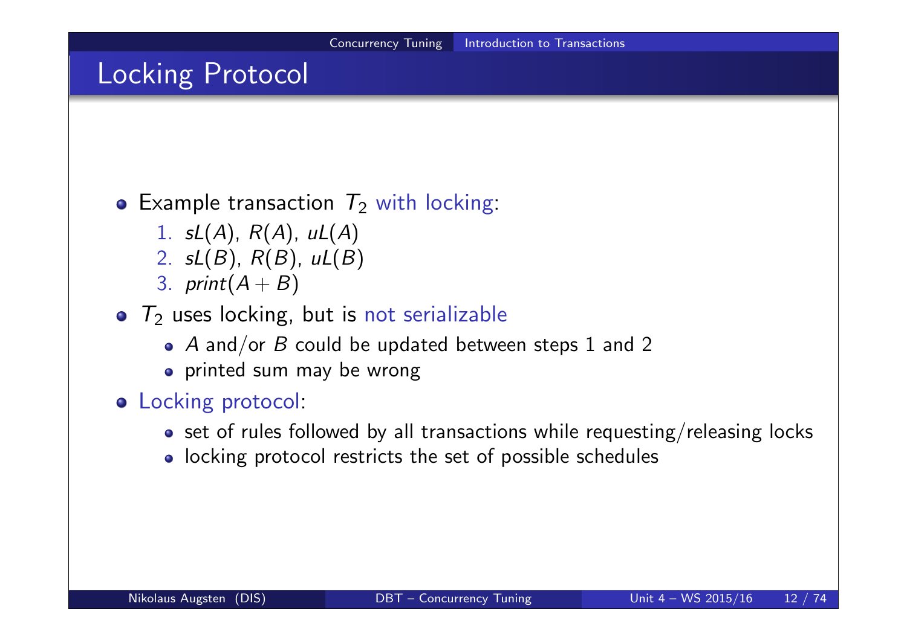## Locking Protocol

- Example transaction $T_2$ with locking:
  1. $sL(A)$, $R(A)$, $uL(A)$
  2. $sL(B)$, $R(B)$, $uL(B)$
  3. $print(A + B)$
- $T_2$ uses locking, but is not serializable
  - $A$ and/or $B$ could be updated between steps 1 and 2
  - printed sum may be wrong
- Locking protocol:
  - set of rules followed by all transactions while requesting/releasing locks
  - locking protocol restricts the set of possible schedules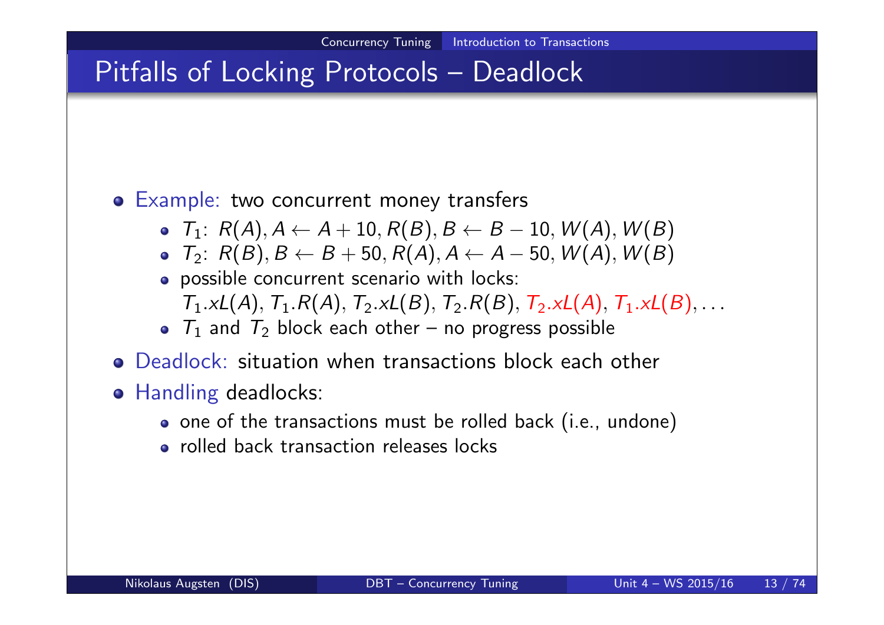# Pitfalls of Locking Protocols – Deadlock

- Example: two concurrent money transfers
  - $T_1$: $R(A), A \leftarrow A + 10, R(B), B \leftarrow B - 10, W(A), W(B)$
  - $T_2$: $R(B), B \leftarrow B + 50, R(A), A \leftarrow A - 50, W(A), W(B)$
  - possible concurrent scenario with locks:
    $T_1.xL(A)$, $T_1.R(A)$, $T_2.xL(B)$, $T_2.R(B)$, $T_2.xL(A)$, $T_1.xL(B)$, $\ldots$
  - $T_1$ and $T_2$ block each other – no progress possible
- Deadlock: situation when transactions block each other
- Handling deadlocks:
  - one of the transactions must be rolled back (i.e., undone)
  - rolled back transaction releases locks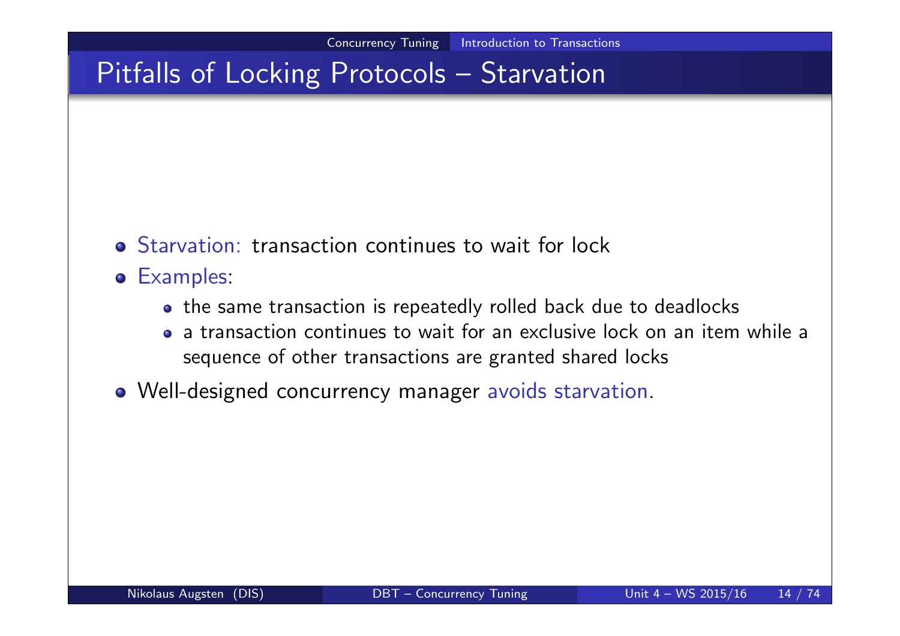# Pitfalls of Locking Protocols – Starvation

- Starvation: transaction continues to wait for lock
- Examples:
  - the same transaction is repeatedly rolled back due to deadlocks
  - a transaction continues to wait for an exclusive lock on an item while a sequence of other transactions are granted shared locks
- Well-designed concurrency manager avoids starvation.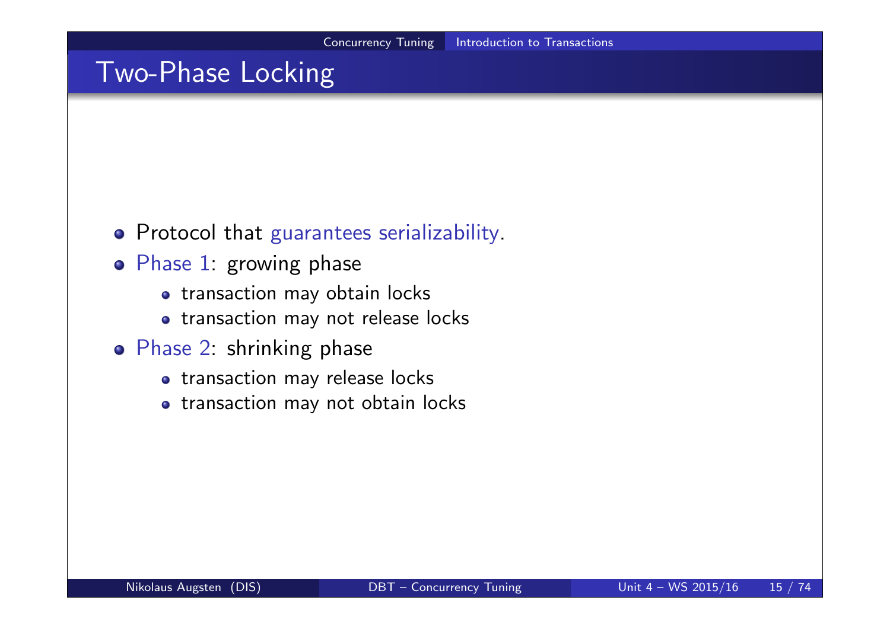# Two-Phase Locking

- Protocol that guarantees serializability.
- Phase 1: growing phase
  - transaction may obtain locks
  - transaction may not release locks
- Phase 2: shrinking phase
  - transaction may release locks
  - transaction may not obtain locks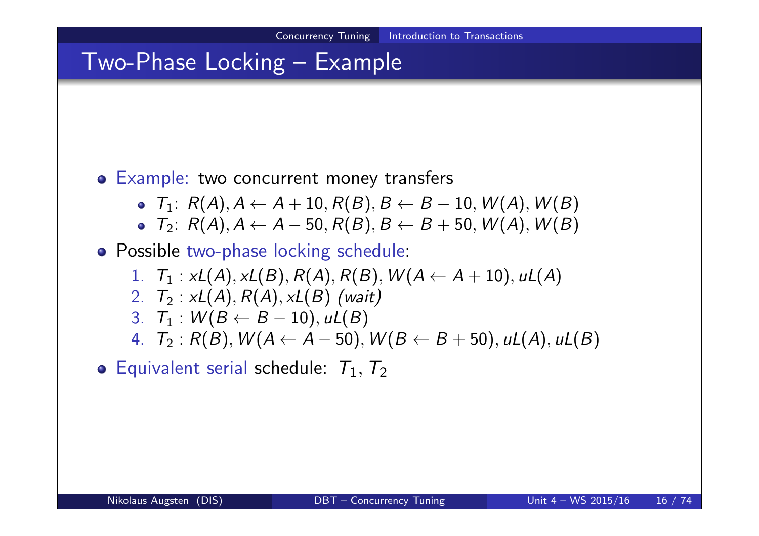# Two-Phase Locking – Example

- Example: two concurrent money transfers
  - $T_1$: $R(A), A \leftarrow A + 10, R(B), B \leftarrow B - 10, W(A), W(B)$
  - $T_2$: $R(A), A \leftarrow A - 50, R(B), B \leftarrow B + 50, W(A), W(B)$
- Possible two-phase locking schedule:
  1. $T_1 : xL(A), xL(B), R(A), R(B), W(A \leftarrow A + 10), uL(A)$
  2. $T_2 : xL(A), R(A), xL(B)$ *(wait)*
  3. $T_1 : W(B \leftarrow B - 10), uL(B)$
  4. $T_2 : R(B), W(A \leftarrow A - 50), W(B \leftarrow B + 50), uL(A), uL(B)$
- Equivalent serial schedule: $T_1$, $T_2$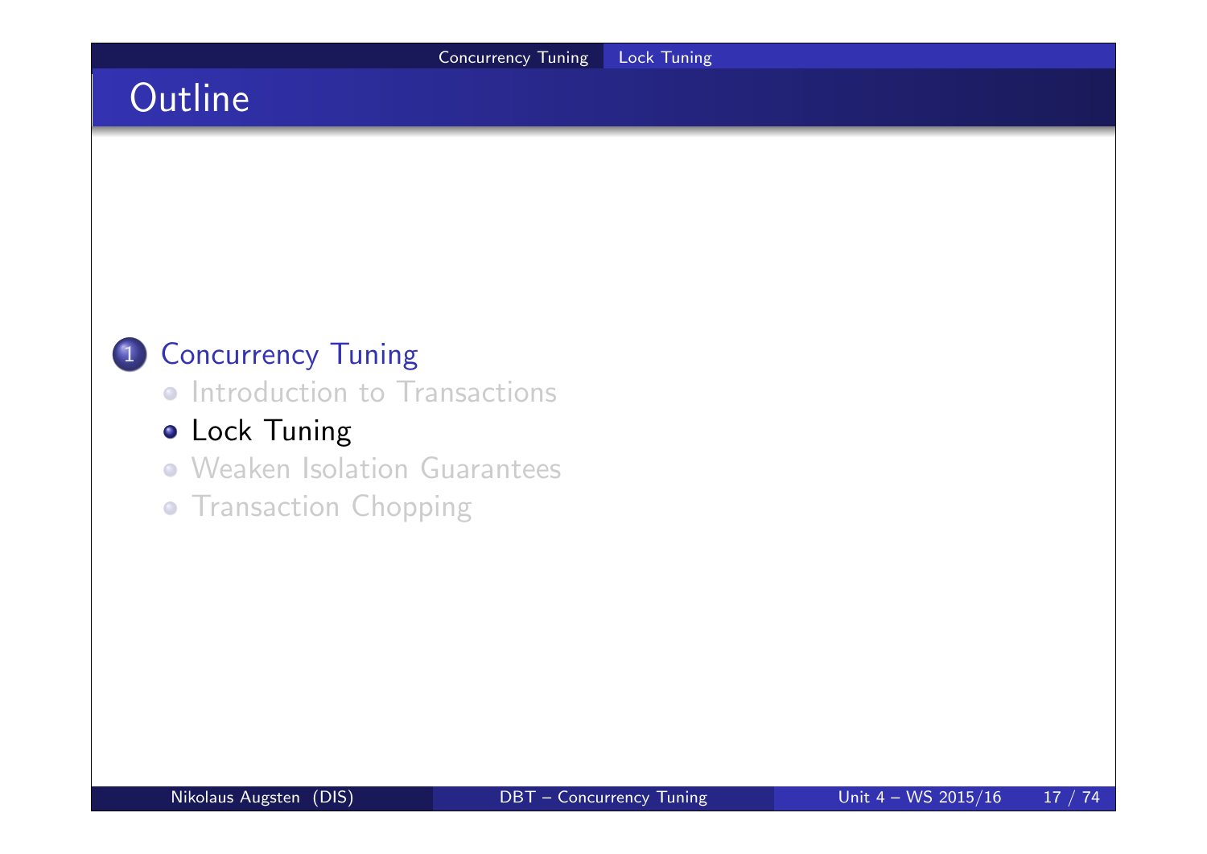# Outline

1. Concurrency Tuning
   - Introduction to Transactions
   - Lock Tuning
   - Weaken Isolation Guarantees
   - Transaction Chopping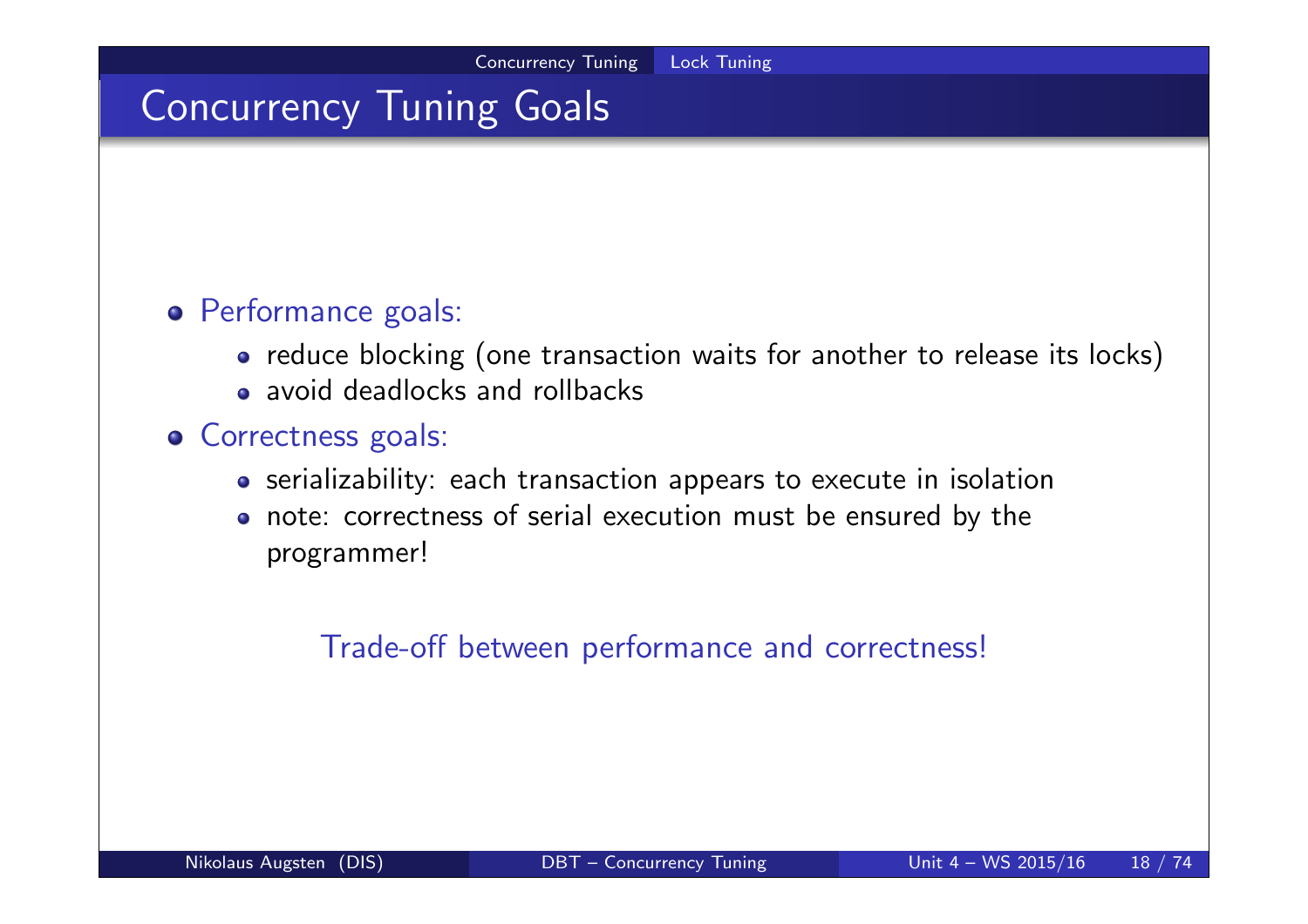# Concurrency Tuning Goals

- Performance goals:
  - reduce blocking (one transaction waits for another to release its locks)
  - avoid deadlocks and rollbacks
- Correctness goals:
  - serializability: each transaction appears to execute in isolation
  - note: correctness of serial execution must be ensured by the programmer!

Trade-off between performance and correctness!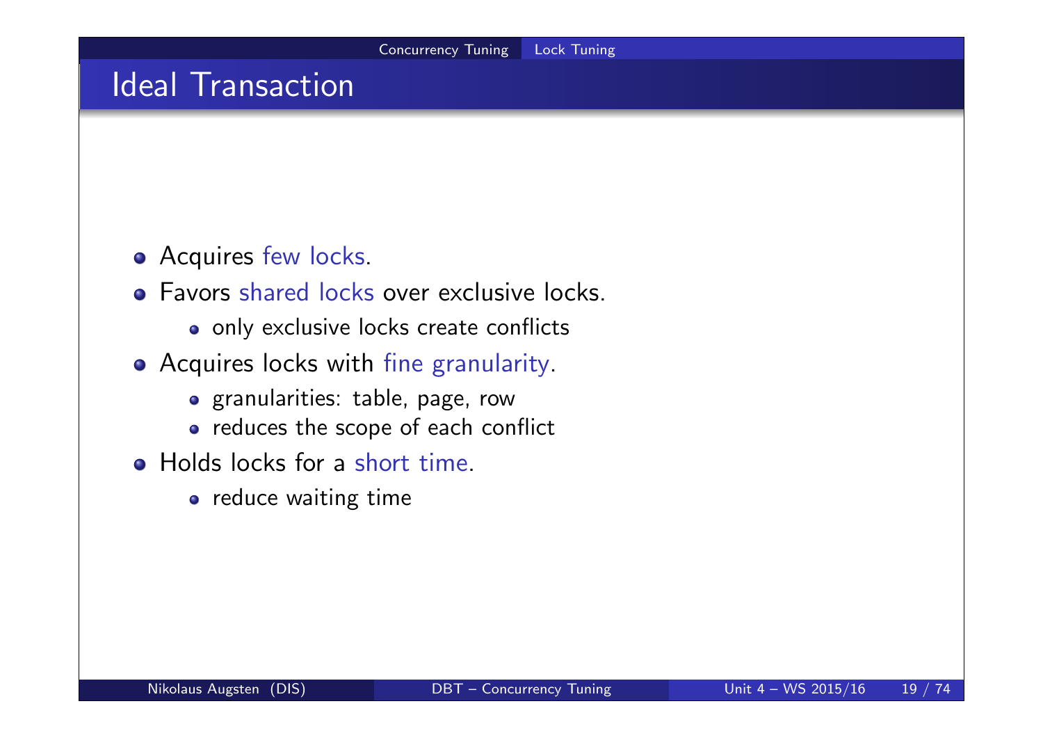# Ideal Transaction

- Acquires few locks.
- Favors shared locks over exclusive locks.
  - only exclusive locks create conflicts
- Acquires locks with fine granularity.
  - granularities: table, page, row
  - reduces the scope of each conflict
- Holds locks for a short time.
  - reduce waiting time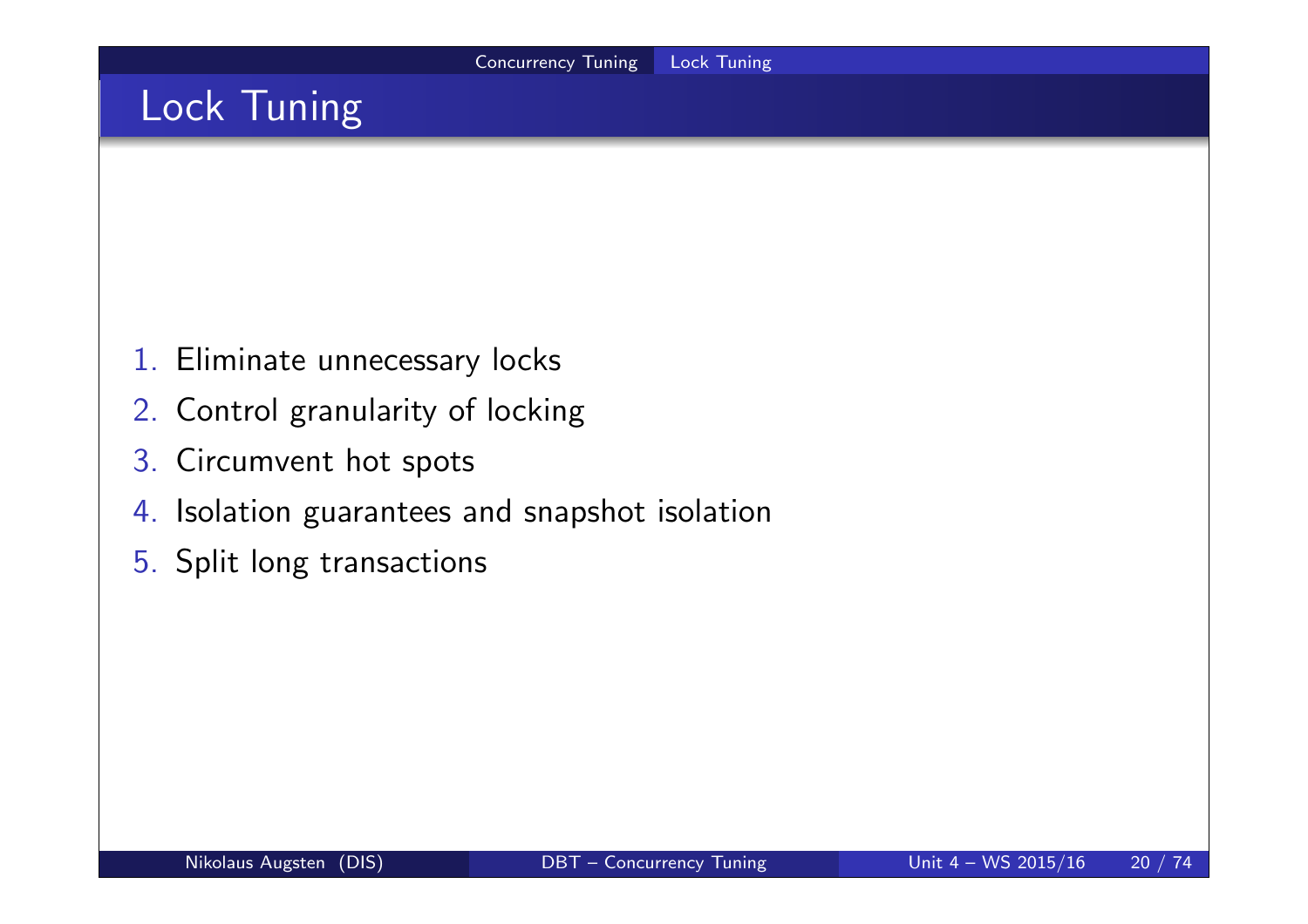# Lock Tuning

1. Eliminate unnecessary locks
2. Control granularity of locking
3. Circumvent hot spots
4. Isolation guarantees and snapshot isolation
5. Split long transactions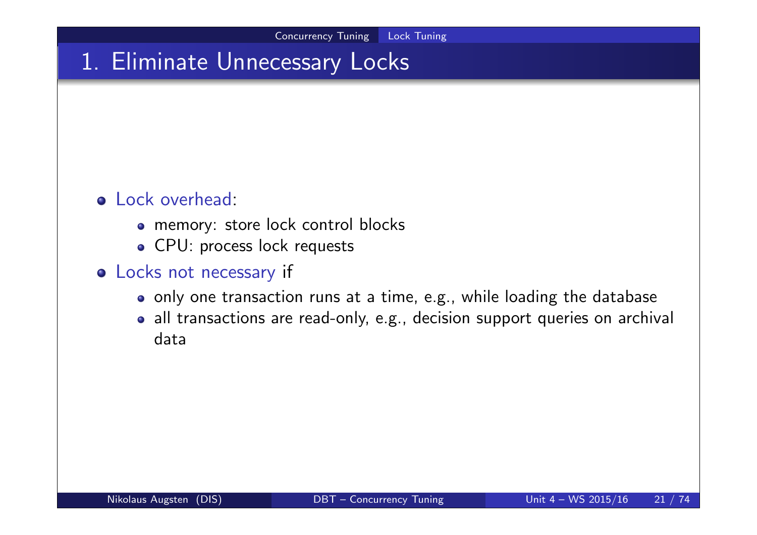# 1. Eliminate Unnecessary Locks

- Lock overhead:
  - memory: store lock control blocks
  - CPU: process lock requests
- Locks not necessary if
  - only one transaction runs at a time, e.g., while loading the database
  - all transactions are read-only, e.g., decision support queries on archival data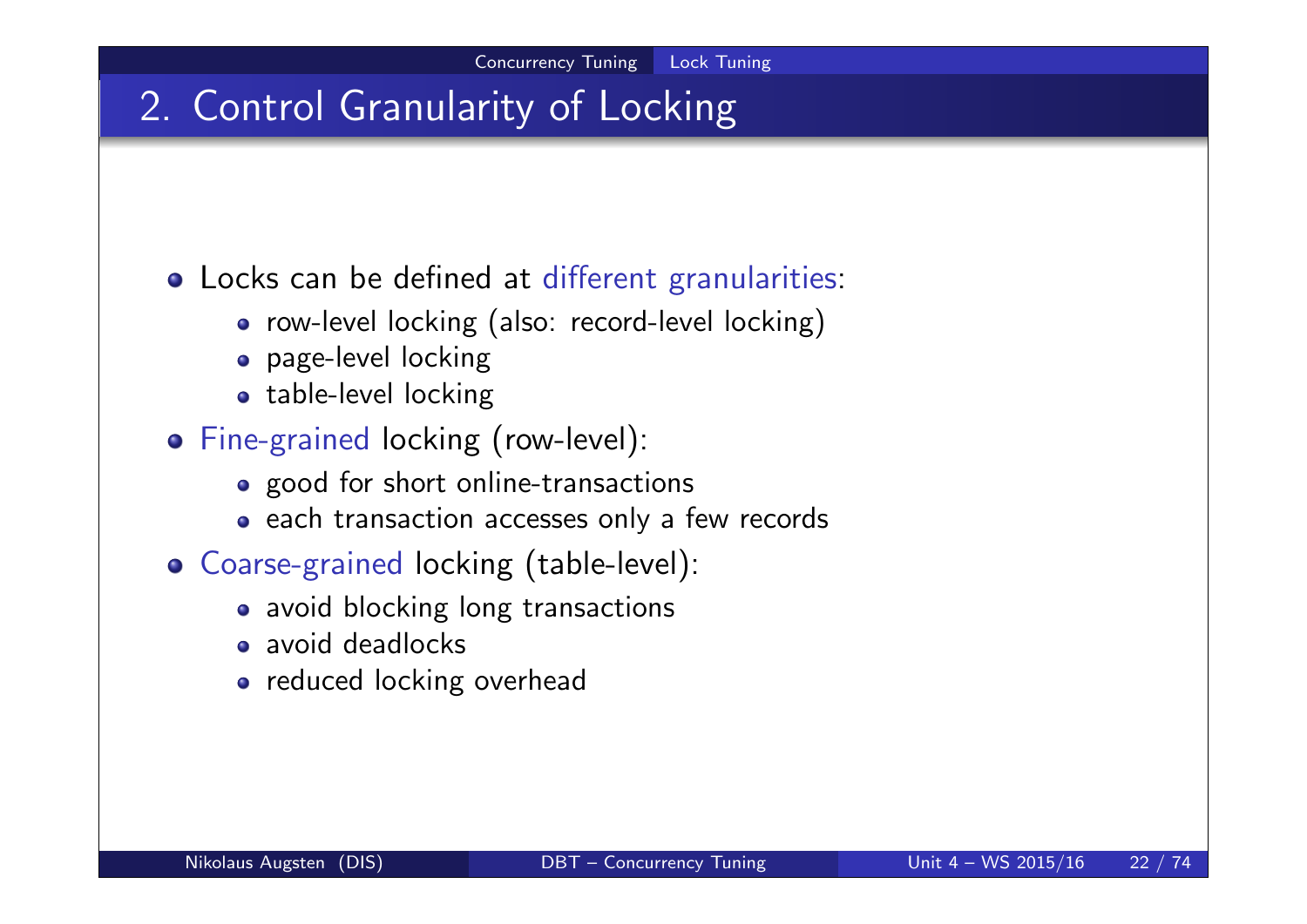# 2. Control Granularity of Locking

- Locks can be defined at different granularities:
  - row-level locking (also: record-level locking)
  - page-level locking
  - table-level locking
- Fine-grained locking (row-level):
  - good for short online-transactions
  - each transaction accesses only a few records
- Coarse-grained locking (table-level):
  - avoid blocking long transactions
  - avoid deadlocks
  - reduced locking overhead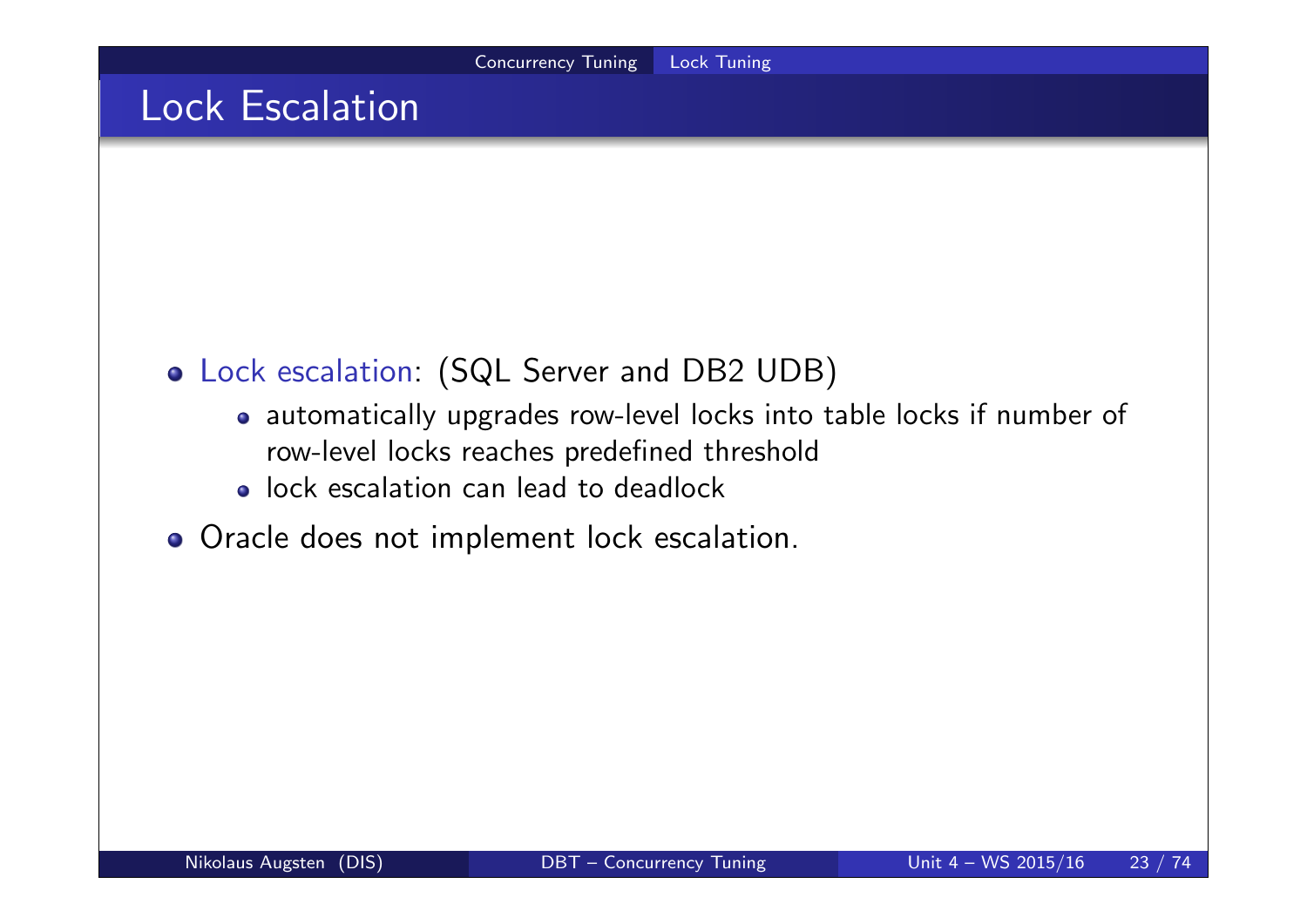# Lock Escalation

- Lock escalation: (SQL Server and DB2 UDB)
  - automatically upgrades row-level locks into table locks if number of row-level locks reaches predefined threshold
  - lock escalation can lead to deadlock
- Oracle does not implement lock escalation.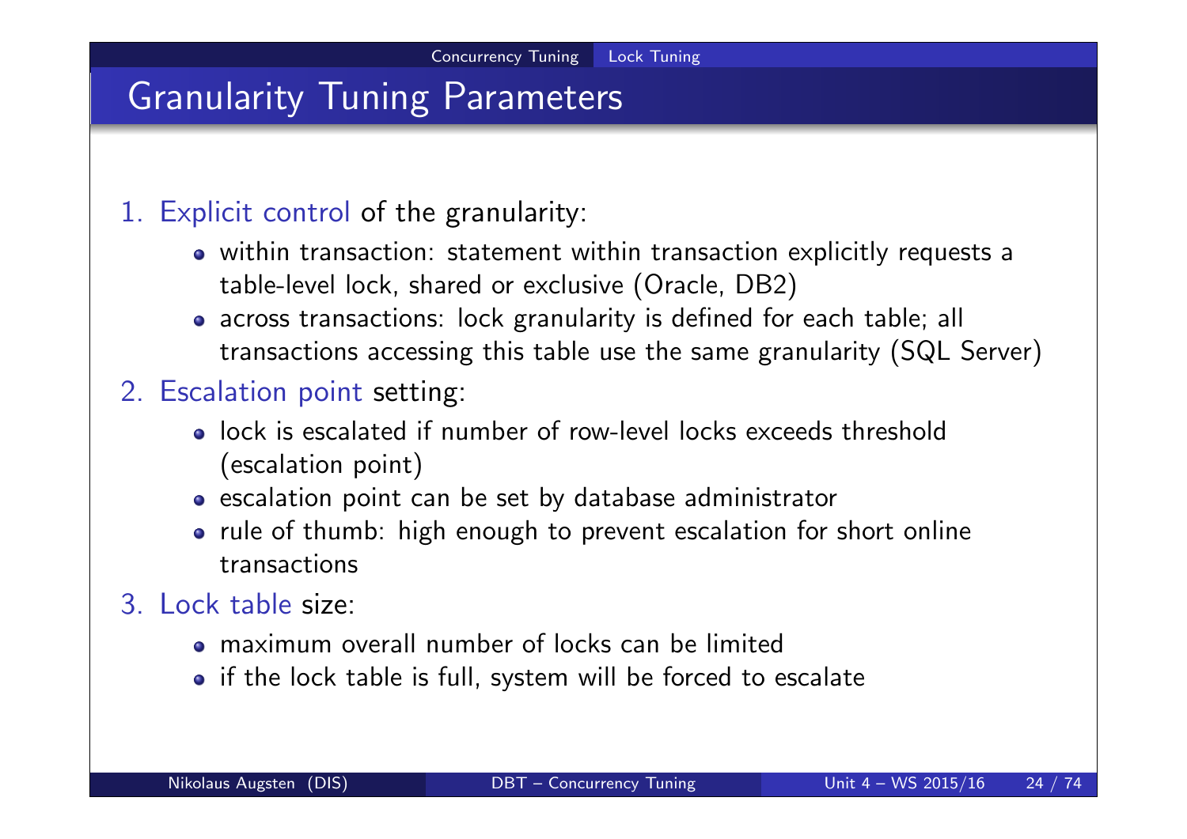# Granularity Tuning Parameters

1. Explicit control of the granularity:
   - within transaction: statement within transaction explicitly requests a table-level lock, shared or exclusive (Oracle, DB2)
   - across transactions: lock granularity is defined for each table; all transactions accessing this table use the same granularity (SQL Server)
2. Escalation point setting:
   - lock is escalated if number of row-level locks exceeds threshold (escalation point)
   - escalation point can be set by database administrator
   - rule of thumb: high enough to prevent escalation for short online transactions
3. Lock table size:
   - maximum overall number of locks can be limited
   - if the lock table is full, system will be forced to escalate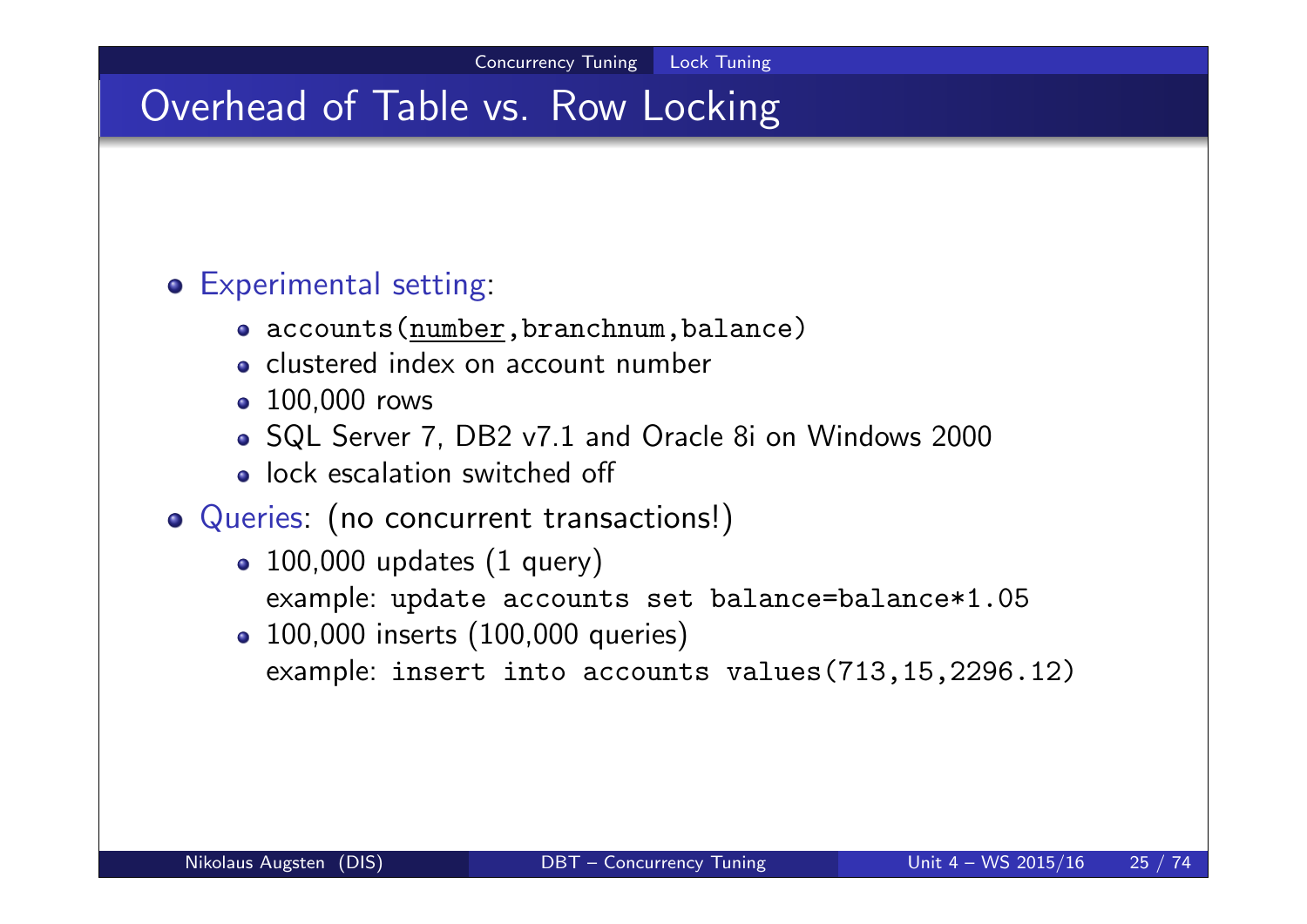# Overhead of Table vs. Row Locking

- Experimental setting:
  - `accounts(number,branchnum,balance)` (with `number` underlined as primary key)
  - clustered index on account number
  - 100,000 rows
  - SQL Server 7, DB2 v7.1 and Oracle 8i on Windows 2000
  - lock escalation switched off
- Queries: (no concurrent transactions!)
  - 100,000 updates (1 query)
    example: `update accounts set balance=balance*1.05`
  - 100,000 inserts (100,000 queries)
    example: `insert into accounts values(713,15,2296.12)`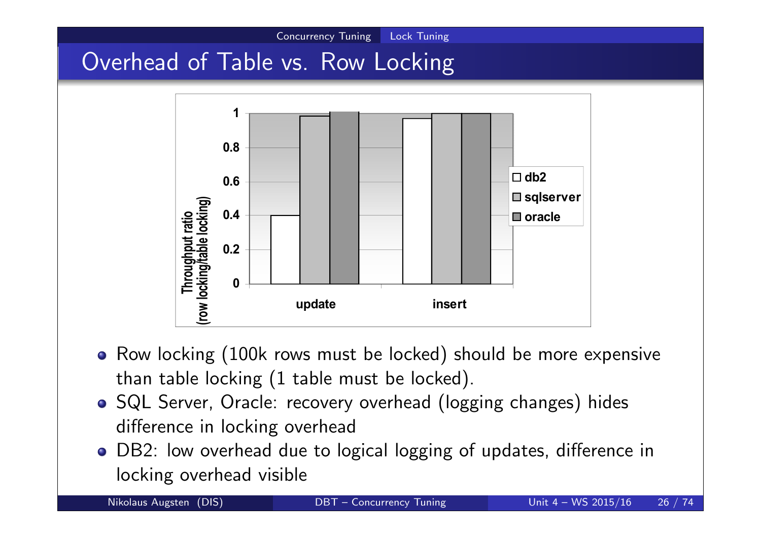# Overhead of Table vs. Row Locking

Throughput ratio (row locking/table locking)

1

0.8

0.6

0.4

0.2

0

update

insert

db2

sqlserver

oracle

- Row locking (100k rows must be locked) should be more expensive than table locking (1 table must be locked).
- SQL Server, Oracle: recovery overhead (logging changes) hides difference in locking overhead
- DB2: low overhead due to logical logging of updates, difference in locking overhead visible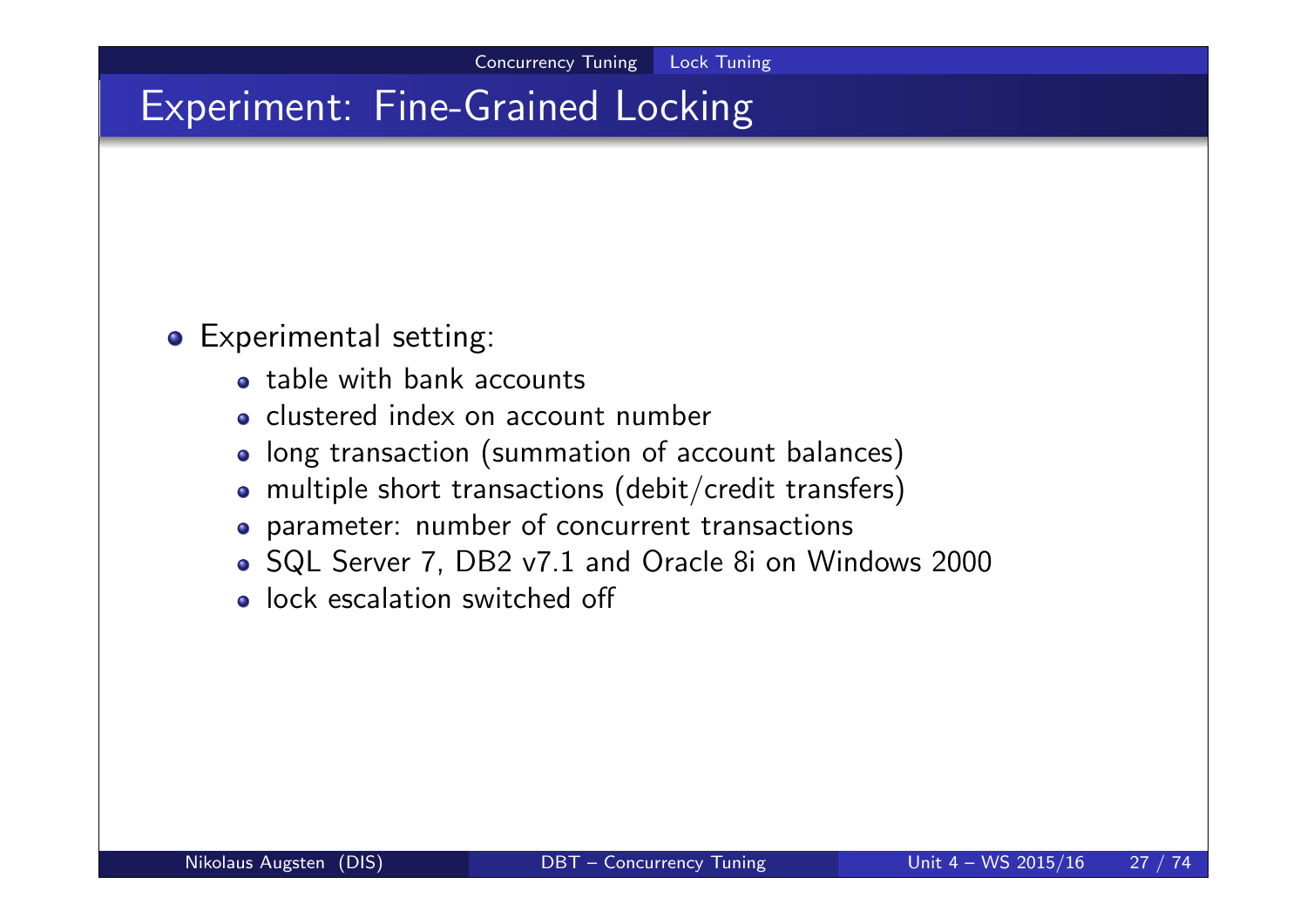# Experiment: Fine-Grained Locking

- Experimental setting:
  - table with bank accounts
  - clustered index on account number
  - long transaction (summation of account balances)
  - multiple short transactions (debit/credit transfers)
  - parameter: number of concurrent transactions
  - SQL Server 7, DB2 v7.1 and Oracle 8i on Windows 2000
  - lock escalation switched off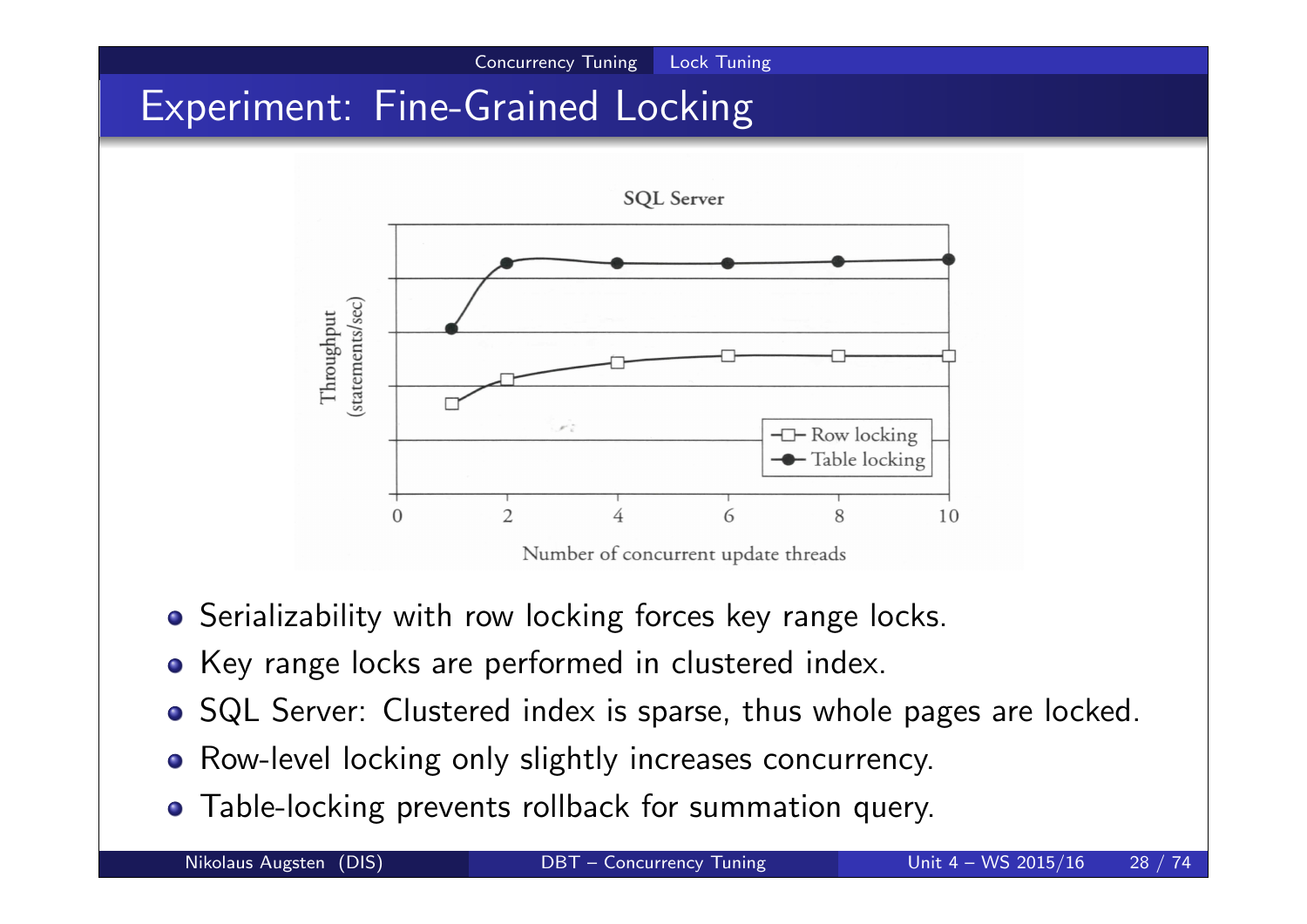# Experiment: Fine-Grained Locking

SQL Server

Throughput (statements/sec)

Row locking

Table locking

0 2 4 6 8 10

Number of concurrent update threads

- Serializability with row locking forces key range locks.
- Key range locks are performed in clustered index.
- SQL Server: Clustered index is sparse, thus whole pages are locked.
- Row-level locking only slightly increases concurrency.
- Table-locking prevents rollback for summation query.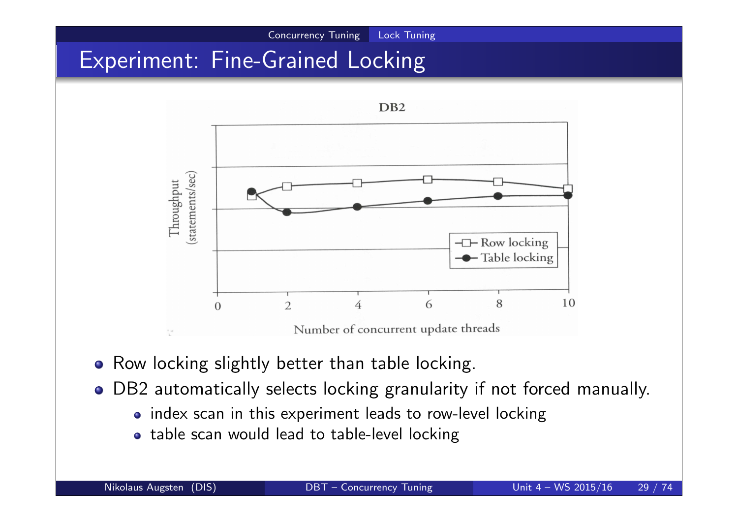# Experiment: Fine-Grained Locking

DB2

Throughput (statements/sec)

0 2 4 6 8 10

Number of concurrent update threads

Row locking
Table locking

- Row locking slightly better than table locking.
- DB2 automatically selects locking granularity if not forced manually.
  - index scan in this experiment leads to row-level locking
  - table scan would lead to table-level locking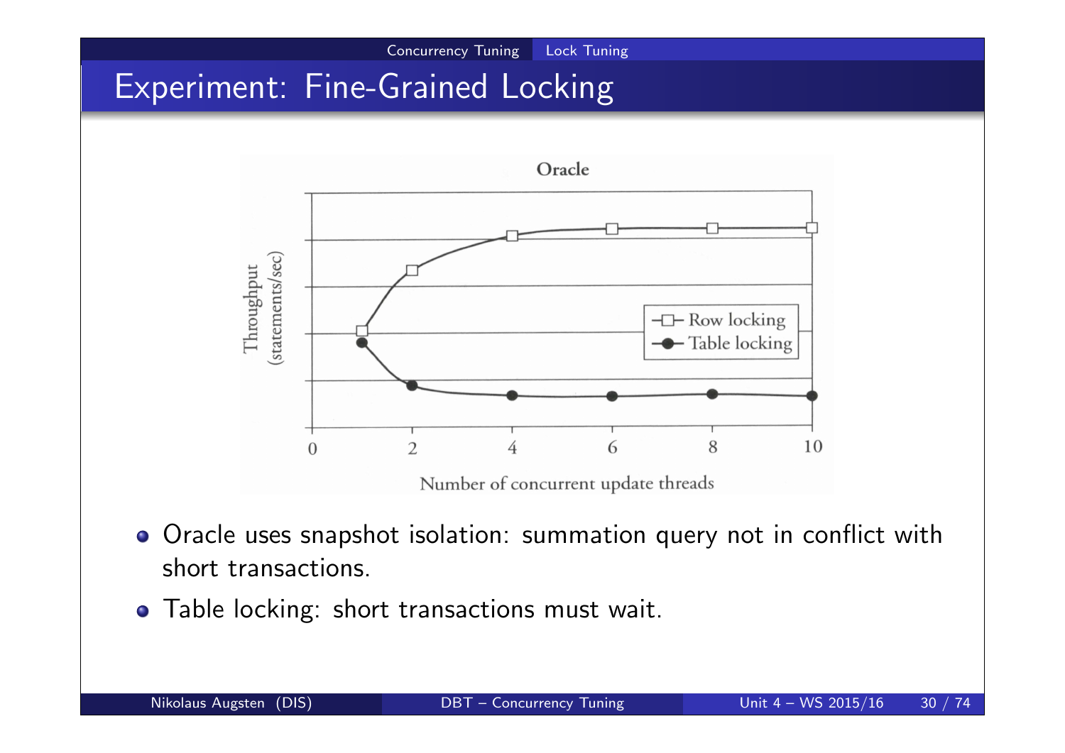# Experiment: Fine-Grained Locking

Oracle

Throughput (statements/sec)

Row locking
Table locking

0 2 4 6 8 10

Number of concurrent update threads

- Oracle uses snapshot isolation: summation query not in conflict with short transactions.
- Table locking: short transactions must wait.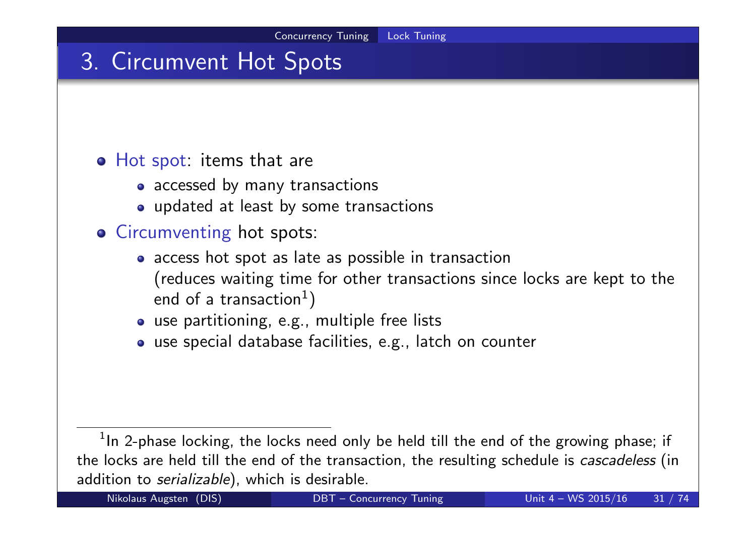# 3. Circumvent Hot Spots

- Hot spot: items that are
  - accessed by many transactions
  - updated at least by some transactions
- Circumventing hot spots:
  - access hot spot as late as possible in transaction (reduces waiting time for other transactions since locks are kept to the end of a transaction[1])
  - use partitioning, e.g., multiple free lists
  - use special database facilities, e.g., latch on counter

[1] In 2-phase locking, the locks need only be held till the end of the growing phase; if the locks are held till the end of the transaction, the resulting schedule is *cascadeless* (in addition to *serializable*), which is desirable.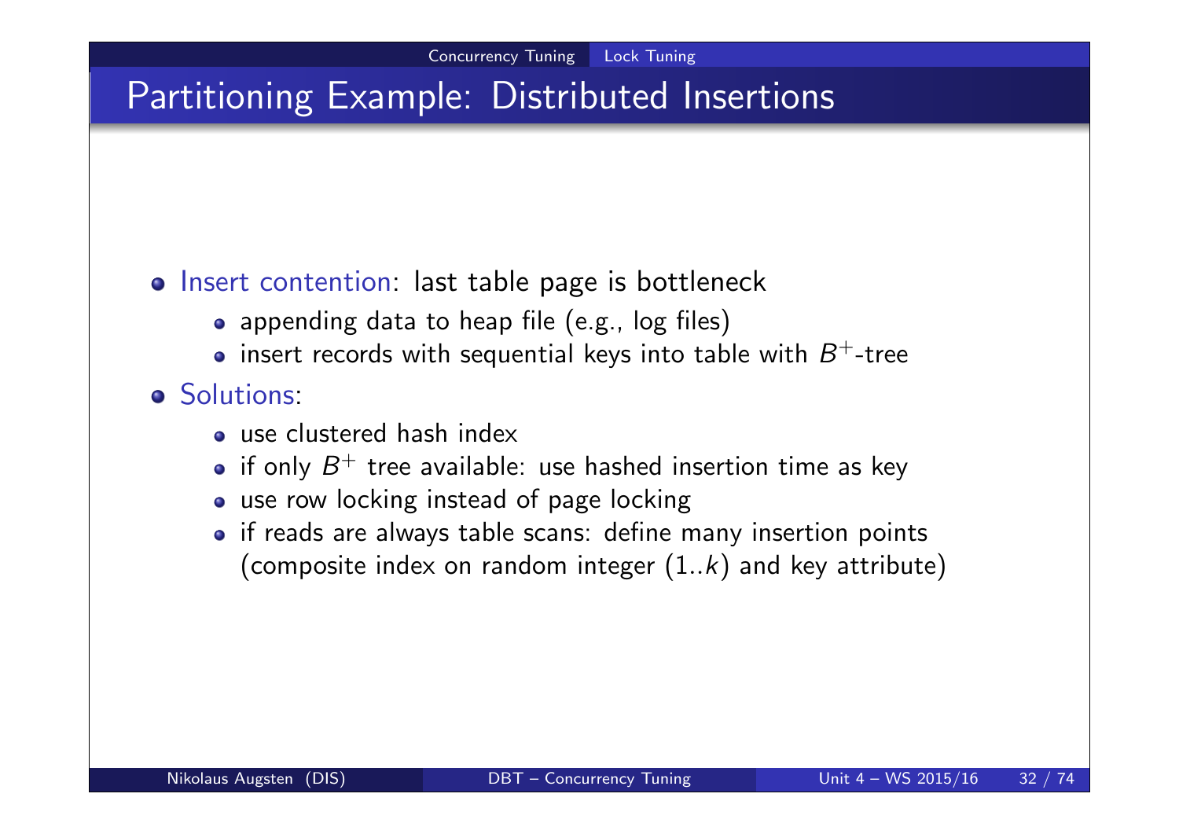# Partitioning Example: Distributed Insertions

- Insert contention: last table page is bottleneck
  - appending data to heap file (e.g., log files)
  - insert records with sequential keys into table with $B^+$-tree
- Solutions:
  - use clustered hash index
  - if only $B^+$ tree available: use hashed insertion time as key
  - use row locking instead of page locking
  - if reads are always table scans: define many insertion points (composite index on random integer ($1..k$) and key attribute)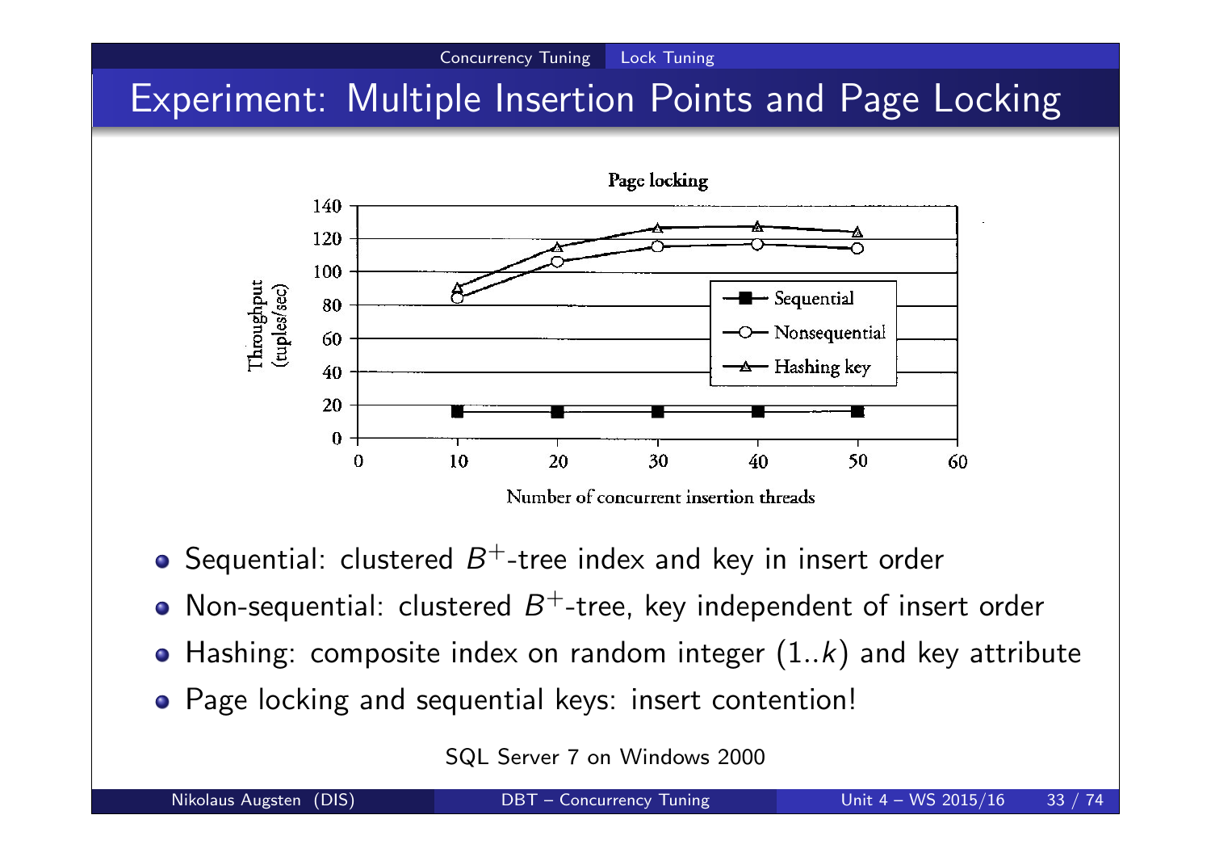# Experiment: Multiple Insertion Points and Page Locking

Page locking

Throughput (tuples/sec)

140
120
100
80
60
40
20
0

0 10 20 30 40 50 60

Number of concurrent insertion threads

Sequential
Nonsequential
Hashing key

- Sequential: clustered $B^+$-tree index and key in insert order
- Non-sequential: clustered $B^+$-tree, key independent of insert order
- Hashing: composite index on random integer ($1..k$) and key attribute
- Page locking and sequential keys: insert contention!

SQL Server 7 on Windows 2000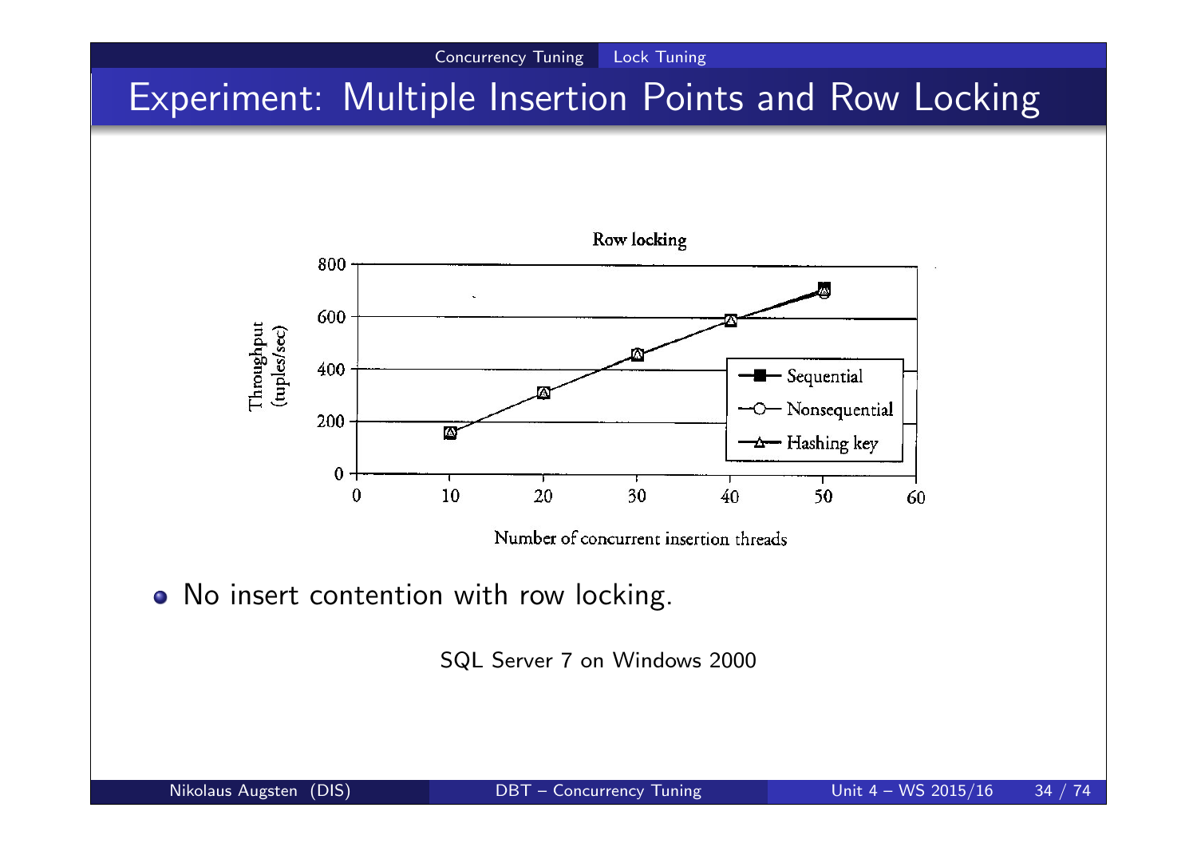# Experiment: Multiple Insertion Points and Row Locking

Row locking

Throughput (tuples/sec)

800
600
400
200
0

0 10 20 30 40 50 60

Number of concurrent insertion threads

Sequential
Nonsequential
Hashing key

- No insert contention with row locking.

SQL Server 7 on Windows 2000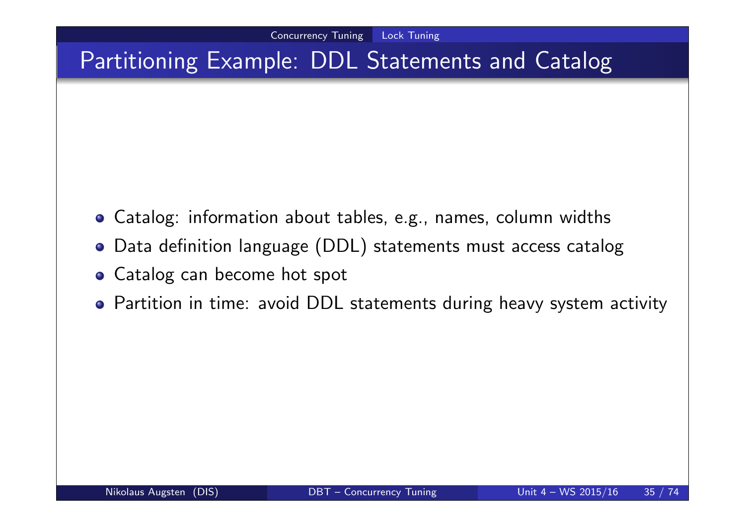# Partitioning Example: DDL Statements and Catalog

- Catalog: information about tables, e.g., names, column widths
- Data definition language (DDL) statements must access catalog
- Catalog can become hot spot
- Partition in time: avoid DDL statements during heavy system activity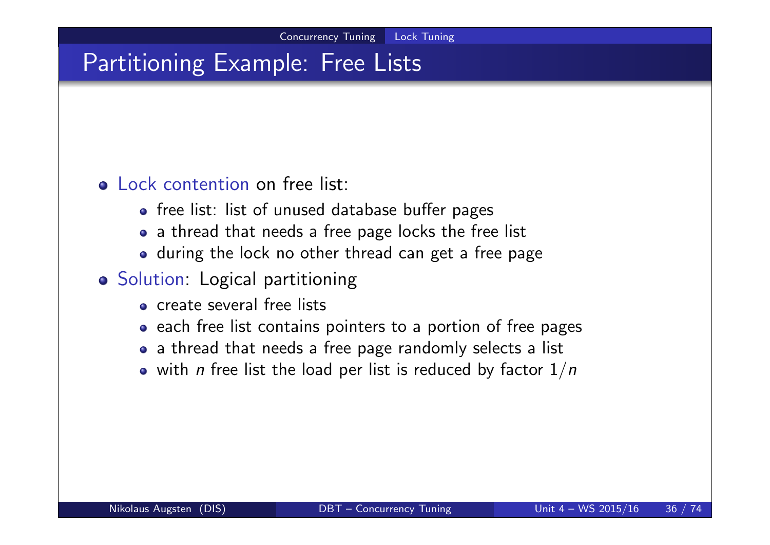# Partitioning Example: Free Lists

- Lock contention on free list:
  - free list: list of unused database buffer pages
  - a thread that needs a free page locks the free list
  - during the lock no other thread can get a free page
- Solution: Logical partitioning
  - create several free lists
  - each free list contains pointers to a portion of free pages
  - a thread that needs a free page randomly selects a list
  - with $n$ free list the load per list is reduced by factor $1/n$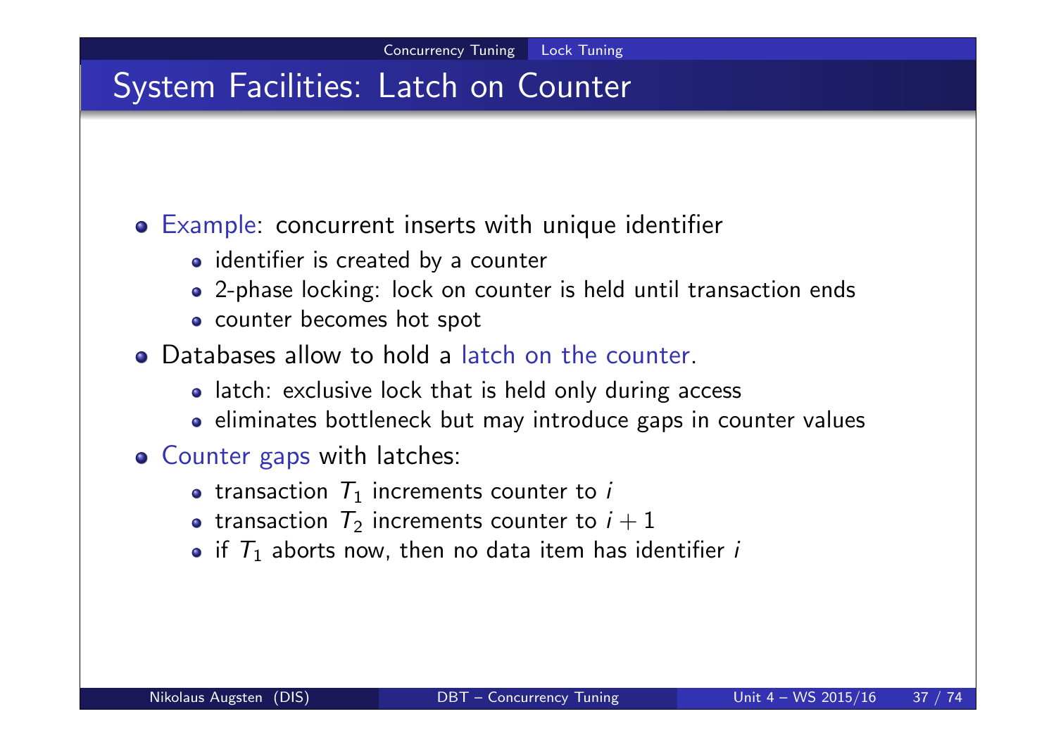# System Facilities: Latch on Counter

- Example: concurrent inserts with unique identifier
  - identifier is created by a counter
  - 2-phase locking: lock on counter is held until transaction ends
  - counter becomes hot spot
- Databases allow to hold a latch on the counter.
  - latch: exclusive lock that is held only during access
  - eliminates bottleneck but may introduce gaps in counter values
- Counter gaps with latches:
  - transaction $T_1$ increments counter to $i$
  - transaction $T_2$ increments counter to $i + 1$
  - if $T_1$ aborts now, then no data item has identifier $i$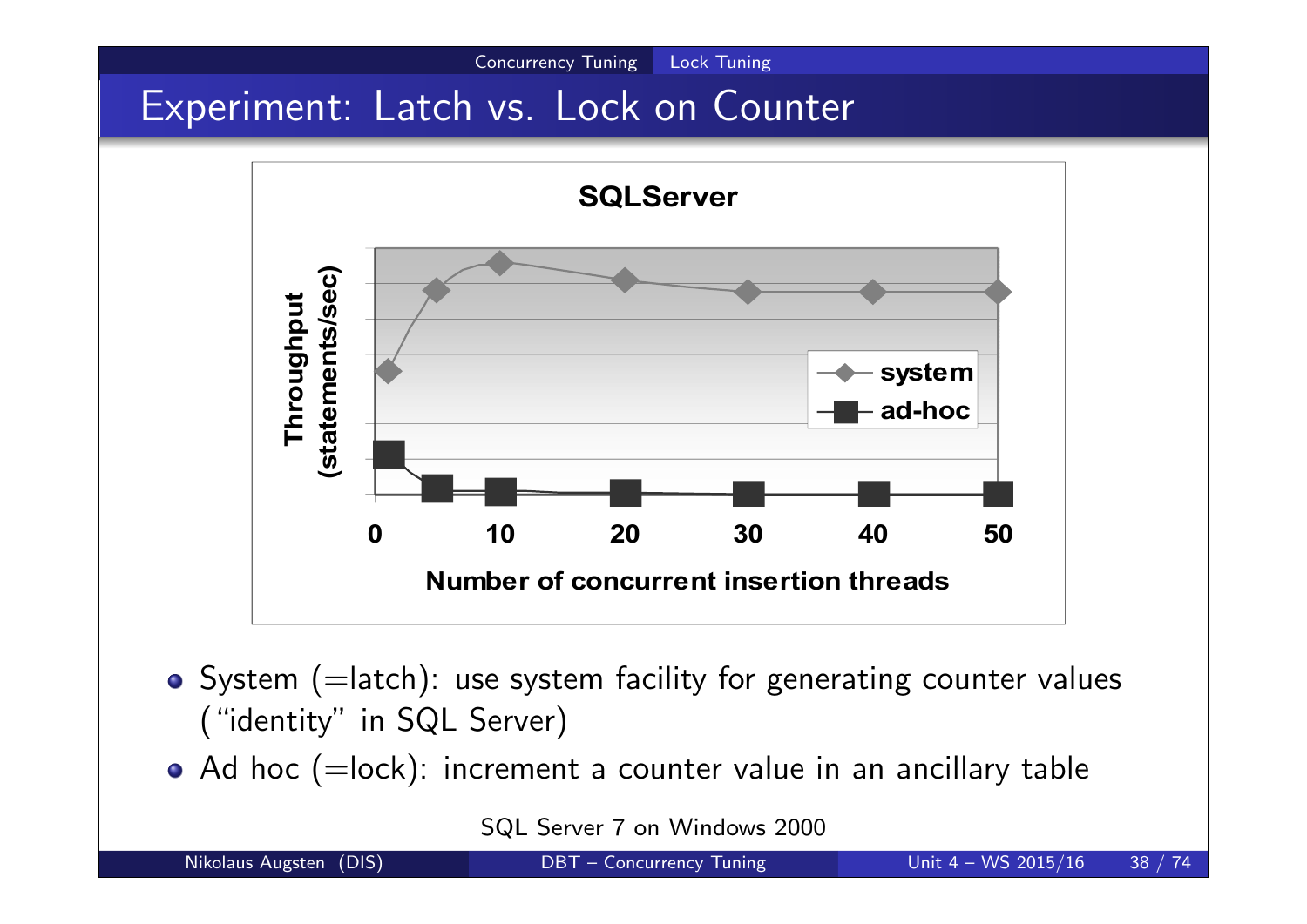# Experiment: Latch vs. Lock on Counter

SQLServer

Throughput (statements/sec)

0
10
20
30
40
50

Number of concurrent insertion threads

system
ad-hoc

- System (=latch): use system facility for generating counter values ("identity" in SQL Server)
- Ad hoc (=lock): increment a counter value in an ancillary table

SQL Server 7 on Windows 2000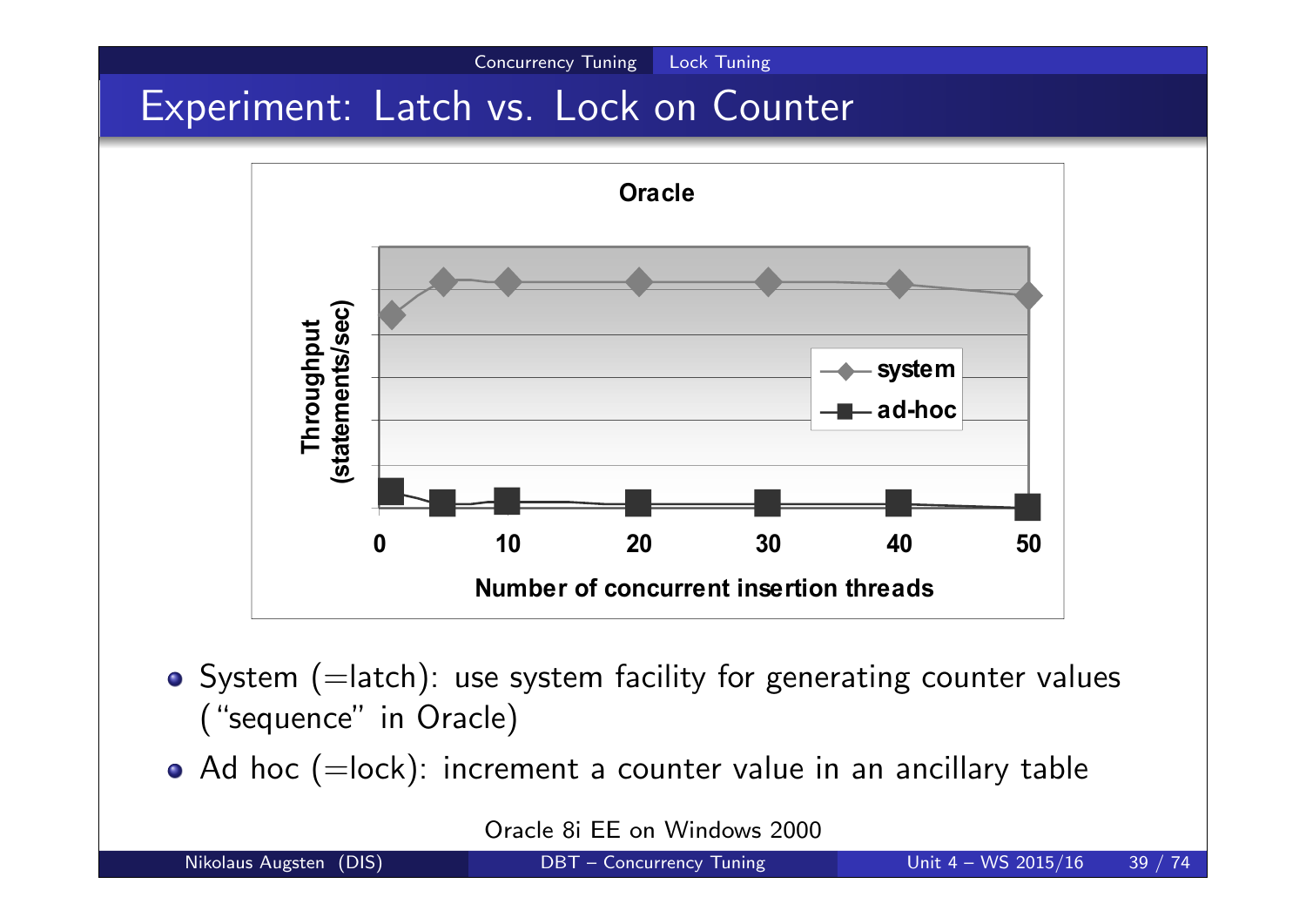# Experiment: Latch vs. Lock on Counter

Oracle

Throughput (statements/sec)

system
ad-hoc

0
10
20
30
40
50

Number of concurrent insertion threads

- System (=latch): use system facility for generating counter values ("sequence" in Oracle)
- Ad hoc (=lock): increment a counter value in an ancillary table

Oracle 8i EE on Windows 2000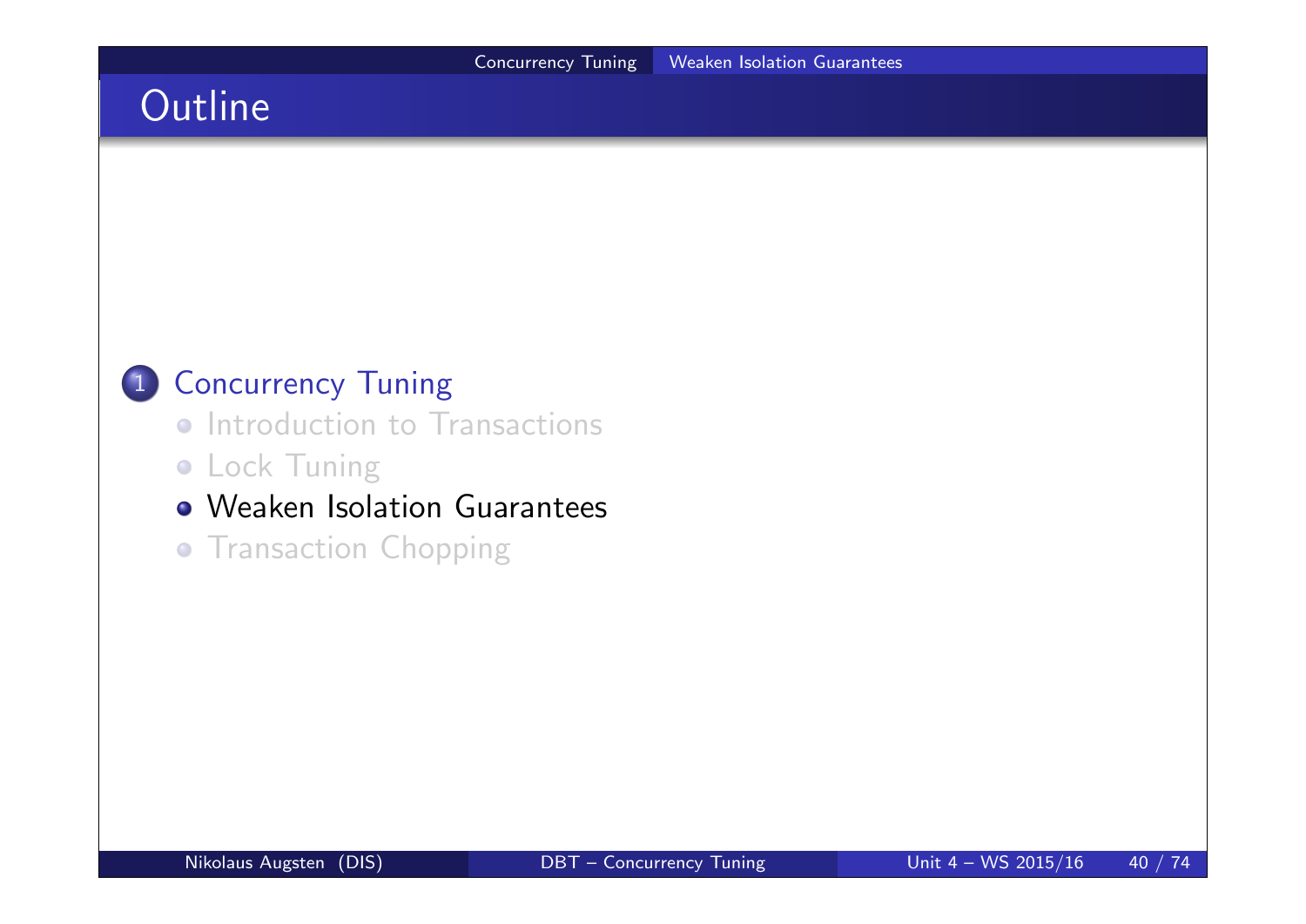# Outline

1. Concurrency Tuning
   - Introduction to Transactions
   - Lock Tuning
   - Weaken Isolation Guarantees
   - Transaction Chopping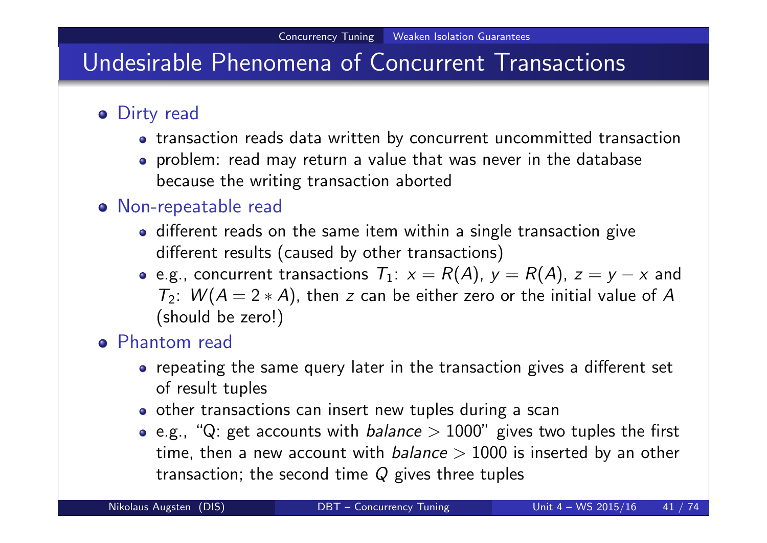# Undesirable Phenomena of Concurrent Transactions

- Dirty read
  - transaction reads data written by concurrent uncommitted transaction
  - problem: read may return a value that was never in the database because the writing transaction aborted
- Non-repeatable read
  - different reads on the same item within a single transaction give different results (caused by other transactions)
  - e.g., concurrent transactions $T_1$: $x = R(A)$, $y = R(A)$, $z = y - x$ and $T_2$: $W(A = 2 * A)$, then $z$ can be either zero or the initial value of $A$ (should be zero!)
- Phantom read
  - repeating the same query later in the transaction gives a different set of result tuples
  - other transactions can insert new tuples during a scan
  - e.g., "Q: get accounts with *balance* $> 1000$" gives two tuples the first time, then a new account with *balance* $> 1000$ is inserted by an other transaction; the second time $Q$ gives three tuples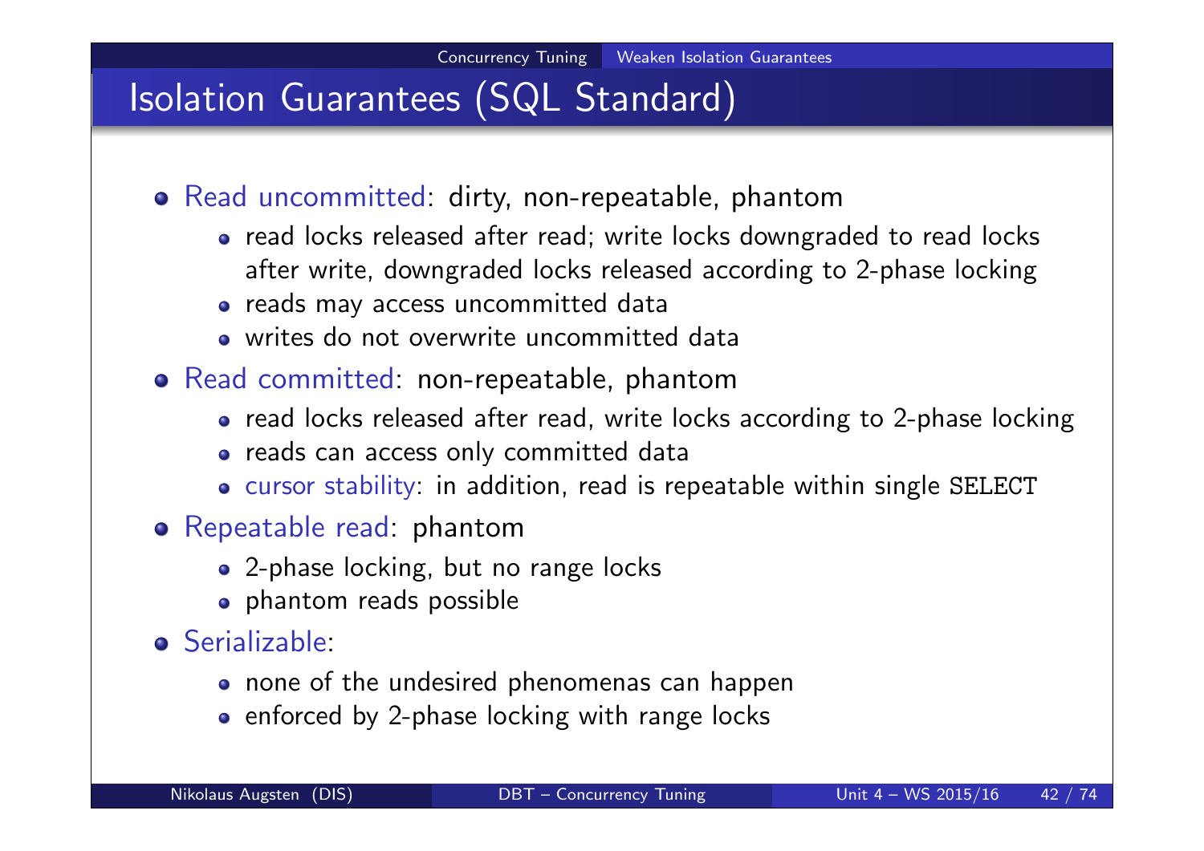# Isolation Guarantees (SQL Standard)

- Read uncommitted: dirty, non-repeatable, phantom
  - read locks released after read; write locks downgraded to read locks after write, downgraded locks released according to 2-phase locking
  - reads may access uncommitted data
  - writes do not overwrite uncommitted data
- Read committed: non-repeatable, phantom
  - read locks released after read, write locks according to 2-phase locking
  - reads can access only committed data
  - cursor stability: in addition, read is repeatable within single `SELECT`
- Repeatable read: phantom
  - 2-phase locking, but no range locks
  - phantom reads possible
- Serializable:
  - none of the undesired phenomenas can happen
  - enforced by 2-phase locking with range locks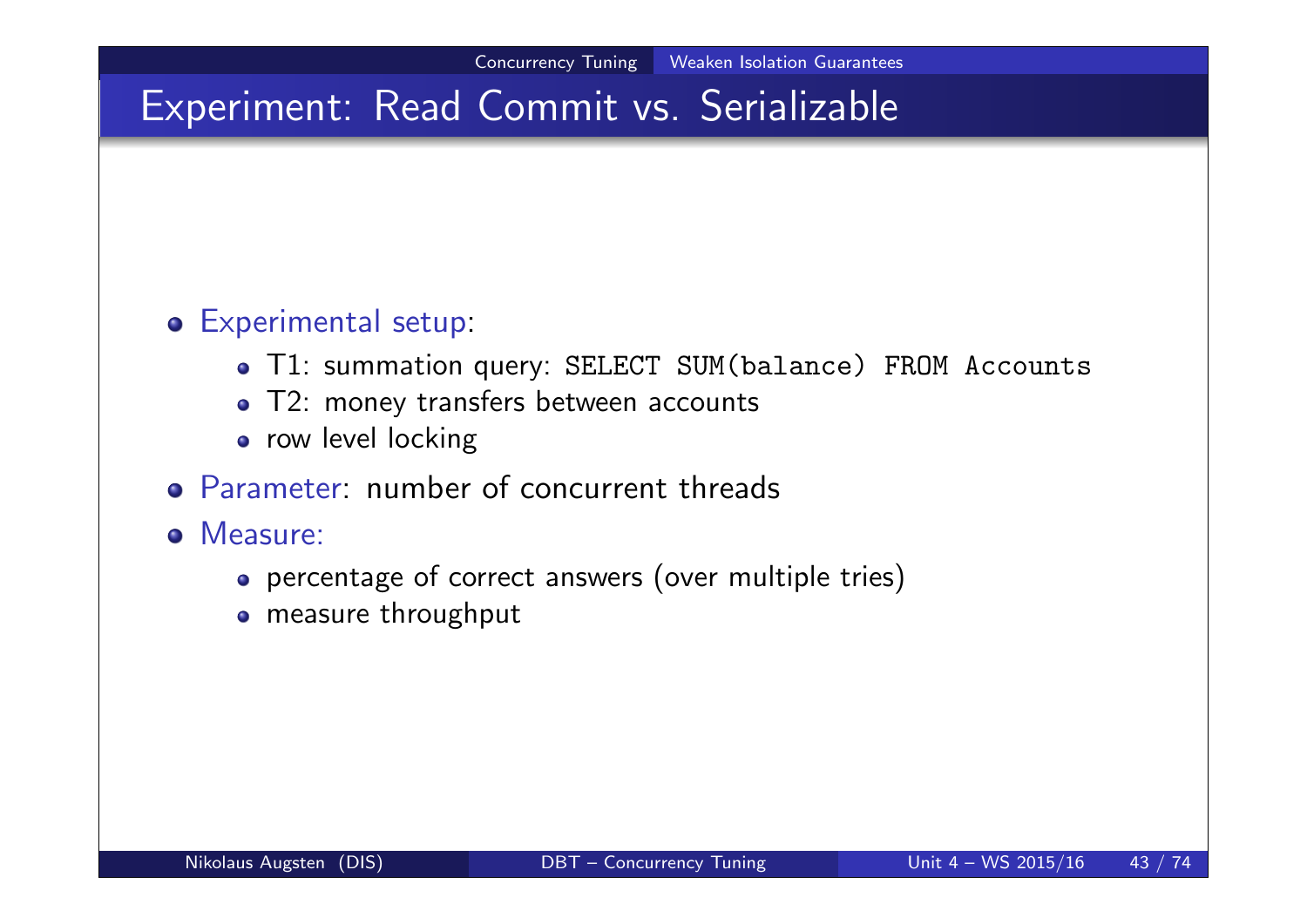# Experiment: Read Commit vs. Serializable

- Experimental setup:
  - T1: summation query: `SELECT SUM(balance) FROM Accounts`
  - T2: money transfers between accounts
  - row level locking
- Parameter: number of concurrent threads
- Measure:
  - percentage of correct answers (over multiple tries)
  - measure throughput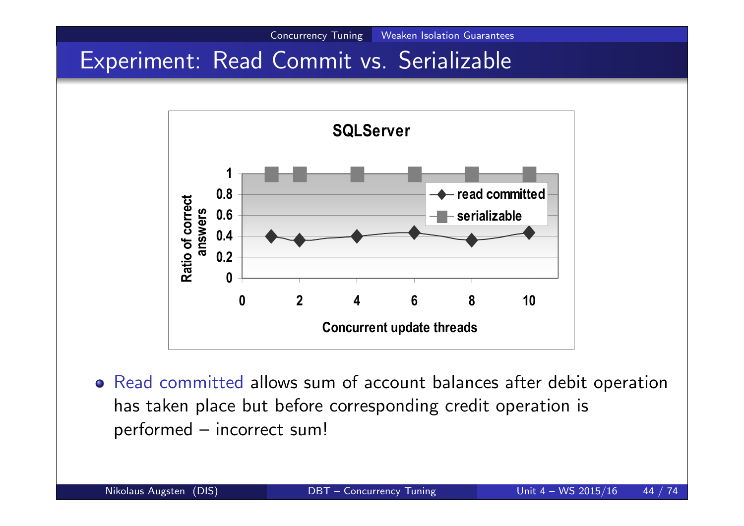# Experiment: Read Commit vs. Serializable

SQLServer

Ratio of correct answers

1
0.8
0.6
0.4
0.2
0

0 2 4 6 8 10

Concurrent update threads

read committed
serializable

- Read committed allows sum of account balances after debit operation has taken place but before corresponding credit operation is performed – incorrect sum!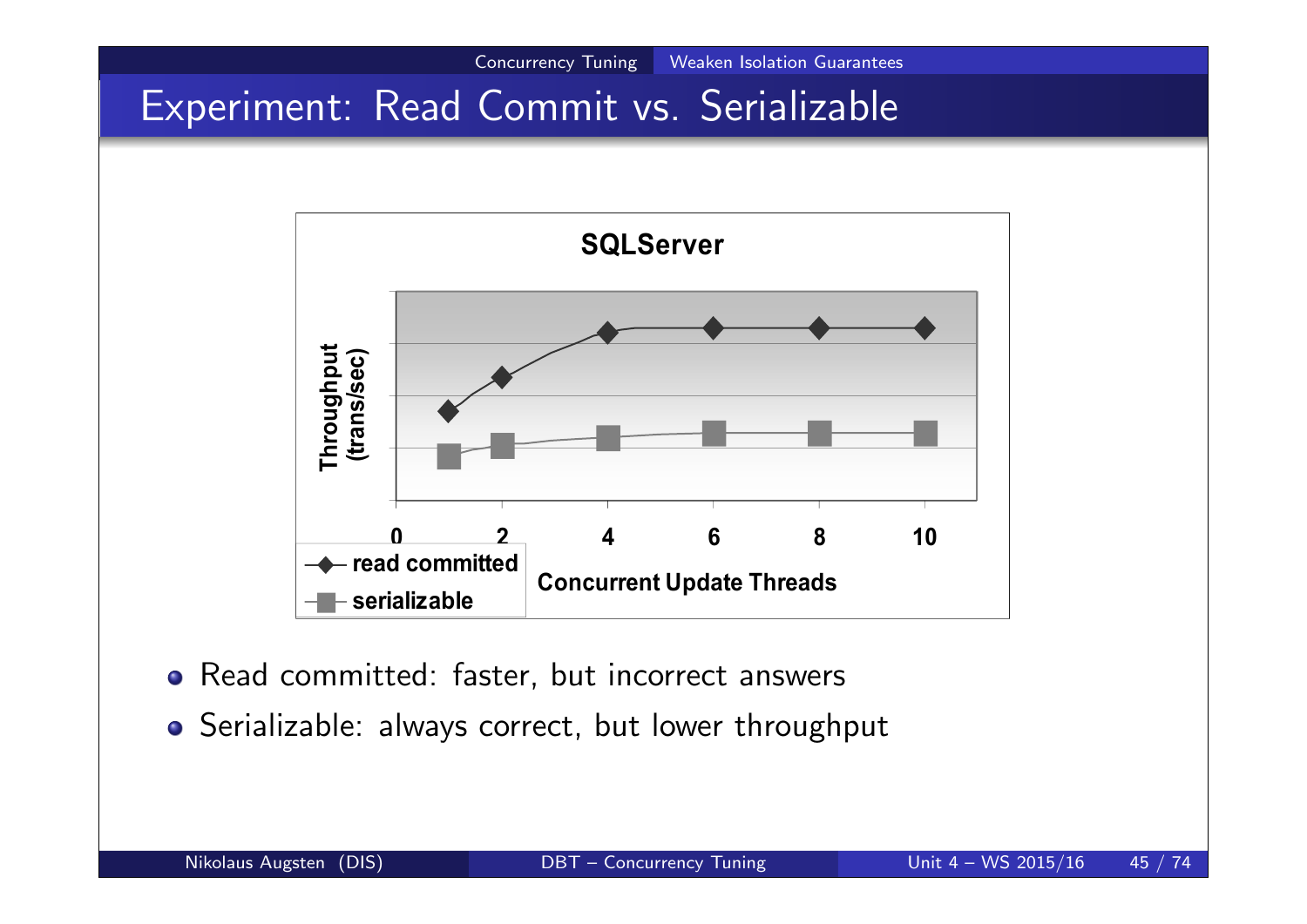# Experiment: Read Commit vs. Serializable

SQLServer

Throughput (trans/sec)

0
2
4
6
8
10

Concurrent Update Threads

read committed
serializable

- Read committed: faster, but incorrect answers
- Serializable: always correct, but lower throughput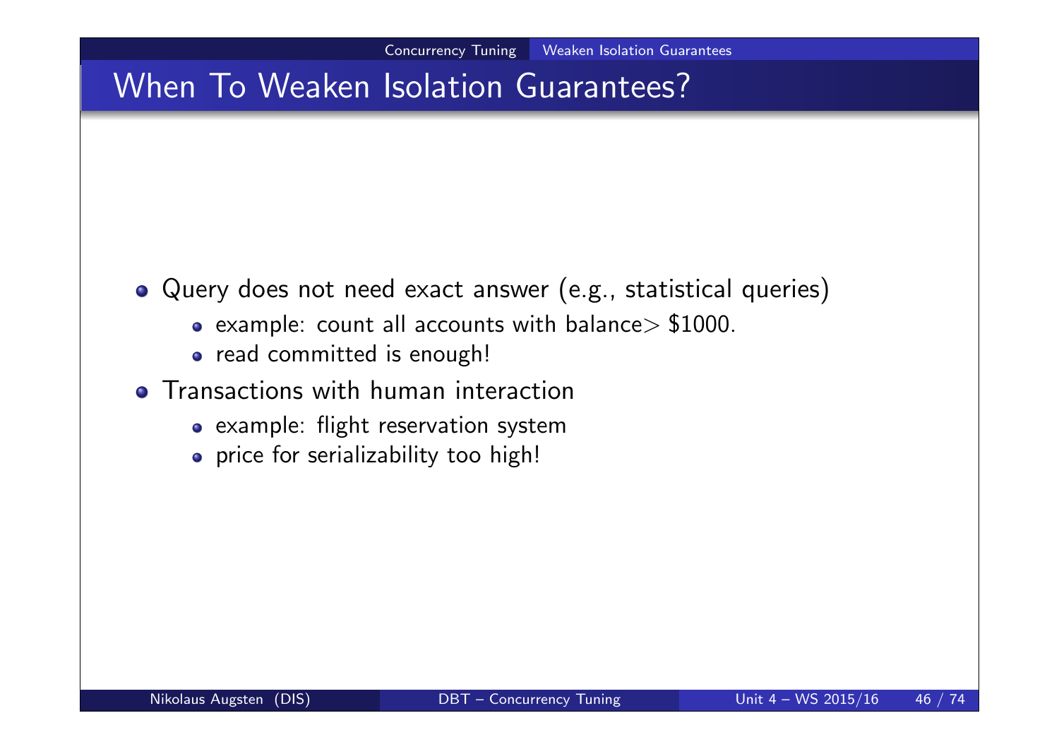# When To Weaken Isolation Guarantees?

- Query does not need exact answer (e.g., statistical queries)
  - example: count all accounts with balance> $1000.
  - read committed is enough!
- Transactions with human interaction
  - example: flight reservation system
  - price for serializability too high!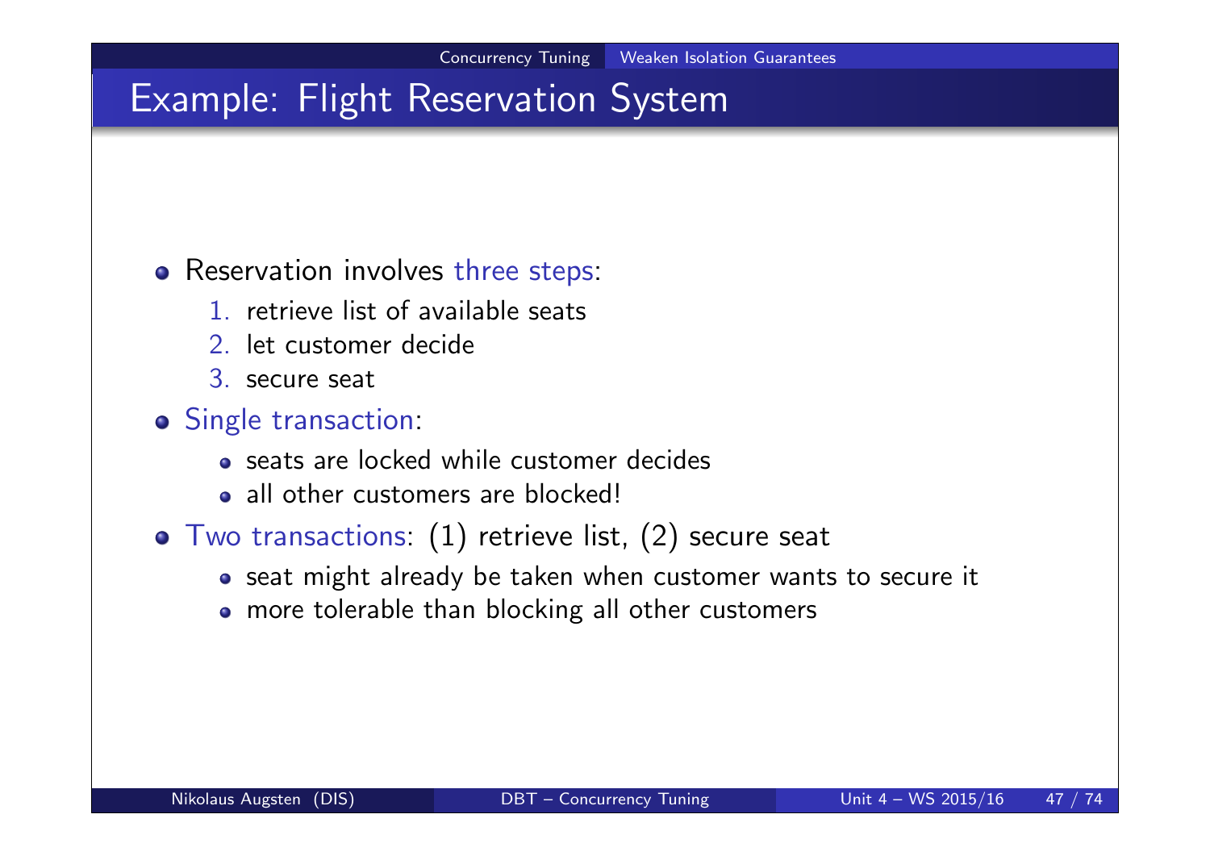# Example: Flight Reservation System

- Reservation involves three steps:
  1. retrieve list of available seats
  2. let customer decide
  3. secure seat
- Single transaction:
  - seats are locked while customer decides
  - all other customers are blocked!
- Two transactions: (1) retrieve list, (2) secure seat
  - seat might already be taken when customer wants to secure it
  - more tolerable than blocking all other customers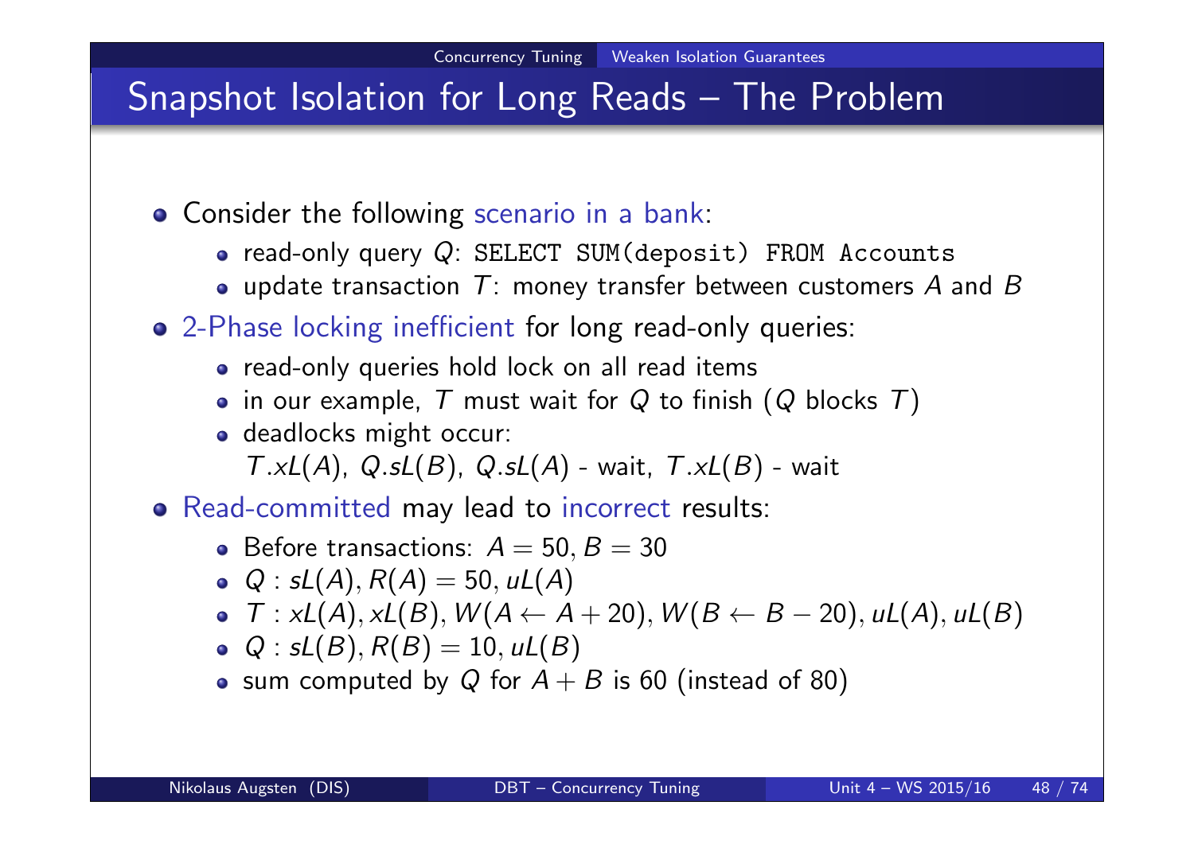# Snapshot Isolation for Long Reads – The Problem

- Consider the following scenario in a bank:
  - read-only query $Q$: `SELECT SUM(deposit) FROM Accounts`
  - update transaction $T$: money transfer between customers $A$ and $B$
- 2-Phase locking inefficient for long read-only queries:
  - read-only queries hold lock on all read items
  - in our example, $T$ must wait for $Q$ to finish ($Q$ blocks $T$)
  - deadlocks might occur:
    $T.xL(A)$, $Q.sL(B)$, $Q.sL(A)$ - wait, $T.xL(B)$ - wait
- Read-committed may lead to incorrect results:
  - Before transactions: $A = 50, B = 30$
  - $Q : sL(A), R(A) = 50, uL(A)$
  - $T : xL(A), xL(B), W(A \leftarrow A + 20), W(B \leftarrow B - 20), uL(A), uL(B)$
  - $Q : sL(B), R(B) = 10, uL(B)$
  - sum computed by $Q$ for $A + B$ is 60 (instead of 80)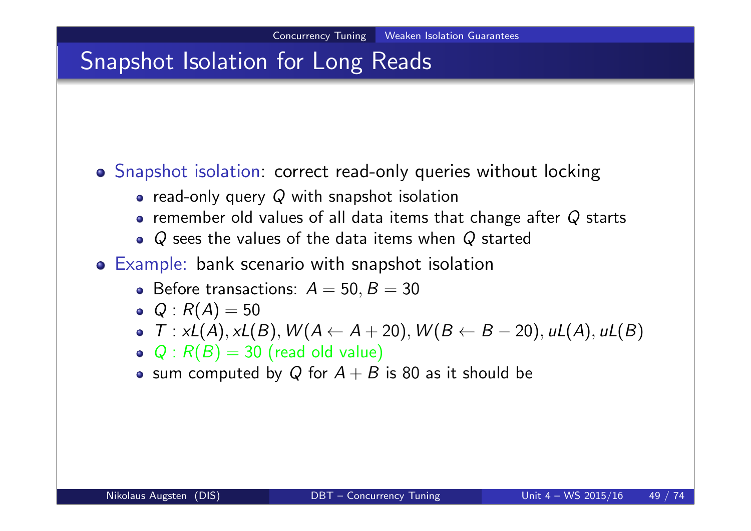# Snapshot Isolation for Long Reads

- Snapshot isolation: correct read-only queries without locking
  - read-only query $Q$ with snapshot isolation
  - remember old values of all data items that change after $Q$ starts
  - $Q$ sees the values of the data items when $Q$ started
- Example: bank scenario with snapshot isolation
  - Before transactions: $A = 50, B = 30$
  - $Q : R(A) = 50$
  - $T : xL(A), xL(B), W(A \leftarrow A + 20), W(B \leftarrow B - 20), uL(A), uL(B)$
  - $Q : R(B) = 30$ (read old value)
  - sum computed by $Q$ for $A + B$ is 80 as it should be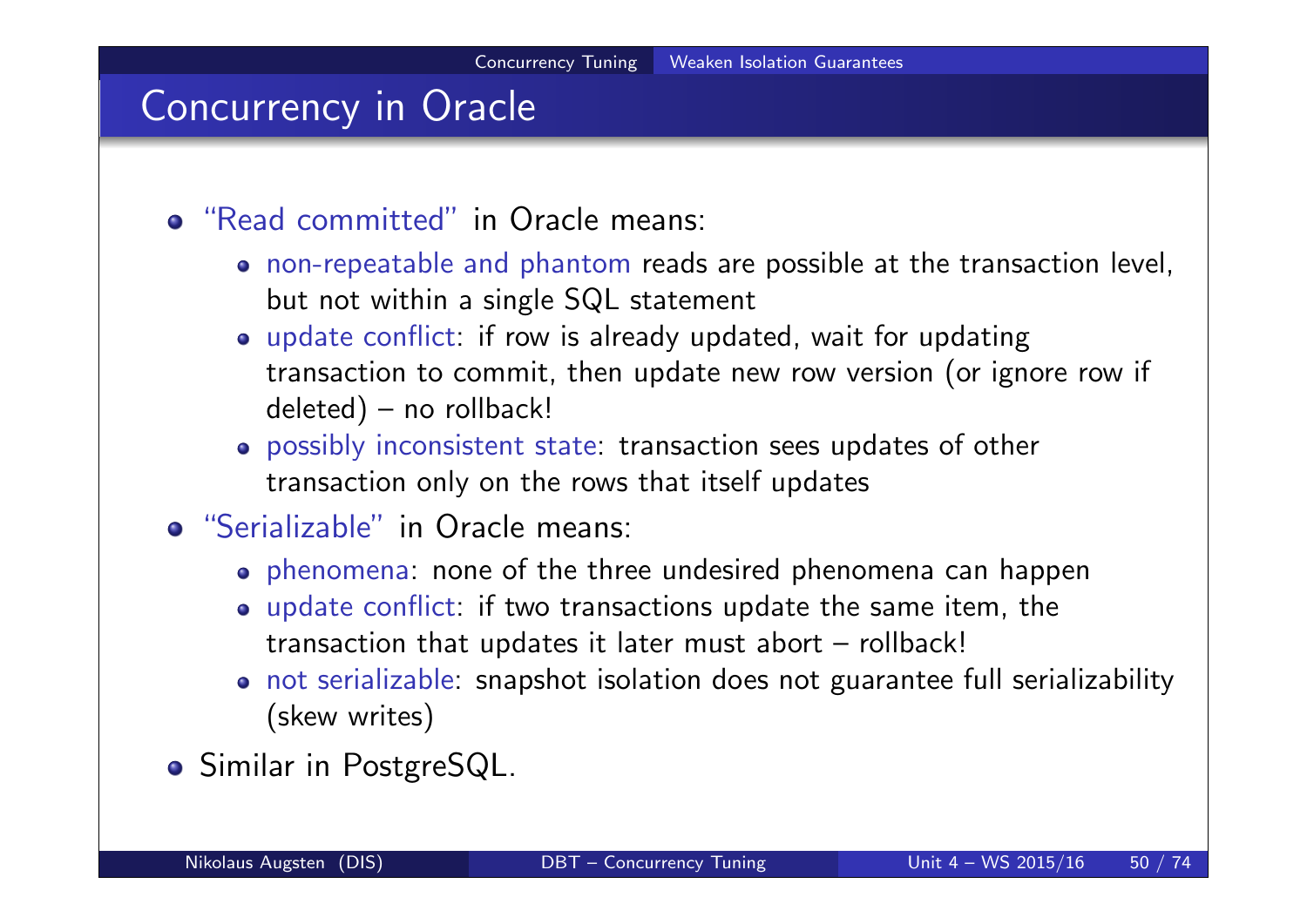# Concurrency in Oracle

- “Read committed” in Oracle means:
  - non-repeatable and phantom reads are possible at the transaction level, but not within a single SQL statement
  - update conflict: if row is already updated, wait for updating transaction to commit, then update new row version (or ignore row if deleted) – no rollback!
  - possibly inconsistent state: transaction sees updates of other transaction only on the rows that itself updates
- “Serializable” in Oracle means:
  - phenomena: none of the three undesired phenomena can happen
  - update conflict: if two transactions update the same item, the transaction that updates it later must abort – rollback!
  - not serializable: snapshot isolation does not guarantee full serializability (skew writes)
- Similar in PostgreSQL.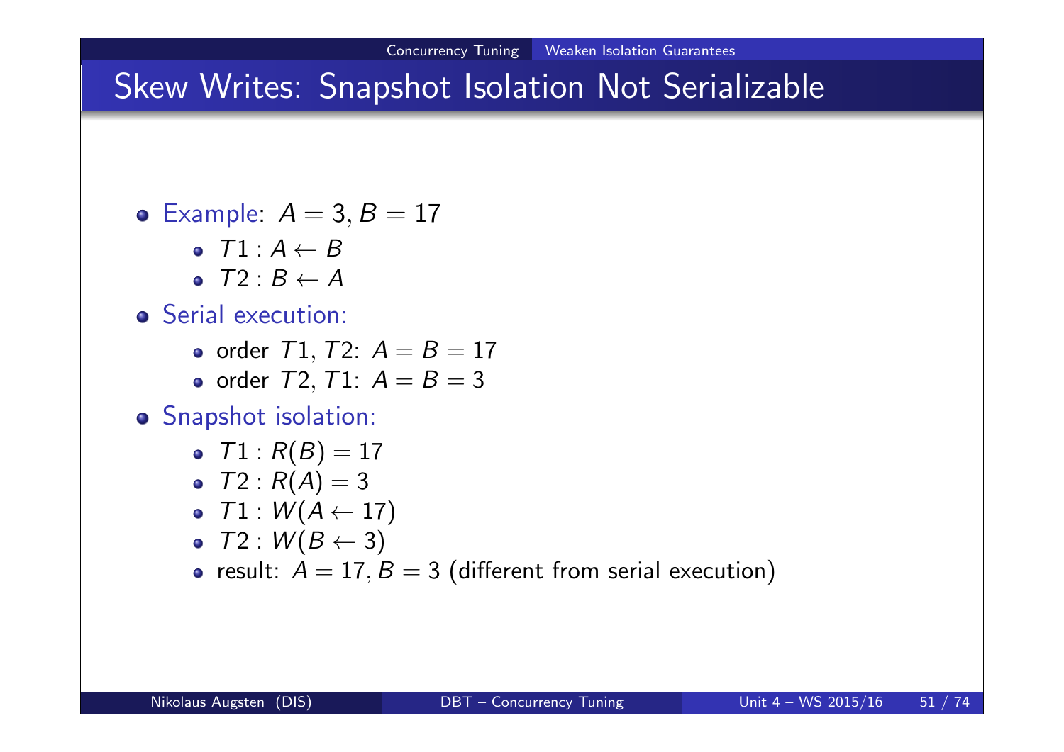# Skew Writes: Snapshot Isolation Not Serializable

- Example: $A = 3, B = 17$
  - $T1 : A \leftarrow B$
  - $T2 : B \leftarrow A$
- Serial execution:
  - order $T1, T2$: $A = B = 17$
  - order $T2, T1$: $A = B = 3$
- Snapshot isolation:
  - $T1 : R(B) = 17$
  - $T2 : R(A) = 3$
  - $T1 : W(A \leftarrow 17)$
  - $T2 : W(B \leftarrow 3)$
  - result: $A = 17, B = 3$ (different from serial execution)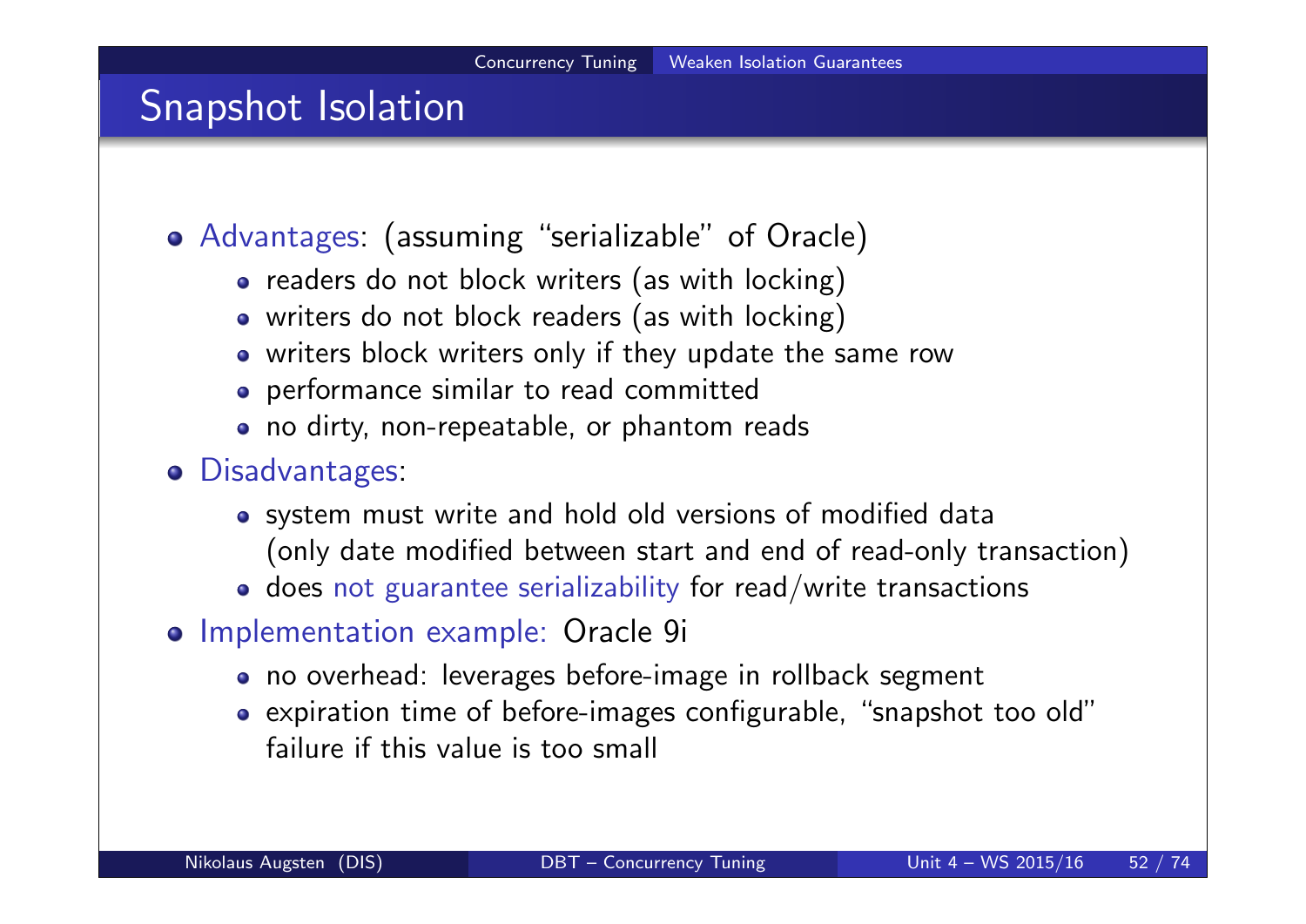# Snapshot Isolation

- Advantages: (assuming "serializable" of Oracle)
  - readers do not block writers (as with locking)
  - writers do not block readers (as with locking)
  - writers block writers only if they update the same row
  - performance similar to read committed
  - no dirty, non-repeatable, or phantom reads
- Disadvantages:
  - system must write and hold old versions of modified data (only date modified between start and end of read-only transaction)
  - does not guarantee serializability for read/write transactions
- Implementation example: Oracle 9i
  - no overhead: leverages before-image in rollback segment
  - expiration time of before-images configurable, "snapshot too old" failure if this value is too small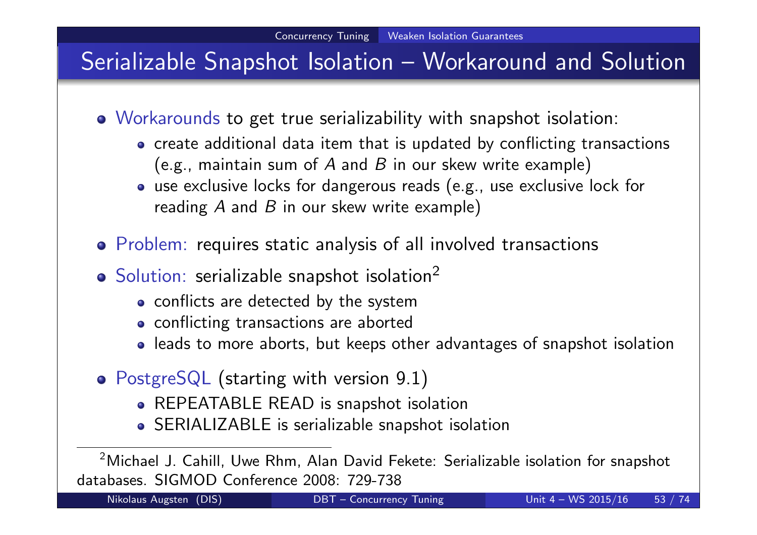# Serializable Snapshot Isolation – Workaround and Solution

- Workarounds to get true serializability with snapshot isolation:
  - create additional data item that is updated by conflicting transactions (e.g., maintain sum of $A$ and $B$ in our skew write example)
  - use exclusive locks for dangerous reads (e.g., use exclusive lock for reading $A$ and $B$ in our skew write example)
- Problem: requires static analysis of all involved transactions
- Solution: serializable snapshot isolation[2]
  - conflicts are detected by the system
  - conflicting transactions are aborted
  - leads to more aborts, but keeps other advantages of snapshot isolation
- PostgreSQL (starting with version 9.1)
  - REPEATABLE READ is snapshot isolation
  - SERIALIZABLE is serializable snapshot isolation

[2] Michael J. Cahill, Uwe Rhm, Alan David Fekete: Serializable isolation for snapshot databases. SIGMOD Conference 2008: 729-738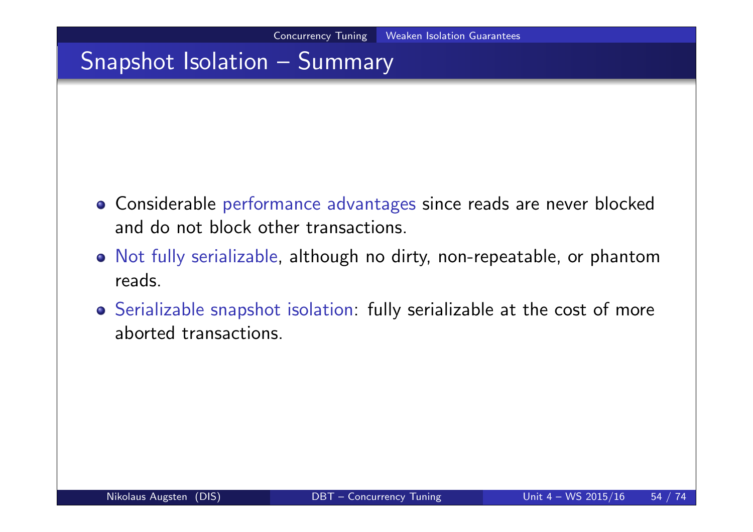## Snapshot Isolation – Summary

- Considerable performance advantages since reads are never blocked and do not block other transactions.
- Not fully serializable, although no dirty, non-repeatable, or phantom reads.
- Serializable snapshot isolation: fully serializable at the cost of more aborted transactions.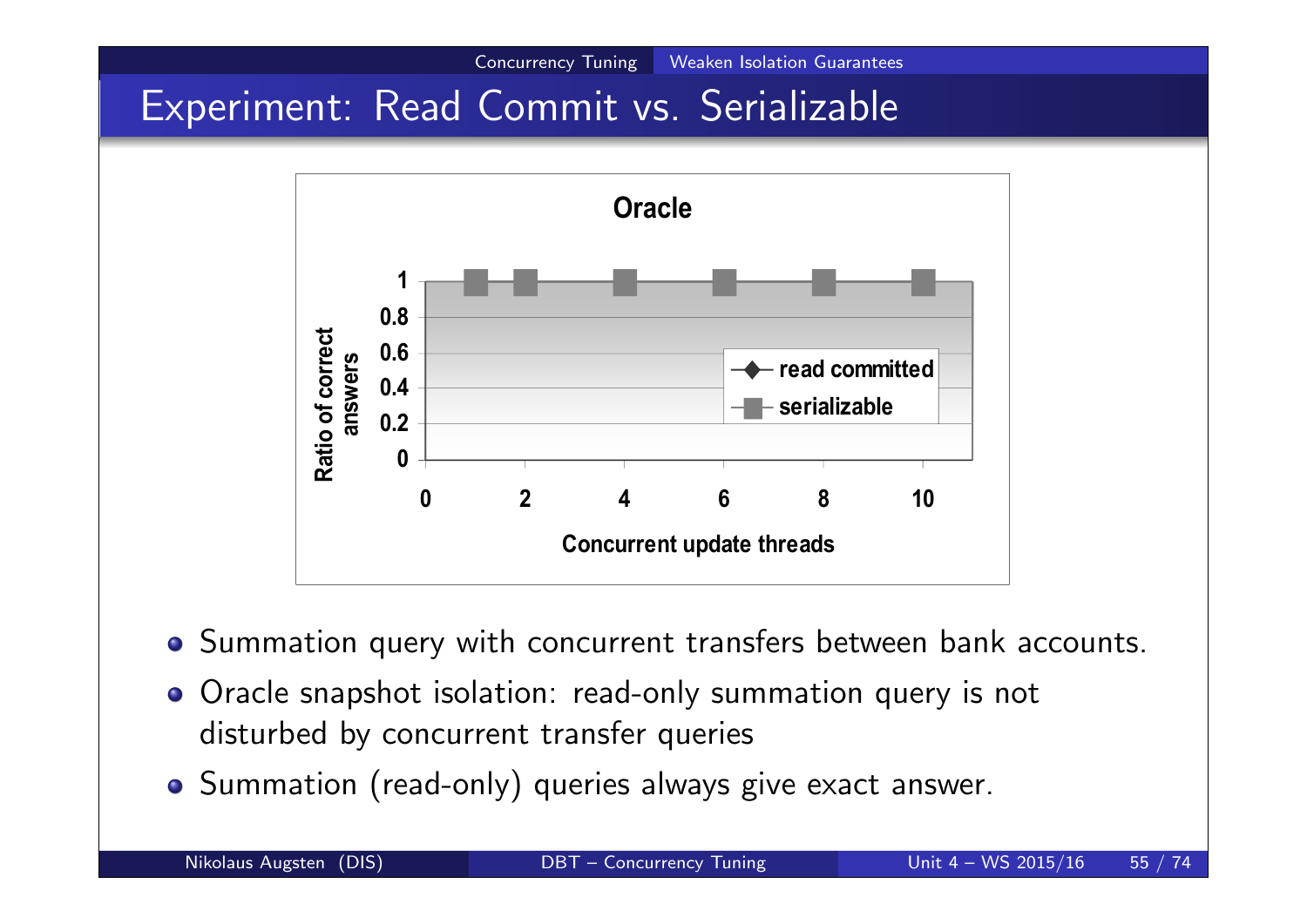# Experiment: Read Commit vs. Serializable

- Summation query with concurrent transfers between bank accounts.
- Oracle snapshot isolation: read-only summation query is not disturbed by concurrent transfer queries
- Summation (read-only) queries always give exact answer.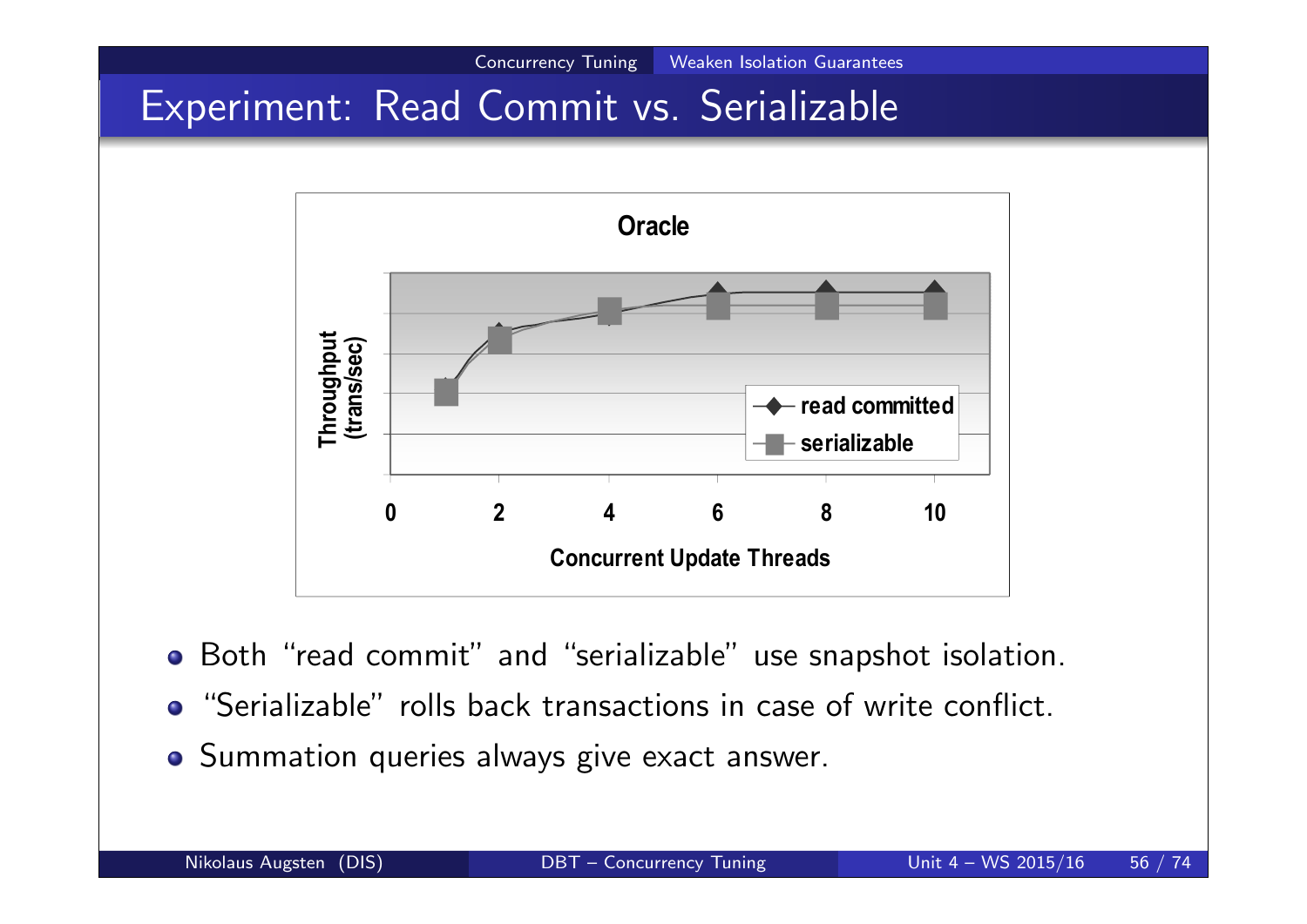# Experiment: Read Commit vs. Serializable

Oracle

Throughput (trans/sec)

0 2 4 6 8 10

Concurrent Update Threads

read committed

serializable

- Both "read commit" and "serializable" use snapshot isolation.
- "Serializable" rolls back transactions in case of write conflict.
- Summation queries always give exact answer.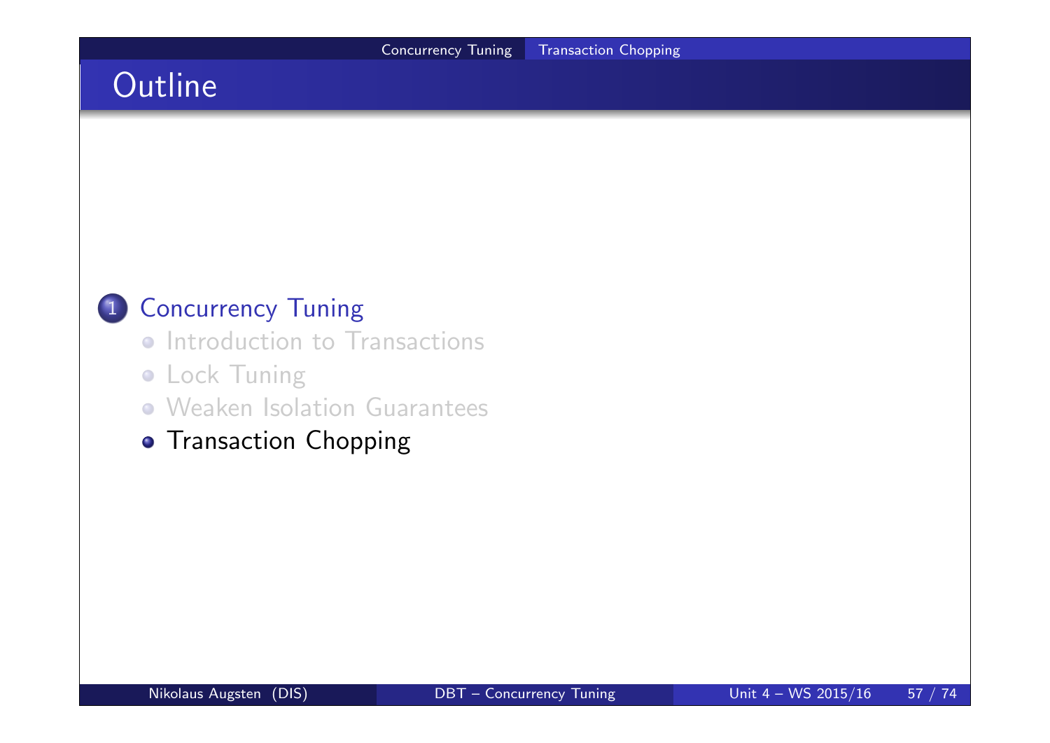# Outline

1. Concurrency Tuning
   - Introduction to Transactions
   - Lock Tuning
   - Weaken Isolation Guarantees
   - Transaction Chopping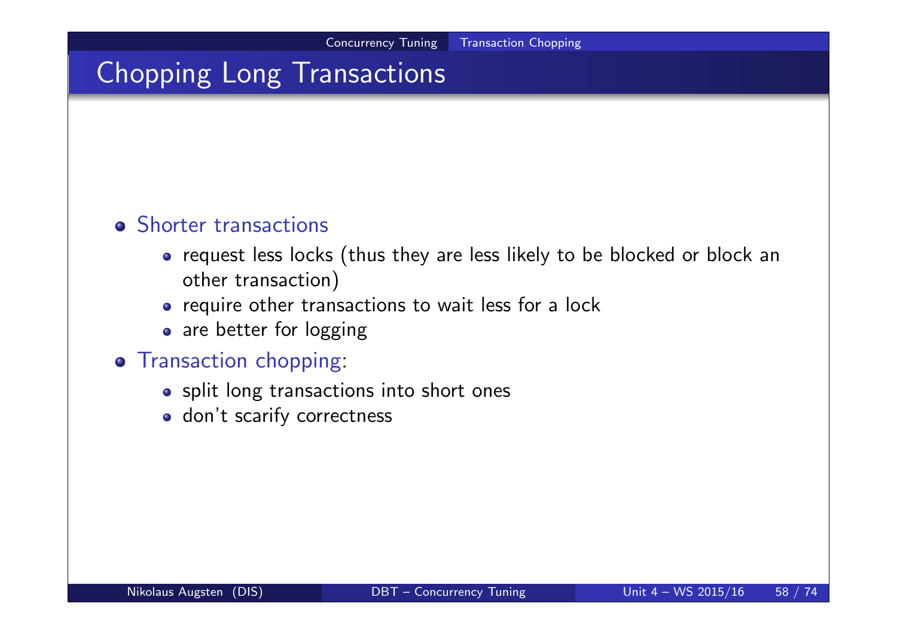# Chopping Long Transactions

- Shorter transactions
  - request less locks (thus they are less likely to be blocked or block an other transaction)
  - require other transactions to wait less for a lock
  - are better for logging
- Transaction chopping:
  - split long transactions into short ones
  - don't scarify correctness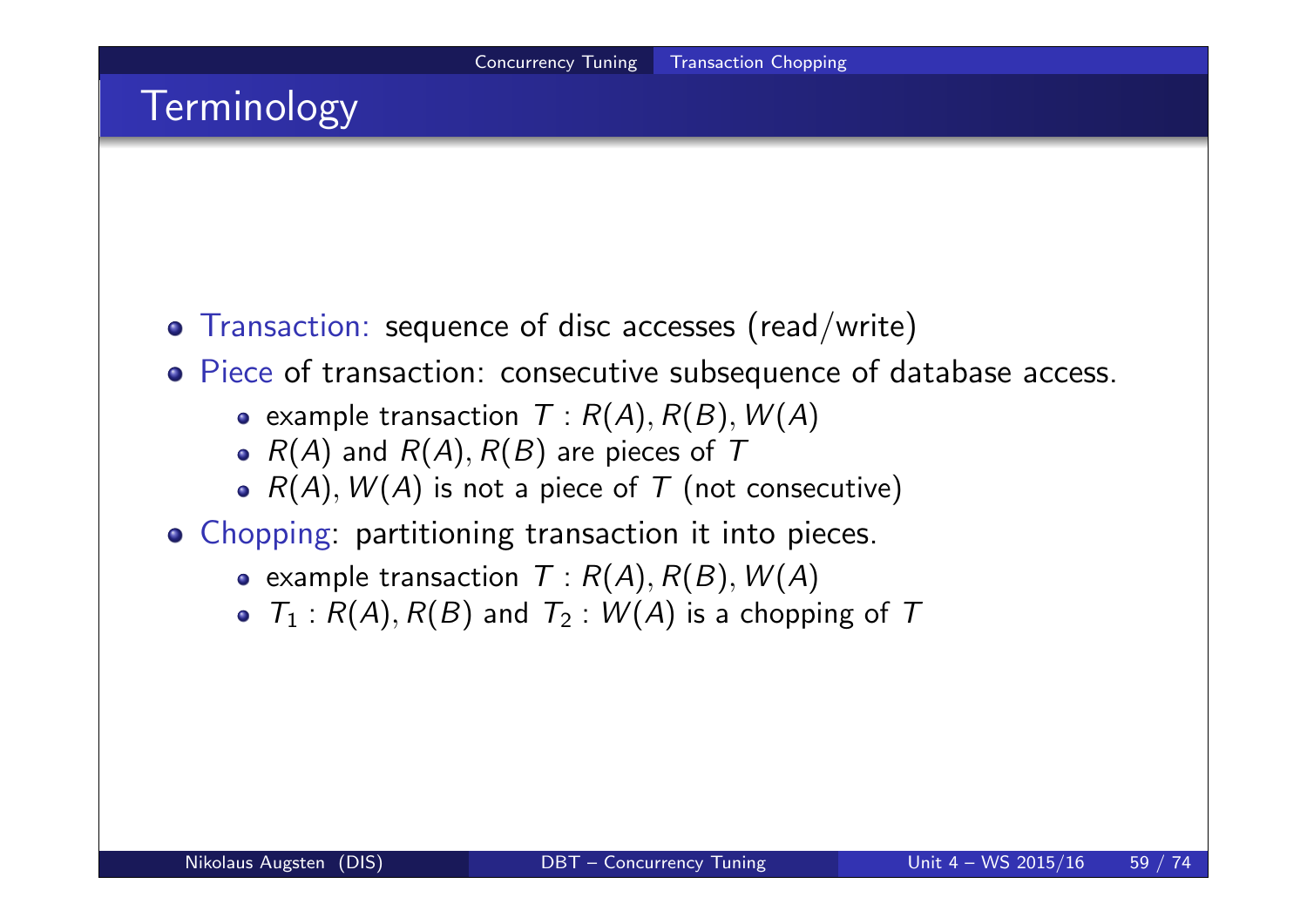## Terminology

- Transaction: sequence of disc accesses (read/write)
- Piece of transaction: consecutive subsequence of database access.
  - example transaction $T : R(A), R(B), W(A)$
  - $R(A)$ and $R(A), R(B)$ are pieces of $T$
  - $R(A), W(A)$ is not a piece of $T$ (not consecutive)
- Chopping: partitioning transaction it into pieces.
  - example transaction $T : R(A), R(B), W(A)$
  - $T_1 : R(A), R(B)$ and $T_2 : W(A)$ is a chopping of $T$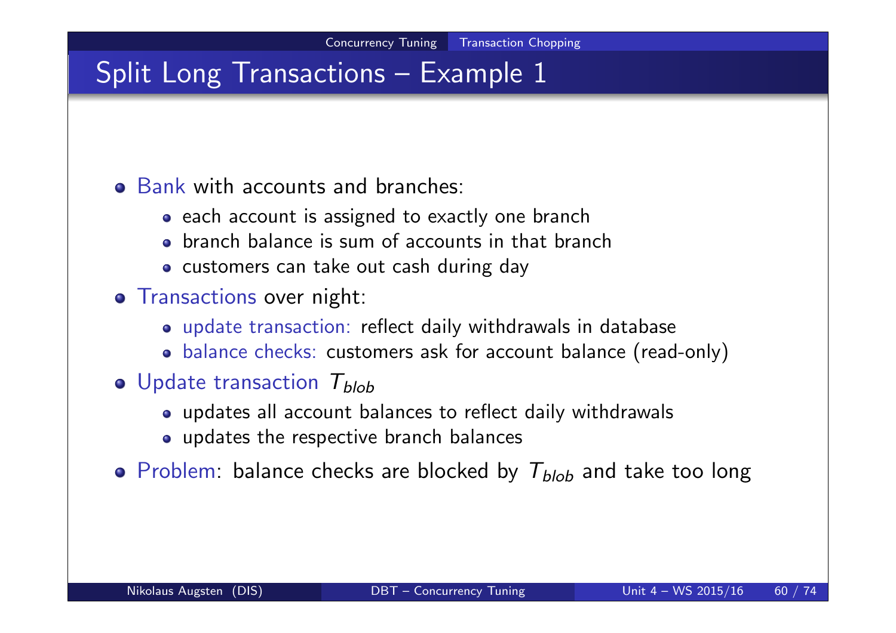# Split Long Transactions – Example 1

- Bank with accounts and branches:
  - each account is assigned to exactly one branch
  - branch balance is sum of accounts in that branch
  - customers can take out cash during day
- Transactions over night:
  - update transaction: reflect daily withdrawals in database
  - balance checks: customers ask for account balance (read-only)
- Update transaction $T_{blob}$
  - updates all account balances to reflect daily withdrawals
  - updates the respective branch balances
- Problem: balance checks are blocked by $T_{blob}$ and take too long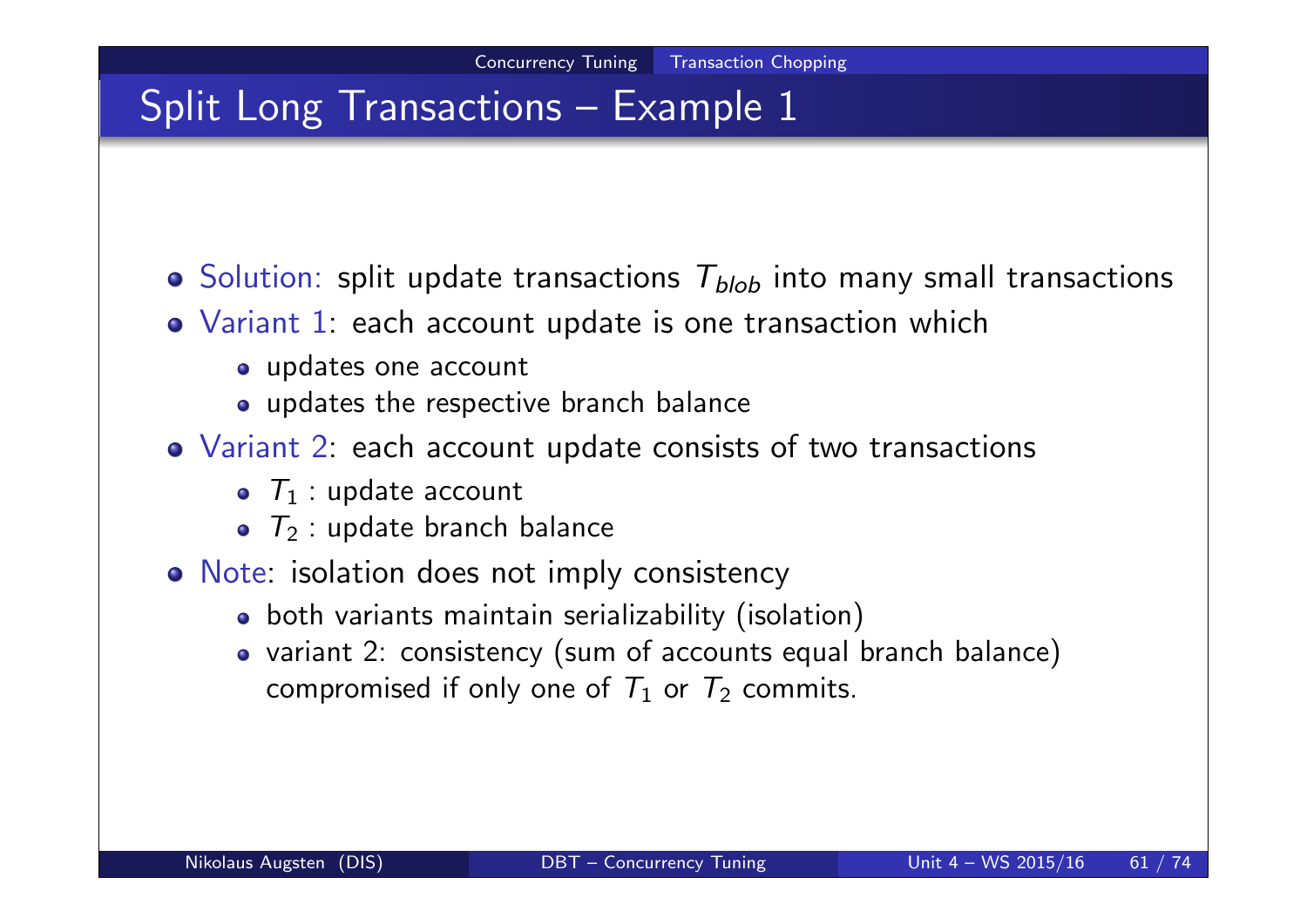# Split Long Transactions – Example 1

- Solution: split update transactions $T_{blob}$ into many small transactions
- Variant 1: each account update is one transaction which
  - updates one account
  - updates the respective branch balance
- Variant 2: each account update consists of two transactions
  - $T_1$ : update account
  - $T_2$ : update branch balance
- Note: isolation does not imply consistency
  - both variants maintain serializability (isolation)
  - variant 2: consistency (sum of accounts equal branch balance) compromised if only one of $T_1$ or $T_2$ commits.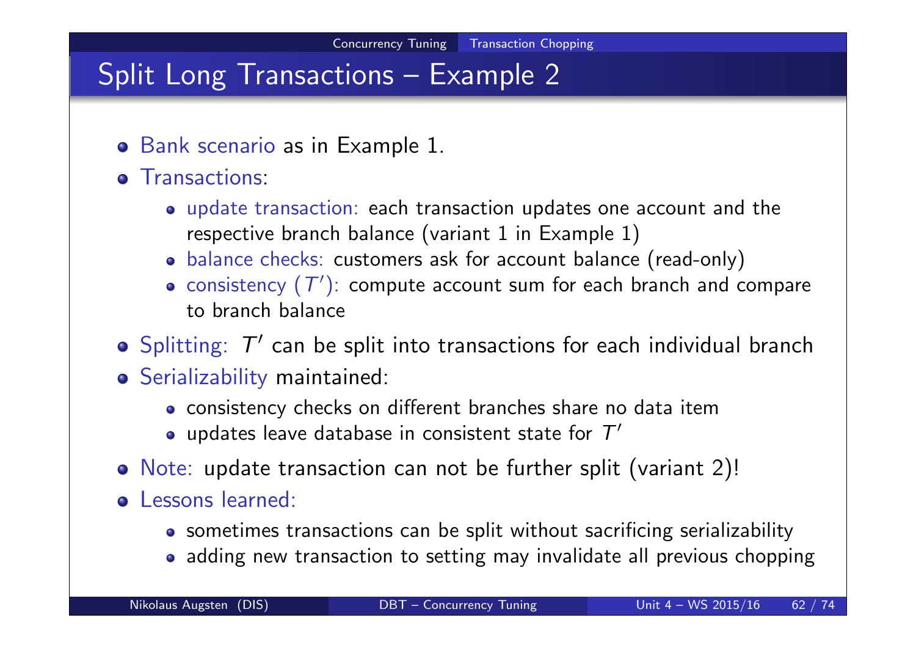# Split Long Transactions – Example 2

- Bank scenario as in Example 1.
- Transactions:
  - update transaction: each transaction updates one account and the respective branch balance (variant 1 in Example 1)
  - balance checks: customers ask for account balance (read-only)
  - consistency ($T'$): compute account sum for each branch and compare to branch balance
- Splitting: $T'$ can be split into transactions for each individual branch
- Serializability maintained:
  - consistency checks on different branches share no data item
  - updates leave database in consistent state for $T'$
- Note: update transaction can not be further split (variant 2)!
- Lessons learned:
  - sometimes transactions can be split without sacrificing serializability
  - adding new transaction to setting may invalidate all previous chopping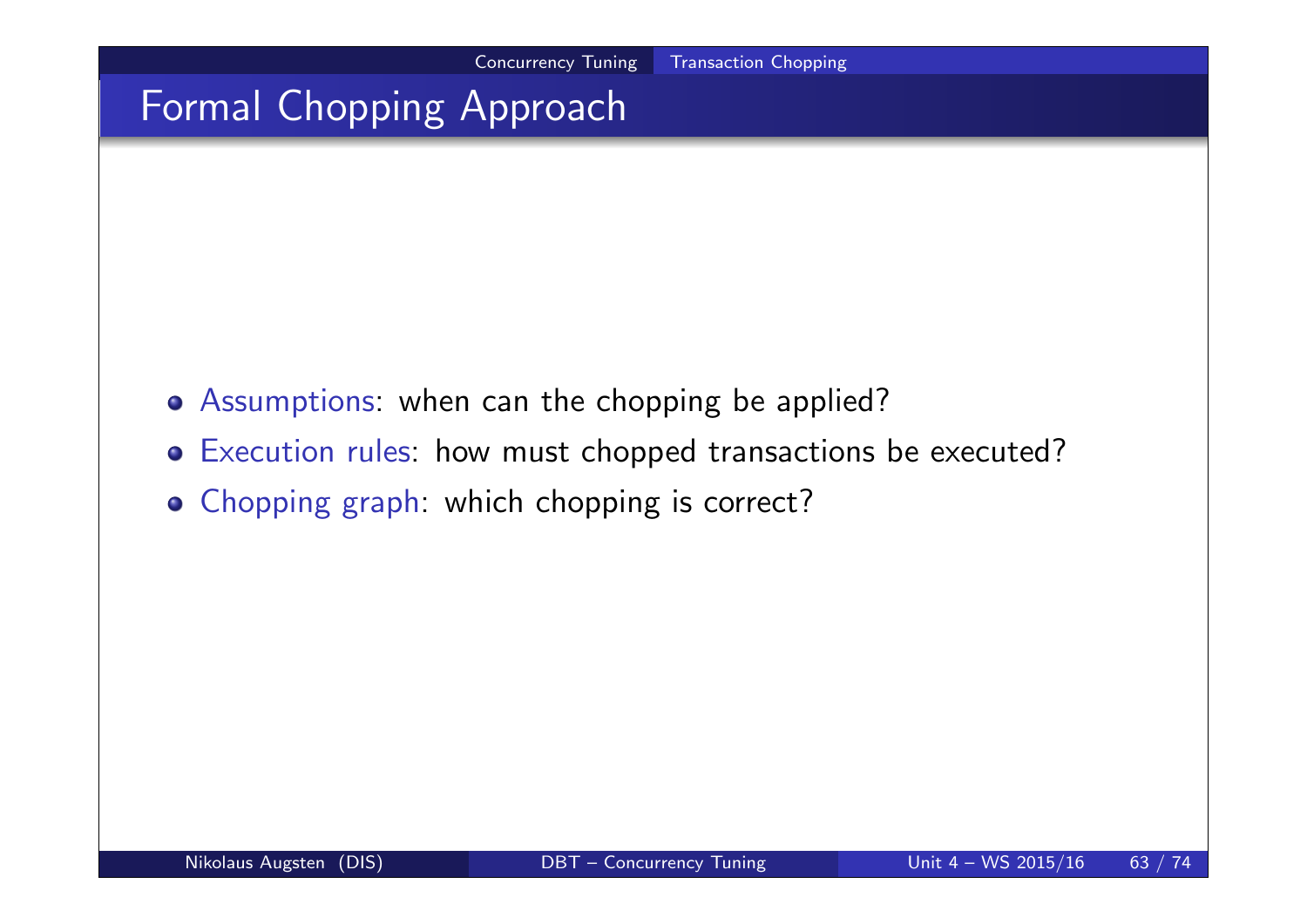# Formal Chopping Approach

- Assumptions: when can the chopping be applied?
- Execution rules: how must chopped transactions be executed?
- Chopping graph: which chopping is correct?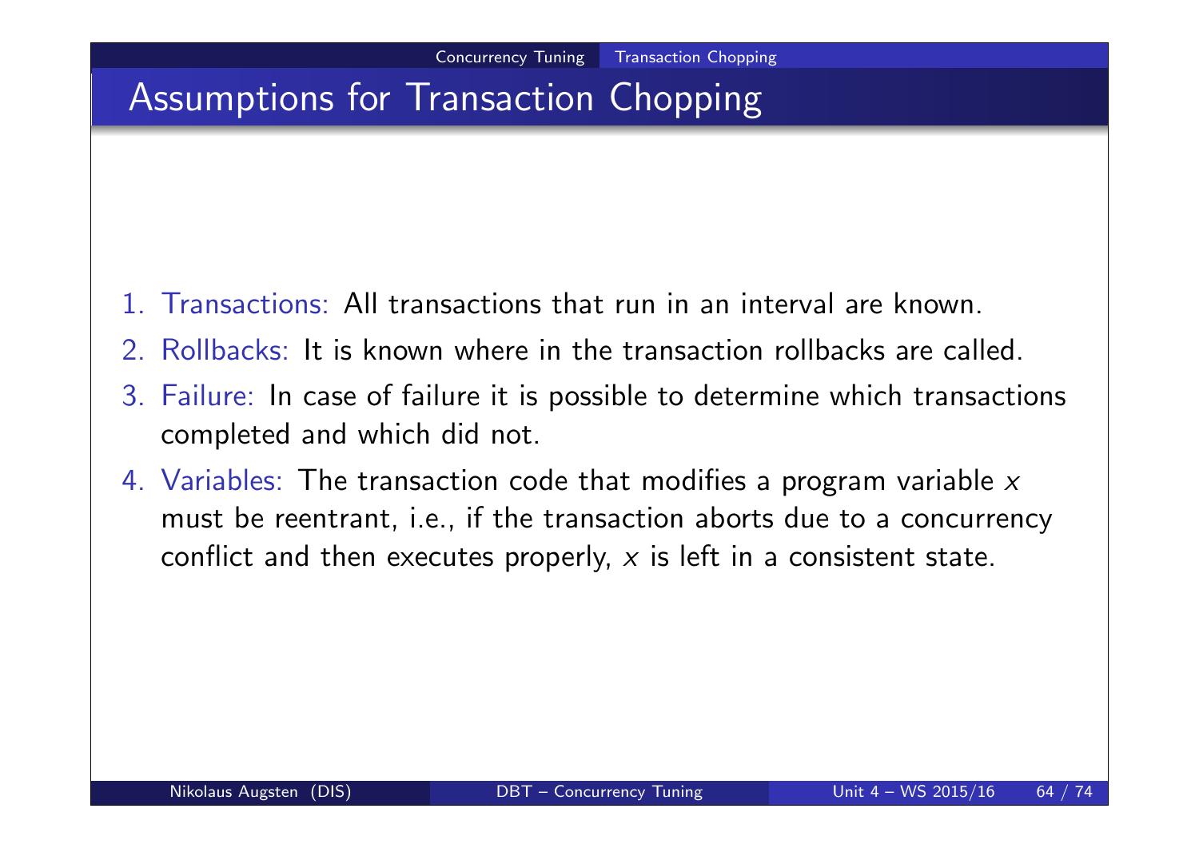# Assumptions for Transaction Chopping

1. Transactions: All transactions that run in an interval are known.
2. Rollbacks: It is known where in the transaction rollbacks are called.
3. Failure: In case of failure it is possible to determine which transactions completed and which did not.
4. Variables: The transaction code that modifies a program variable $x$ must be reentrant, i.e., if the transaction aborts due to a concurrency conflict and then executes properly, $x$ is left in a consistent state.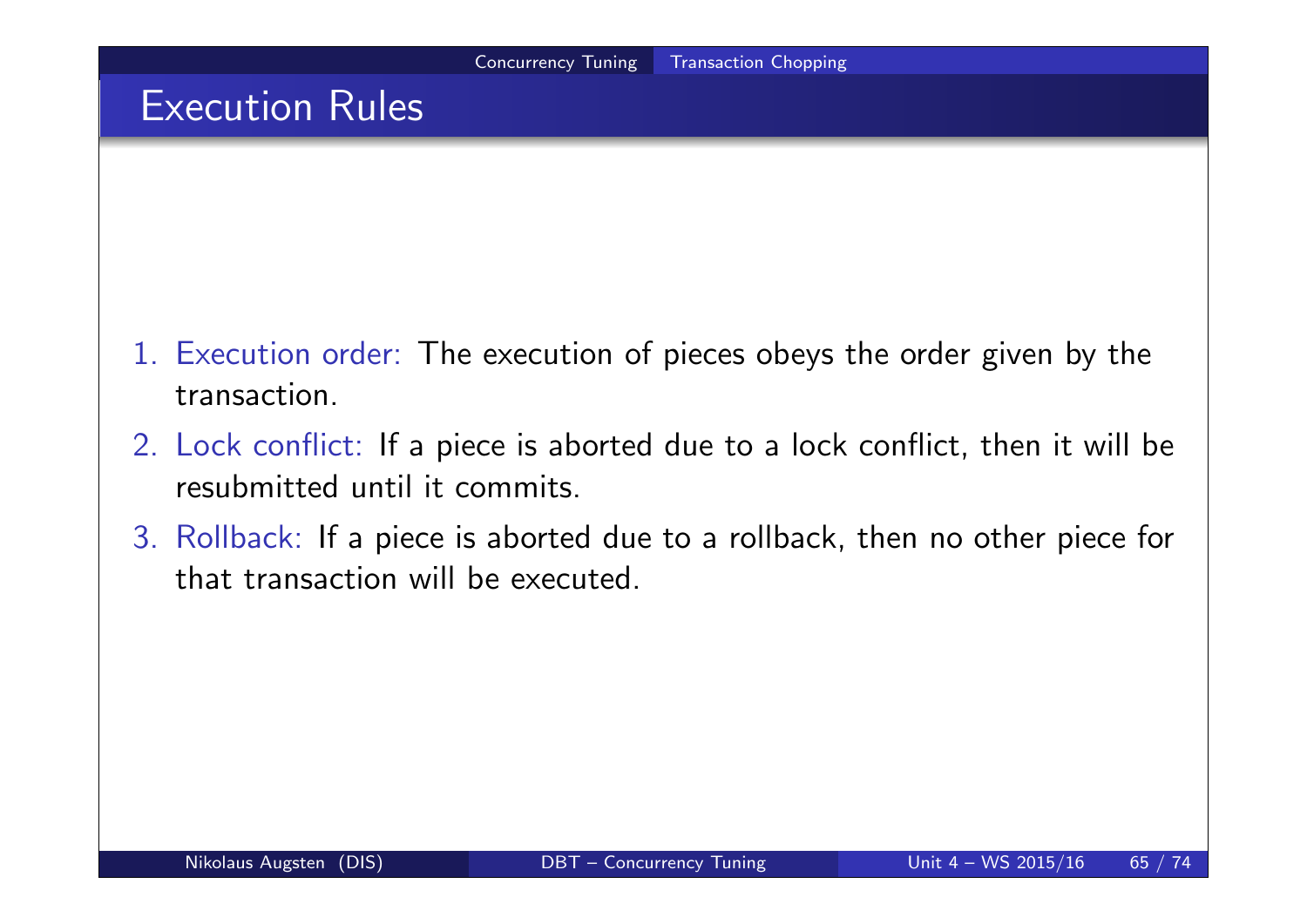# Execution Rules

1. Execution order: The execution of pieces obeys the order given by the transaction.
2. Lock conflict: If a piece is aborted due to a lock conflict, then it will be resubmitted until it commits.
3. Rollback: If a piece is aborted due to a rollback, then no other piece for that transaction will be executed.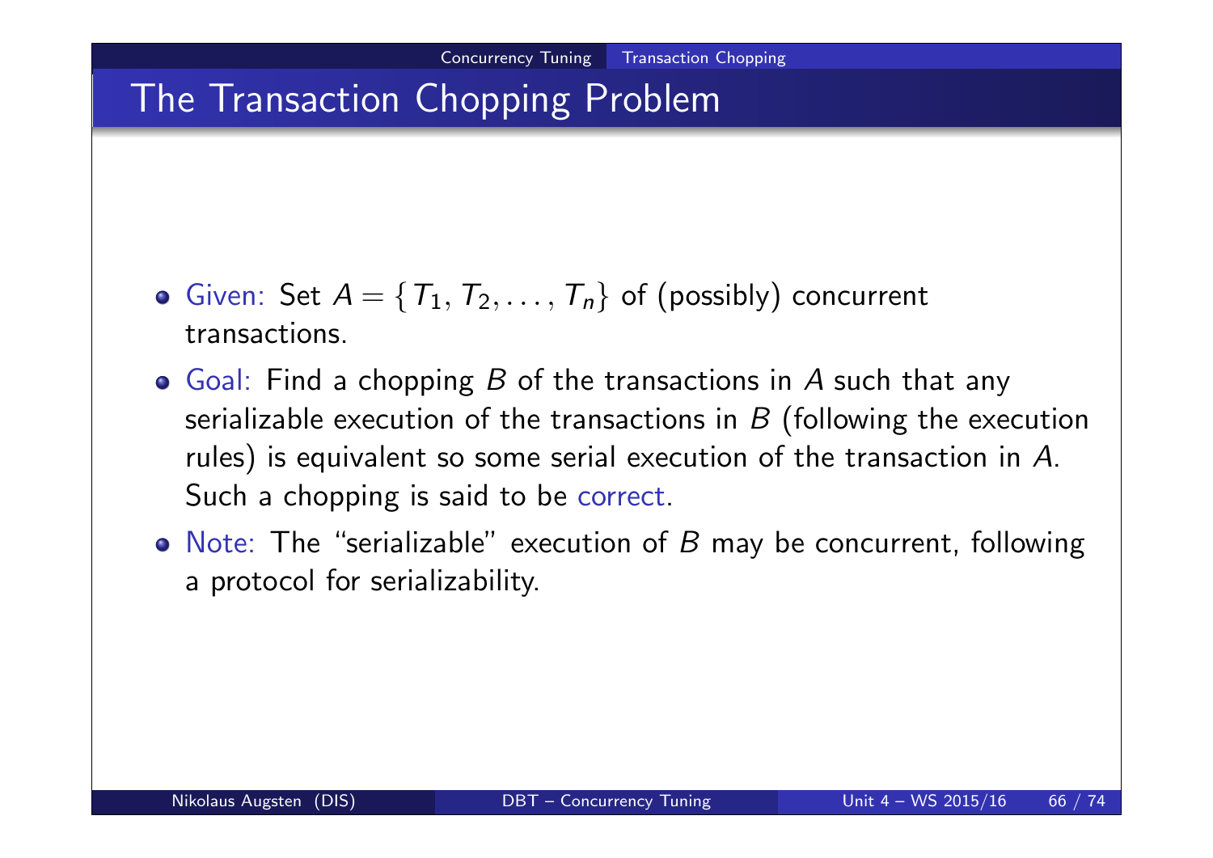# The Transaction Chopping Problem

- Given: Set $A = \{T_1, T_2, \ldots, T_n\}$ of (possibly) concurrent transactions.
- Goal: Find a chopping $B$ of the transactions in $A$ such that any serializable execution of the transactions in $B$ (following the execution rules) is equivalent so some serial execution of the transaction in $A$. Such a chopping is said to be correct.
- Note: The "serializable" execution of $B$ may be concurrent, following a protocol for serializability.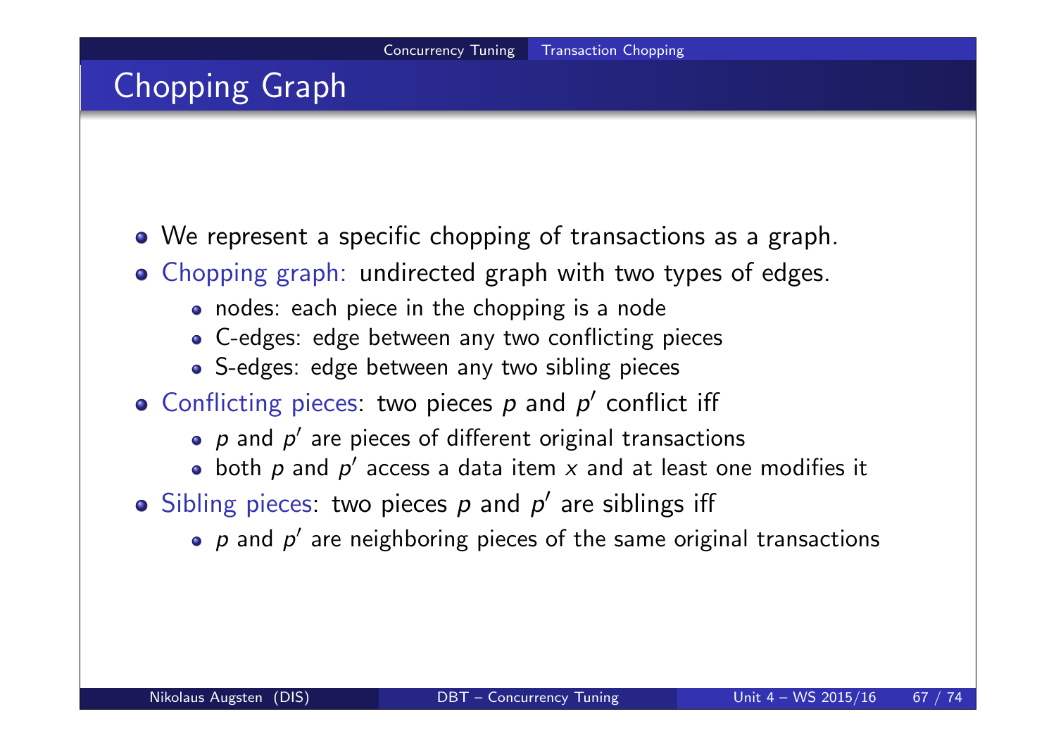# Chopping Graph

- We represent a specific chopping of transactions as a graph.
- Chopping graph: undirected graph with two types of edges.
  - nodes: each piece in the chopping is a node
  - C-edges: edge between any two conflicting pieces
  - S-edges: edge between any two sibling pieces
- Conflicting pieces: two pieces $p$ and $p'$ conflict iff
  - $p$ and $p'$ are pieces of different original transactions
  - both $p$ and $p'$ access a data item $x$ and at least one modifies it
- Sibling pieces: two pieces $p$ and $p'$ are siblings iff
  - $p$ and $p'$ are neighboring pieces of the same original transactions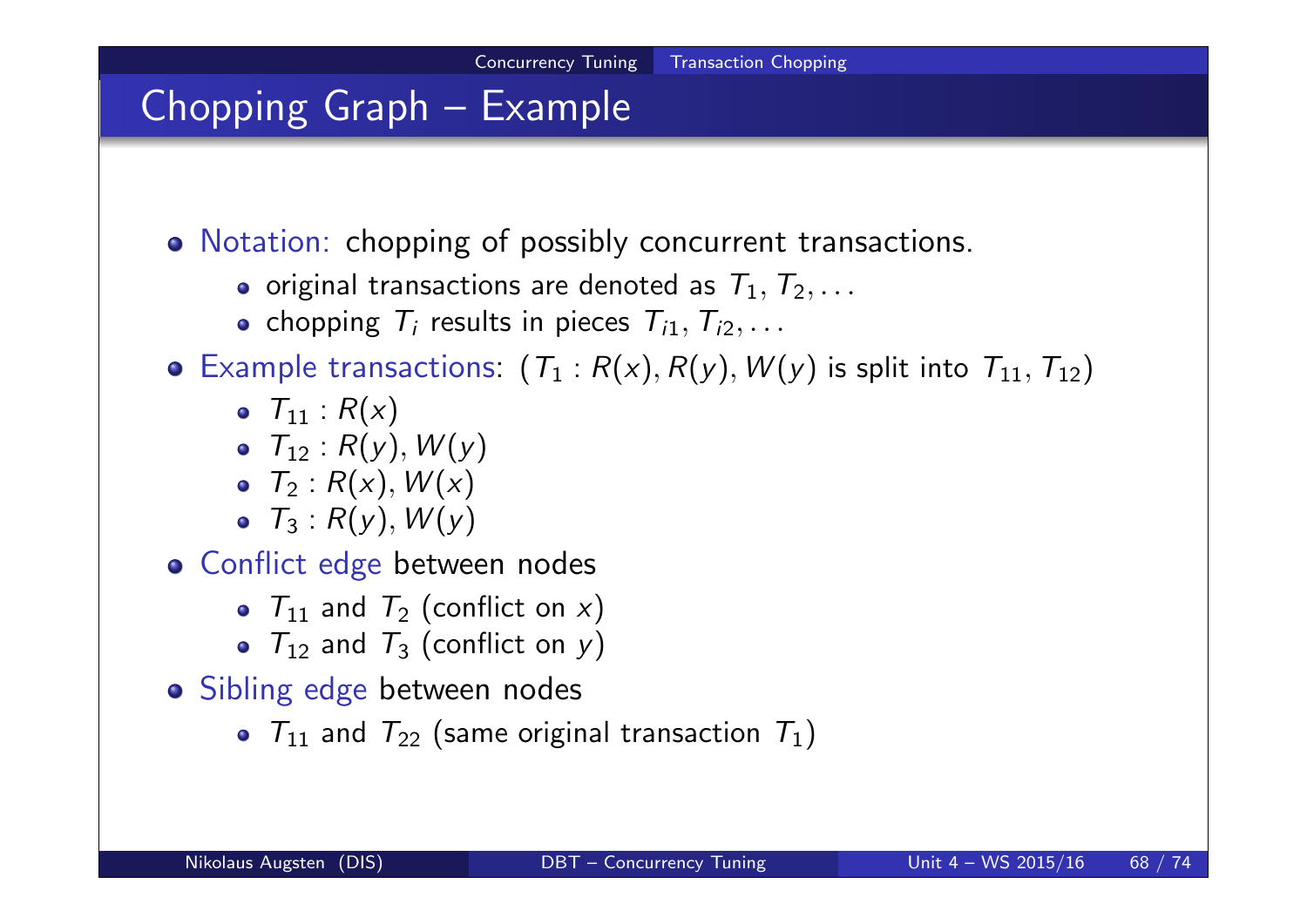# Chopping Graph – Example

- Notation: chopping of possibly concurrent transactions.
  - original transactions are denoted as $T_1, T_2, \ldots$
  - chopping $T_i$ results in pieces $T_{i1}, T_{i2}, \ldots$
- Example transactions: ($T_1 : R(x), R(y), W(y)$ is split into $T_{11}, T_{12}$)
  - $T_{11} : R(x)$
  - $T_{12} : R(y), W(y)$
  - $T_2 : R(x), W(x)$
  - $T_3 : R(y), W(y)$
- Conflict edge between nodes
  - $T_{11}$ and $T_2$ (conflict on $x$)
  - $T_{12}$ and $T_3$ (conflict on $y$)
- Sibling edge between nodes
  - $T_{11}$ and $T_{22}$ (same original transaction $T_1$)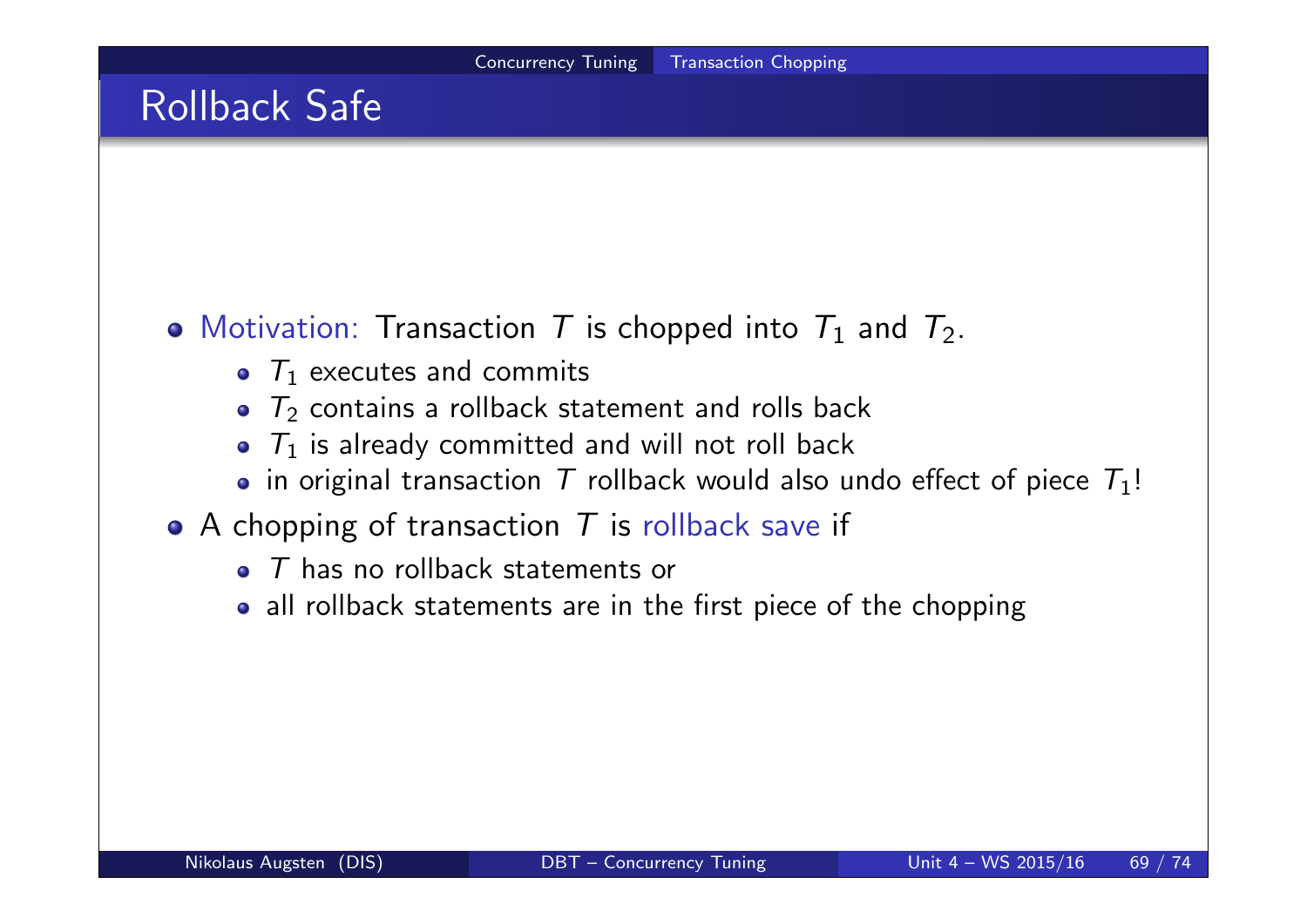# Rollback Safe

- Motivation: Transaction $T$ is chopped into $T_1$ and $T_2$.
  - $T_1$ executes and commits
  - $T_2$ contains a rollback statement and rolls back
  - $T_1$ is already committed and will not roll back
  - in original transaction $T$ rollback would also undo effect of piece $T_1$!
- A chopping of transaction $T$ is rollback save if
  - $T$ has no rollback statements or
  - all rollback statements are in the first piece of the chopping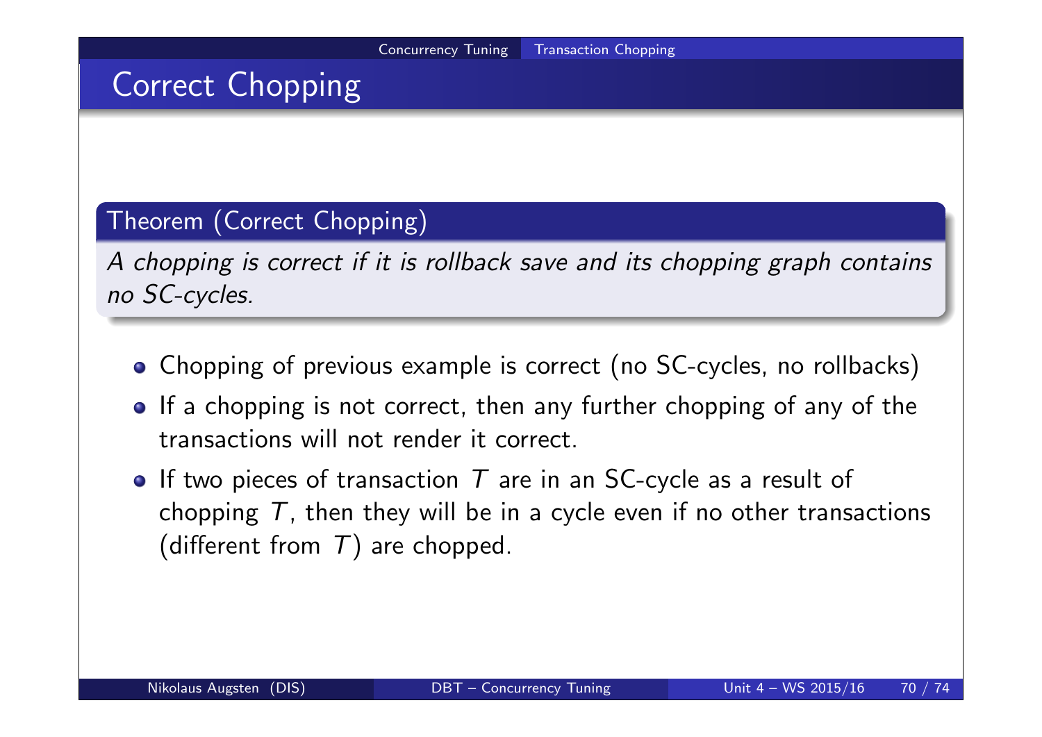# Correct Chopping

**Theorem (Correct Chopping)**

*A chopping is correct if it is rollback save and its chopping graph contains no SC-cycles.*

- Chopping of previous example is correct (no SC-cycles, no rollbacks)
- If a chopping is not correct, then any further chopping of any of the transactions will not render it correct.
- If two pieces of transaction $T$ are in an SC-cycle as a result of chopping $T$, then they will be in a cycle even if no other transactions (different from $T$) are chopped.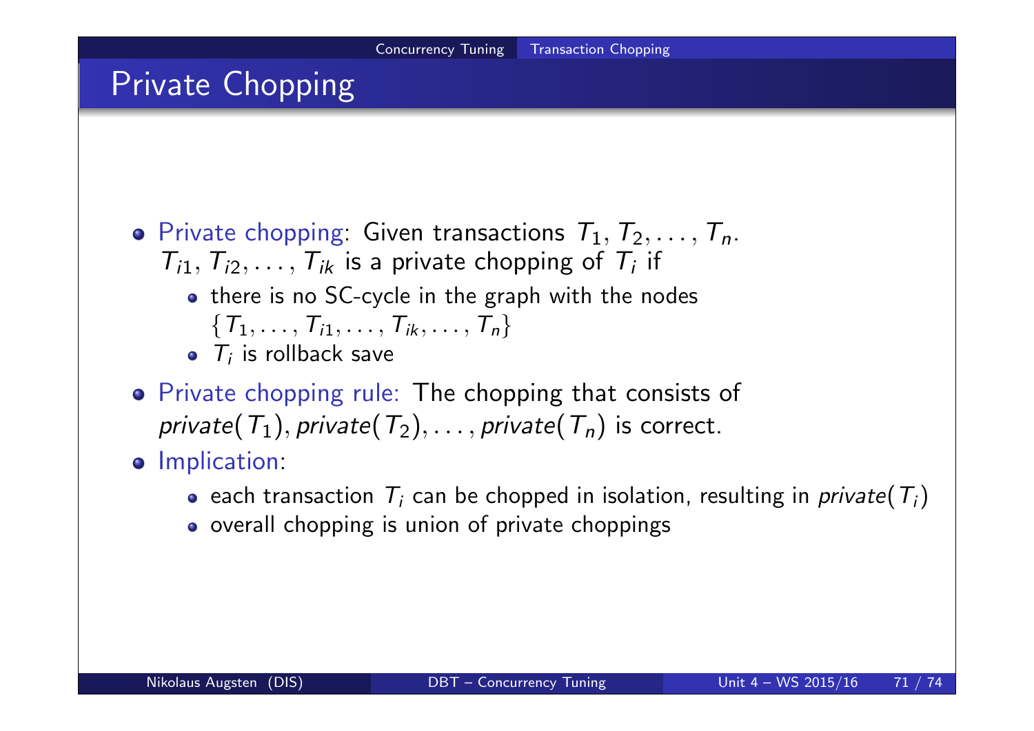# Private Chopping

- Private chopping: Given transactions $T_1, T_2, \ldots, T_n$.
  $T_{i1}, T_{i2}, \ldots, T_{ik}$ is a private chopping of $T_i$ if
  - there is no SC-cycle in the graph with the nodes $\{T_1, \ldots, T_{i1}, \ldots, T_{ik}, \ldots, T_n\}$
  - $T_i$ is rollback save
- Private chopping rule: The chopping that consists of $private(T_1), private(T_2), \ldots, private(T_n)$ is correct.
- Implication:
  - each transaction $T_i$ can be chopped in isolation, resulting in $private(T_i)$
  - overall chopping is union of private choppings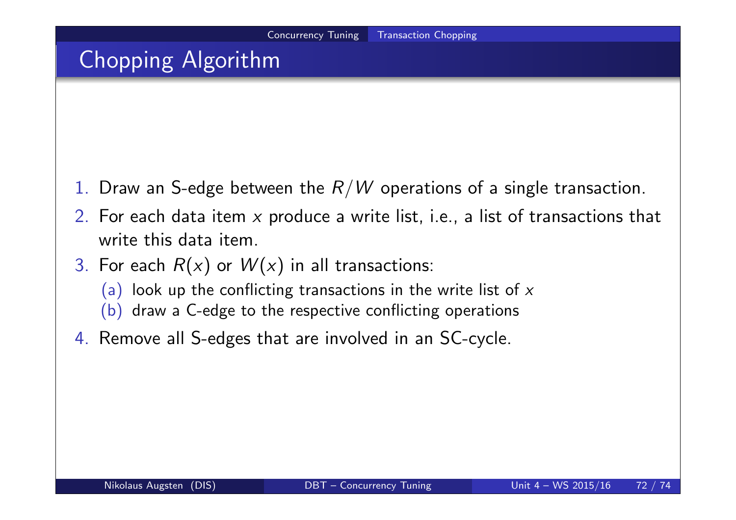# Chopping Algorithm

1. Draw an S-edge between the $R/W$ operations of a single transaction.
2. For each data item $x$ produce a write list, i.e., a list of transactions that write this data item.
3. For each $R(x)$ or $W(x)$ in all transactions:
   (a) look up the conflicting transactions in the write list of $x$
   (b) draw a C-edge to the respective conflicting operations
4. Remove all S-edges that are involved in an SC-cycle.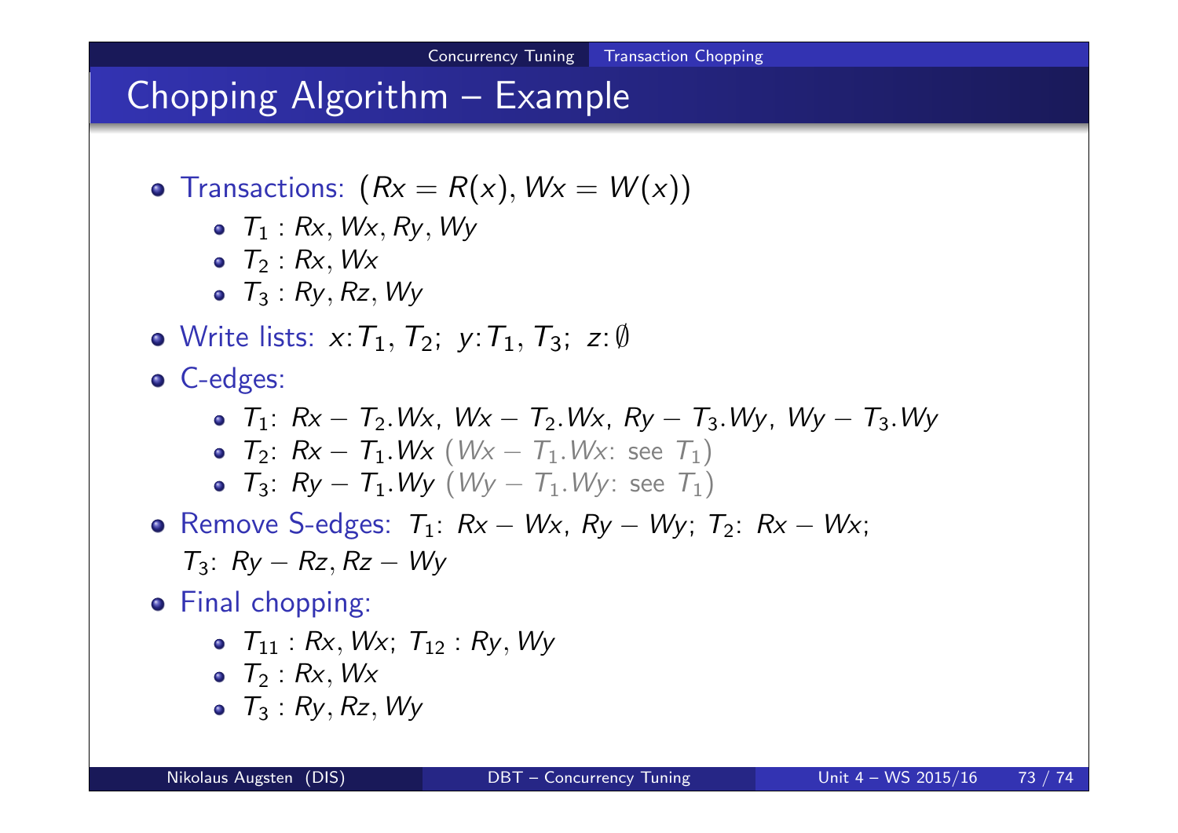# Chopping Algorithm – Example

- Transactions: $(Rx = R(x), Wx = W(x))$
  - $T_1 : Rx, Wx, Ry, Wy$
  - $T_2 : Rx, Wx$
  - $T_3 : Ry, Rz, Wy$
- Write lists: $x$: $T_1, T_2$; $y$: $T_1, T_3$; $z$: $\emptyset$
- C-edges:
  - $T_1$: $Rx - T_2.Wx$, $Wx - T_2.Wx$, $Ry - T_3.Wy$, $Wy - T_3.Wy$
  - $T_2$: $Rx - T_1.Wx$ ($Wx - T_1.Wx$: see $T_1$)
  - $T_3$: $Ry - T_1.Wy$ ($Wy - T_1.Wy$: see $T_1$)
- Remove S-edges: $T_1$: $Rx - Wx$, $Ry - Wy$; $T_2$: $Rx - Wx$; $T_3$: $Ry - Rz, Rz - Wy$
- Final chopping:
  - $T_{11} : Rx, Wx$; $T_{12} : Ry, Wy$
  - $T_2 : Rx, Wx$
  - $T_3 : Ry, Rz, Wy$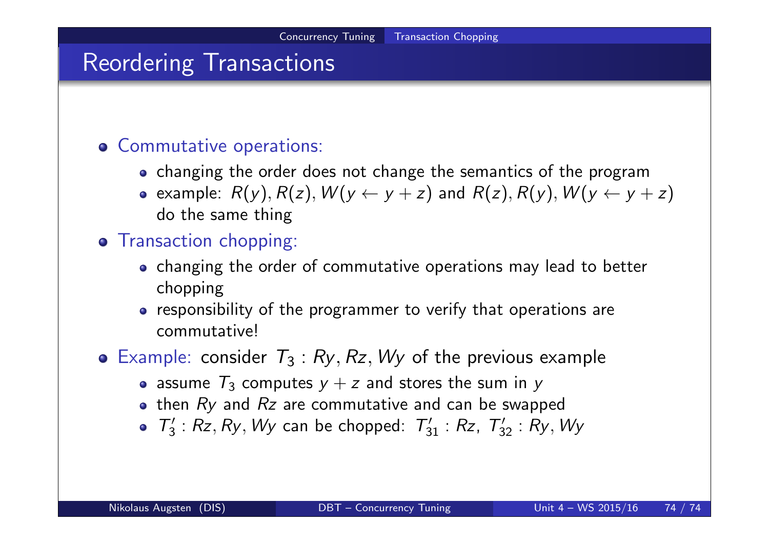# Reordering Transactions

- Commutative operations:
  - changing the order does not change the semantics of the program
  - example: $R(y), R(z), W(y \leftarrow y + z)$ and $R(z), R(y), W(y \leftarrow y + z)$ do the same thing
- Transaction chopping:
  - changing the order of commutative operations may lead to better chopping
  - responsibility of the programmer to verify that operations are commutative!
- Example: consider $T_3 : Ry, Rz, Wy$ of the previous example
  - assume $T_3$ computes $y + z$ and stores the sum in $y$
  - then $Ry$ and $Rz$ are commutative and can be swapped
  - $T_3' : Rz, Ry, Wy$ can be chopped: $T_{31}' : Rz$, $T_{32}' : Ry, Wy$